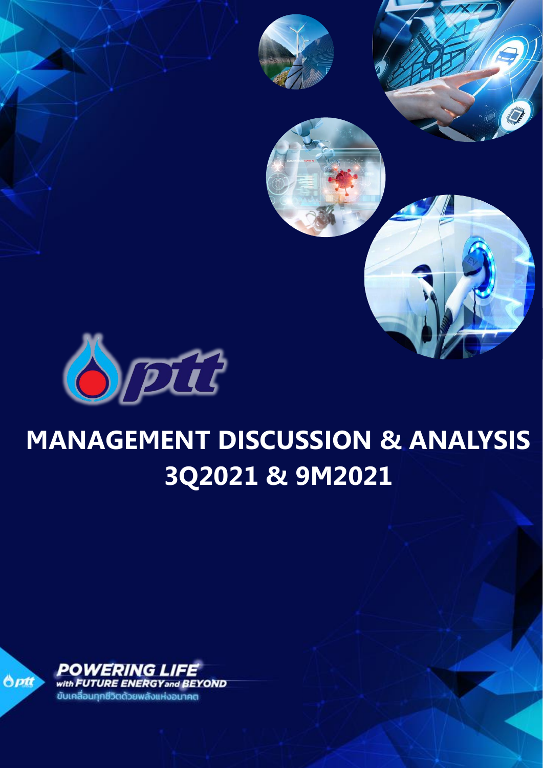# MANAGEMENT DISCUSSION & ANALYSIS 3Q2021 & 9M2021

POWERING LIFE with FUTURE ENERGY and BEYOND

ขับเคลื่อนทุกชีวิตด้วยพลังแห่งอนาคต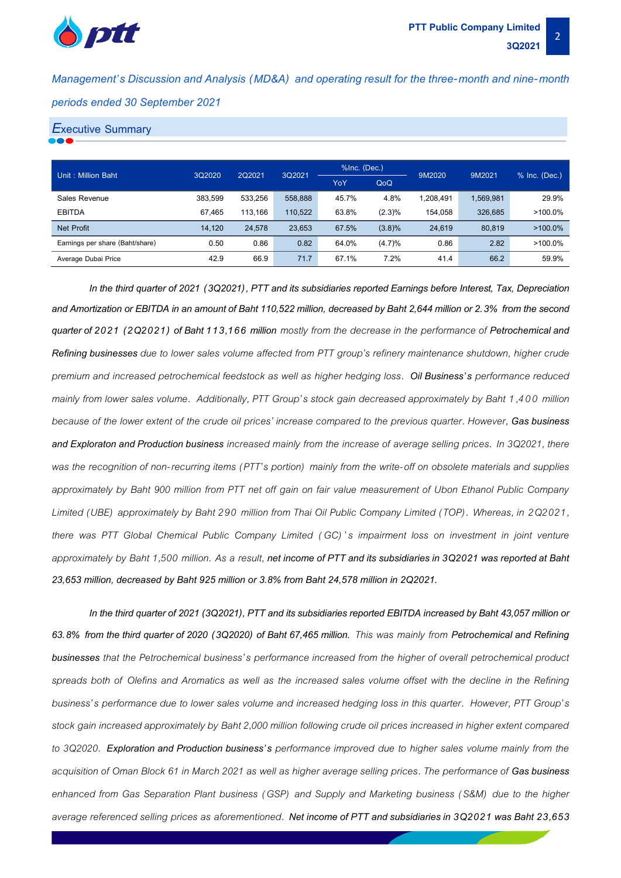*Management's Discussion and Analysis (MD&A) and operating result for the three-month and nine-month periods ended 30 September 2021*

## Executive Summary

| Unit : Million Baht | 3Q2020 | 2Q2021 | 3Q2021 | %Inc. (Dec.) | | 9M2020 | 9M2021 | % Inc. (Dec.) |
|---|---|---|---|---|---|---|---|---|
| | | | | YoY | QoQ | | | |
| Sales Revenue | 383,599 | 533,256 | 558,888 | 45.7% | 4.8% | 1,208,491 | 1,569,981 | 29.9% |
| EBITDA | 67,465 | 113,166 | 110,522 | 63.8% | (2.3)% | 154,058 | 326,685 | >100.0% |
| Net Profit | 14,120 | 24,578 | 23,653 | 67.5% | (3.8)% | 24,619 | 80,819 | >100.0% |
| Earnings per share (Baht/share) | 0.50 | 0.86 | 0.82 | 64.0% | (4.7)% | 0.86 | 2.82 | >100.0% |
| Average Dubai Price | 42.9 | 66.9 | 71.7 | 67.1% | 7.2% | 41.4 | 66.2 | 59.9% |

*In the third quarter of 2021 (3Q2021), PTT and its subsidiaries reported Earnings before Interest, Tax, Depreciation and Amortization or EBITDA in an amount of Baht 110,522 million, decreased by Baht 2,644 million or 2.3% from the second quarter of 2021 (2Q2021) of Baht 113,166 million mostly from the decrease in the performance of Petrochemical and Refining businesses due to lower sales volume affected from PTT group's refinery maintenance shutdown, higher crude premium and increased petrochemical feedstock as well as higher hedging loss. Oil Business's performance reduced mainly from lower sales volume. Additionally, PTT Group's stock gain decreased approximately by Baht 1,400 million because of the lower extent of the crude oil prices' increase compared to the previous quarter. However, Gas business and Exploraton and Production business increased mainly from the increase of average selling prices. In 3Q2021, there was the recognition of non-recurring items (PTT's portion) mainly from the write-off on obsolete materials and supplies approximately by Baht 900 million from PTT net off gain on fair value measurement of Ubon Ethanol Public Company Limited (UBE) approximately by Baht 290 million from Thai Oil Public Company Limited (TOP). Whereas, in 2Q2021, there was PTT Global Chemical Public Company Limited (GC)'s impairment loss on investment in joint venture approximately by Baht 1,500 million. As a result, net income of PTT and its subsidiaries in 3Q2021 was reported at Baht 23,653 million, decreased by Baht 925 million or 3.8% from Baht 24,578 million in 2Q2021.*

*In the third quarter of 2021 (3Q2021), PTT and its subsidiaries reported EBITDA increased by Baht 43,057 million or 63.8% from the third quarter of 2020 (3Q2020) of Baht 67,465 million. This was mainly from Petrochemical and Refining businesses that the Petrochemical business's performance increased from the higher of overall petrochemical product spreads both of Olefins and Aromatics as well as the increased sales volume offset with the decline in the Refining business's performance due to lower sales volume and increased hedging loss in this quarter. However, PTT Group's stock gain increased approximately by Baht 2,000 million following crude oil prices increased in higher extent compared to 3Q2020. Exploration and Production business's performance improved due to higher sales volume mainly from the acquisition of Oman Block 61 in March 2021 as well as higher average selling prices. The performance of Gas business enhanced from Gas Separation Plant business (GSP) and Supply and Marketing business (S&M) due to the higher average referenced selling prices as aforementioned. Net income of PTT and subsidiaries in 3Q2021 was Baht 23,653*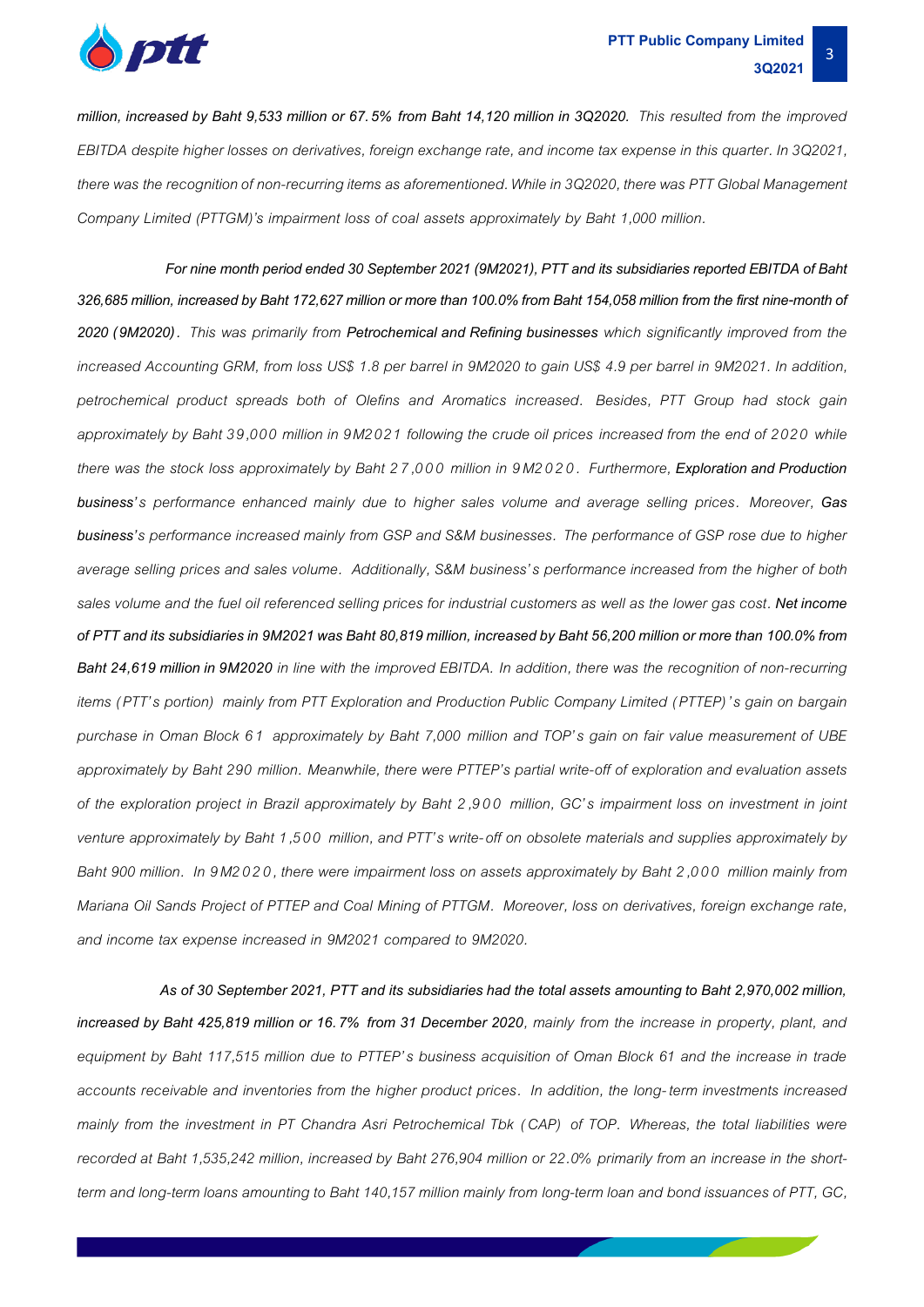*million, increased by Baht 9,533 million or 67.5% from Baht 14,120 million in 3Q2020.* *This resulted from the improved EBITDA despite higher losses on derivatives, foreign exchange rate, and income tax expense in this quarter. In 3Q2021, there was the recognition of non-recurring items as aforementioned. While in 3Q2020, there was PTT Global Management Company Limited (PTTGM)'s impairment loss of coal assets approximately by Baht 1,000 million.*

*For nine month period ended 30 September 2021 (9M2021), PTT and its subsidiaries reported EBITDA of Baht 326,685 million, increased by Baht 172,627 million or more than 100.0% from Baht 154,058 million from the first nine-month of 2020 (9M2020).* *This was primarily from **Petrochemical and Refining businesses** which significantly improved from the increased Accounting GRM, from loss US$ 1.8 per barrel in 9M2020 to gain US$ 4.9 per barrel in 9M2021. In addition, petrochemical product spreads both of Olefins and Aromatics increased. Besides, PTT Group had stock gain approximately by Baht 39,000 million in 9M2021 following the crude oil prices increased from the end of 2020 while there was the stock loss approximately by Baht 27,000 million in 9M2020. Furthermore, **Exploration and Production business**'s performance enhanced mainly due to higher sales volume and average selling prices. Moreover, **Gas business**'s performance increased mainly from GSP and S&M businesses. The performance of GSP rose due to higher average selling prices and sales volume. Additionally, S&M business's performance increased from the higher of both sales volume and the fuel oil referenced selling prices for industrial customers as well as the lower gas cost.* ***Net income of PTT and its subsidiaries in 9M2021 was Baht 80,819 million, increased by Baht 56,200 million or more than 100.0% from Baht 24,619 million in 9M2020*** *in line with the improved EBITDA. In addition, there was the recognition of non-recurring items (PTT's portion) mainly from PTT Exploration and Production Public Company Limited (PTTEP)'s gain on bargain purchase in Oman Block 61 approximately by Baht 7,000 million and TOP's gain on fair value measurement of UBE approximately by Baht 290 million. Meanwhile, there were PTTEP's partial write-off of exploration and evaluation assets of the exploration project in Brazil approximately by Baht 2,900 million, GC's impairment loss on investment in joint venture approximately by Baht 1,500 million, and PTT's write-off on obsolete materials and supplies approximately by Baht 900 million. In 9M2020, there were impairment loss on assets approximately by Baht 2,000 million mainly from Mariana Oil Sands Project of PTTEP and Coal Mining of PTTGM. Moreover, loss on derivatives, foreign exchange rate, and income tax expense increased in 9M2021 compared to 9M2020.*

*As of 30 September 2021, PTT and its subsidiaries had the total assets amounting to Baht 2,970,002 million, increased by Baht 425,819 million or 16.7% from 31 December 2020*, *mainly from the increase in property, plant, and equipment by Baht 117,515 million due to PTTEP's business acquisition of Oman Block 61 and the increase in trade accounts receivable and inventories from the higher product prices. In addition, the long-term investments increased mainly from the investment in PT Chandra Asri Petrochemical Tbk (CAP) of TOP. Whereas, the total liabilities were recorded at Baht 1,535,242 million, increased by Baht 276,904 million or 22.0% primarily from an increase in the short-term and long-term loans amounting to Baht 140,157 million mainly from long-term loan and bond issuances of PTT, GC,*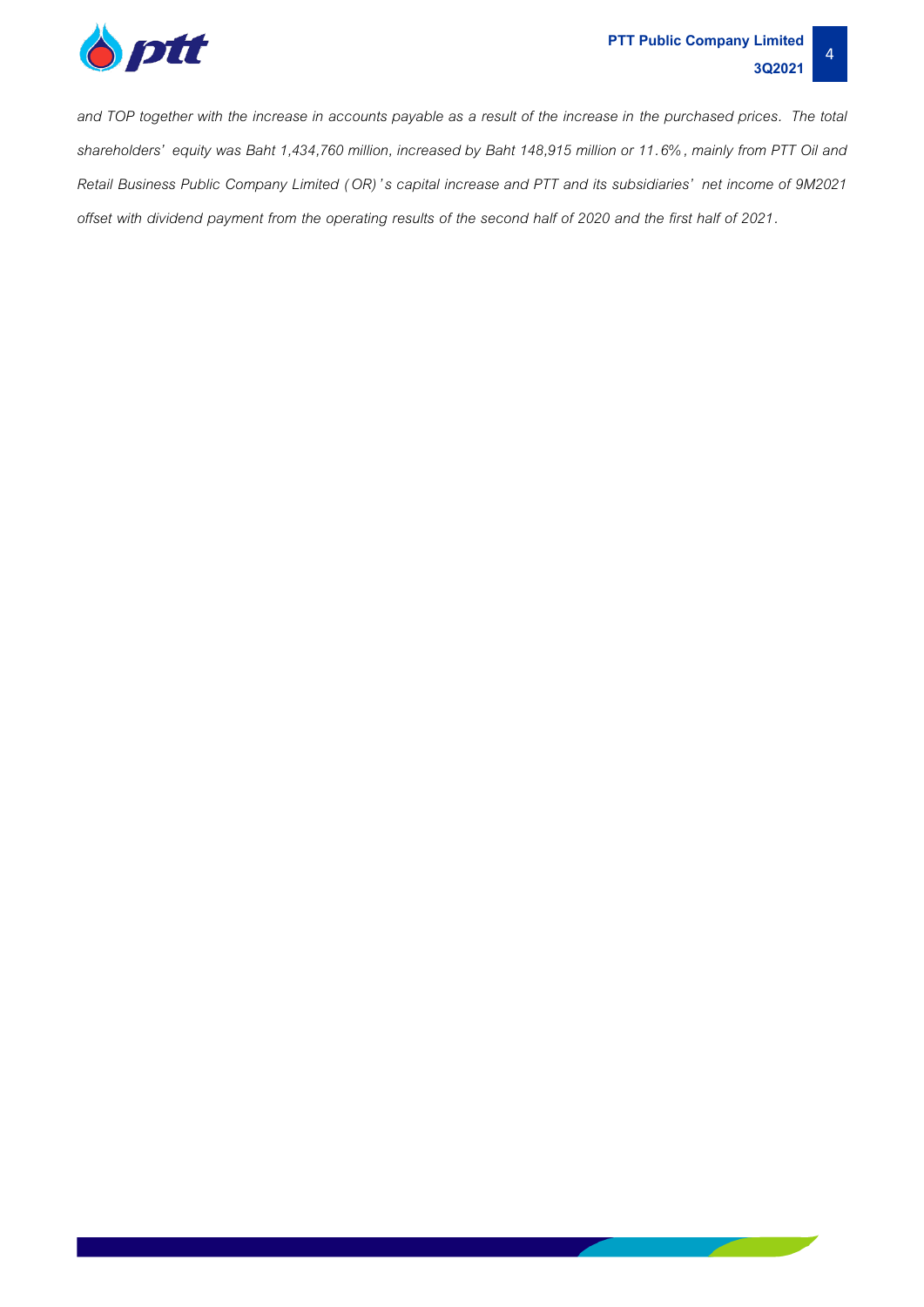*and TOP together with the increase in accounts payable as a result of the increase in the purchased prices. The total shareholders' equity was Baht 1,434,760 million, increased by Baht 148,915 million or 11.6%, mainly from PTT Oil and Retail Business Public Company Limited (OR)'s capital increase and PTT and its subsidiaries' net income of 9M2021 offset with dividend payment from the operating results of the second half of 2020 and the first half of 2021.*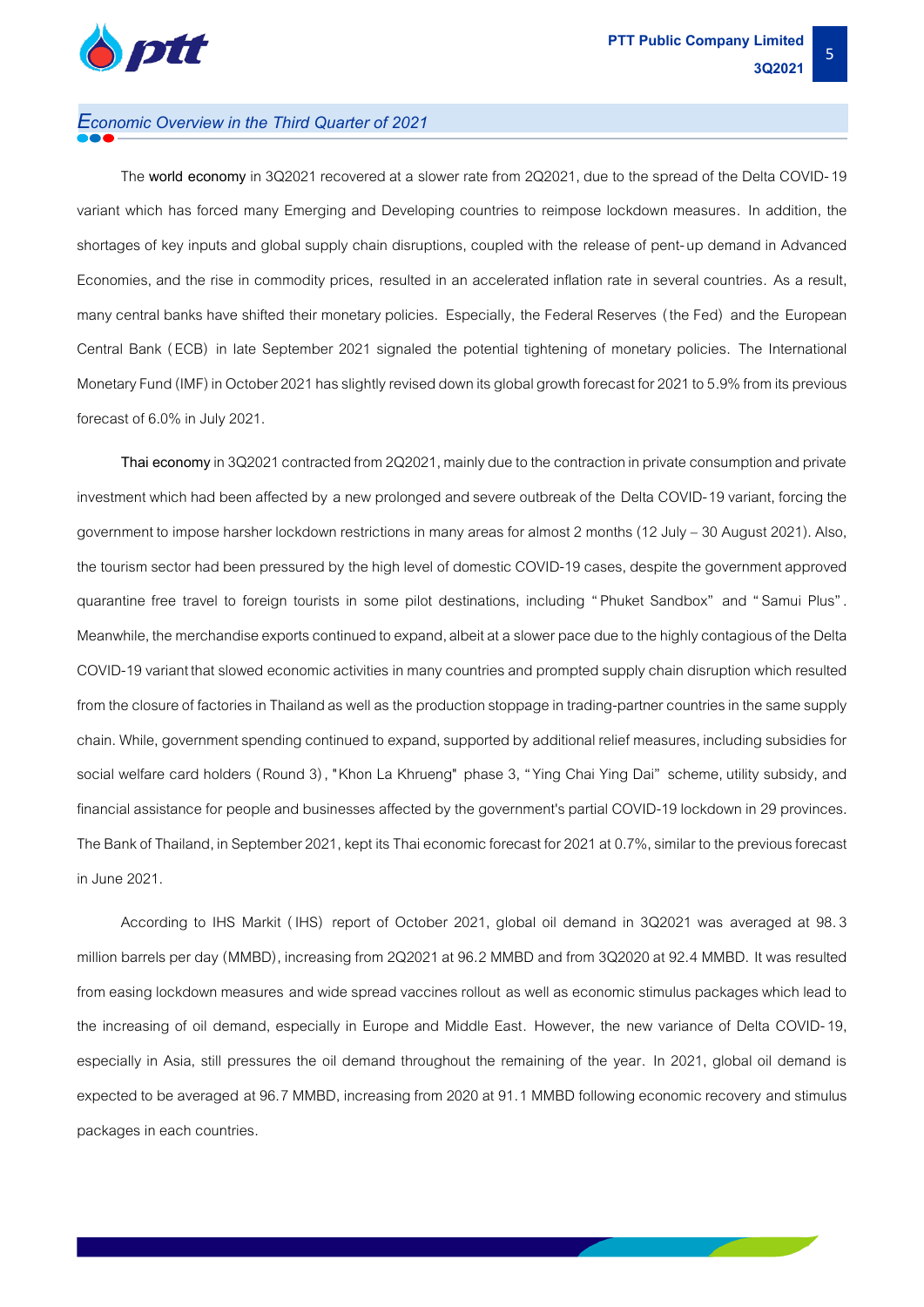## *Economic Overview in the Third Quarter of 2021*

The **world economy** in 3Q2021 recovered at a slower rate from 2Q2021, due to the spread of the Delta COVID-19 variant which has forced many Emerging and Developing countries to reimpose lockdown measures. In addition, the shortages of key inputs and global supply chain disruptions, coupled with the release of pent-up demand in Advanced Economies, and the rise in commodity prices, resulted in an accelerated inflation rate in several countries. As a result, many central banks have shifted their monetary policies. Especially, the Federal Reserves (the Fed) and the European Central Bank (ECB) in late September 2021 signaled the potential tightening of monetary policies. The International Monetary Fund (IMF) in October 2021 has slightly revised down its global growth forecast for 2021 to 5.9% from its previous forecast of 6.0% in July 2021.

**Thai economy** in 3Q2021 contracted from 2Q2021, mainly due to the contraction in private consumption and private investment which had been affected by a new prolonged and severe outbreak of the Delta COVID-19 variant, forcing the government to impose harsher lockdown restrictions in many areas for almost 2 months (12 July – 30 August 2021). Also, the tourism sector had been pressured by the high level of domestic COVID-19 cases, despite the government approved quarantine free travel to foreign tourists in some pilot destinations, including "Phuket Sandbox" and "Samui Plus". Meanwhile, the merchandise exports continued to expand, albeit at a slower pace due to the highly contagious of the Delta COVID-19 variant that slowed economic activities in many countries and prompted supply chain disruption which resulted from the closure of factories in Thailand as well as the production stoppage in trading-partner countries in the same supply chain. While, government spending continued to expand, supported by additional relief measures, including subsidies for social welfare card holders (Round 3), "Khon La Khrueng" phase 3, "Ying Chai Ying Dai" scheme, utility subsidy, and financial assistance for people and businesses affected by the government's partial COVID-19 lockdown in 29 provinces. The Bank of Thailand, in September 2021, kept its Thai economic forecast for 2021 at 0.7%, similar to the previous forecast in June 2021.

According to IHS Markit (IHS) report of October 2021, global oil demand in 3Q2021 was averaged at 98.3 million barrels per day (MMBD), increasing from 2Q2021 at 96.2 MMBD and from 3Q2020 at 92.4 MMBD. It was resulted from easing lockdown measures and wide spread vaccines rollout as well as economic stimulus packages which lead to the increasing of oil demand, especially in Europe and Middle East. However, the new variance of Delta COVID-19, especially in Asia, still pressures the oil demand throughout the remaining of the year. In 2021, global oil demand is expected to be averaged at 96.7 MMBD, increasing from 2020 at 91.1 MMBD following economic recovery and stimulus packages in each countries.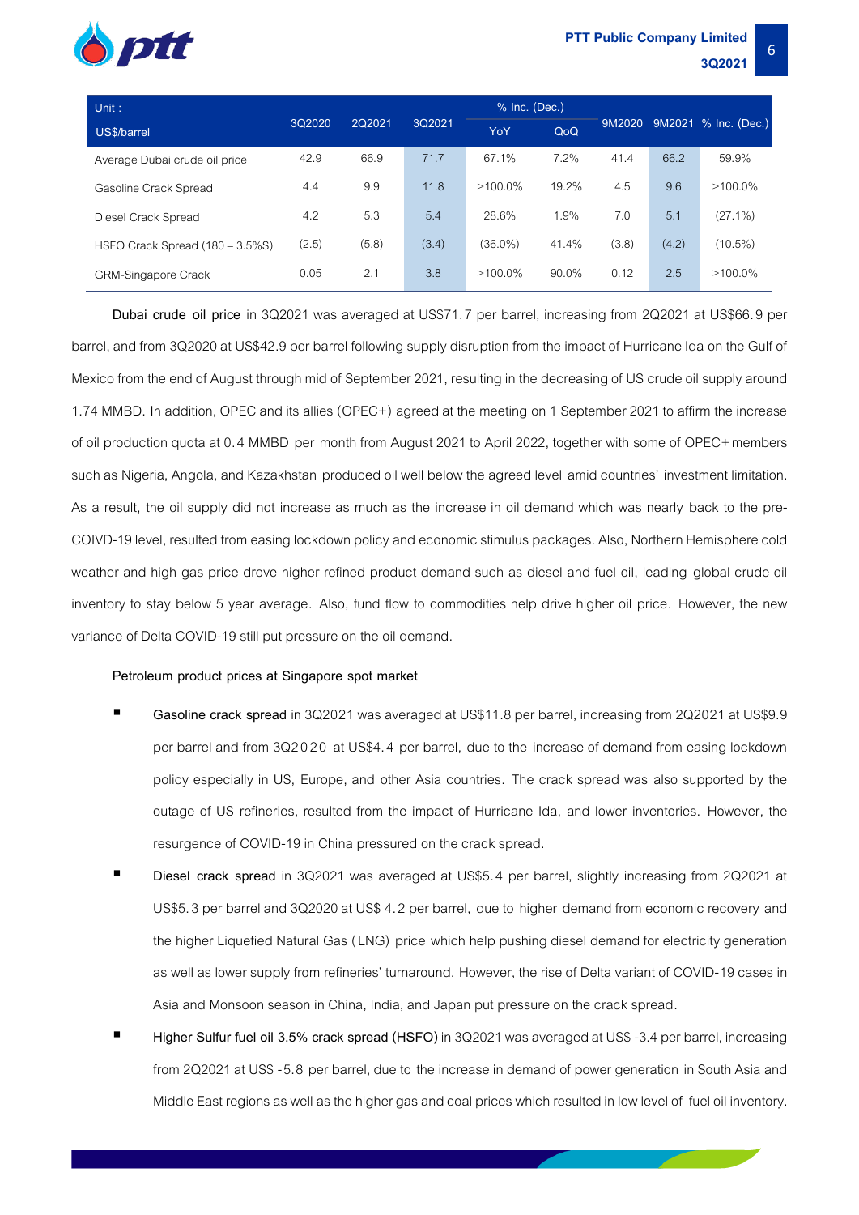| Unit : US$/barrel | 3Q2020 | 2Q2021 | 3Q2021 | % Inc. (Dec.) | | 9M2020 | 9M2021 | % Inc. (Dec.) |
|---|---|---|---|---|---|---|---|---|
| | | | | YoY | QoQ | | | |
| Average Dubai crude oil price | 42.9 | 66.9 | 71.7 | 67.1% | 7.2% | 41.4 | 66.2 | 59.9% |
| Gasoline Crack Spread | 4.4 | 9.9 | 11.8 | >100.0% | 19.2% | 4.5 | 9.6 | >100.0% |
| Diesel Crack Spread | 4.2 | 5.3 | 5.4 | 28.6% | 1.9% | 7.0 | 5.1 | (27.1%) |
| HSFO Crack Spread (180 – 3.5%S) | (2.5) | (5.8) | (3.4) | (36.0%) | 41.4% | (3.8) | (4.2) | (10.5%) |
| GRM-Singapore Crack | 0.05 | 2.1 | 3.8 | >100.0% | 90.0% | 0.12 | 2.5 | >100.0% |

**Dubai crude oil price** in 3Q2021 was averaged at US$71.7 per barrel, increasing from 2Q2021 at US$66.9 per barrel, and from 3Q2020 at US$42.9 per barrel following supply disruption from the impact of Hurricane Ida on the Gulf of Mexico from the end of August through mid of September 2021, resulting in the decreasing of US crude oil supply around 1.74 MMBD. In addition, OPEC and its allies (OPEC+) agreed at the meeting on 1 September 2021 to affirm the increase of oil production quota at 0.4 MMBD per month from August 2021 to April 2022, together with some of OPEC+ members such as Nigeria, Angola, and Kazakhstan produced oil well below the agreed level amid countries' investment limitation. As a result, the oil supply did not increase as much as the increase in oil demand which was nearly back to the pre-COIVD-19 level, resulted from easing lockdown policy and economic stimulus packages. Also, Northern Hemisphere cold weather and high gas price drove higher refined product demand such as diesel and fuel oil, leading global crude oil inventory to stay below 5 year average. Also, fund flow to commodities help drive higher oil price. However, the new variance of Delta COVID-19 still put pressure on the oil demand.

Petroleum product prices at Singapore spot market

- **Gasoline crack spread** in 3Q2021 was averaged at US$11.8 per barrel, increasing from 2Q2021 at US$9.9 per barrel and from 3Q2020 at US$4.4 per barrel, due to the increase of demand from easing lockdown policy especially in US, Europe, and other Asia countries. The crack spread was also supported by the outage of US refineries, resulted from the impact of Hurricane Ida, and lower inventories. However, the resurgence of COVID-19 in China pressured on the crack spread.
- **Diesel crack spread** in 3Q2021 was averaged at US$5.4 per barrel, slightly increasing from 2Q2021 at US$5.3 per barrel and 3Q2020 at US$ 4.2 per barrel, due to higher demand from economic recovery and the higher Liquefied Natural Gas (LNG) price which help pushing diesel demand for electricity generation as well as lower supply from refineries' turnaround. However, the rise of Delta variant of COVID-19 cases in Asia and Monsoon season in China, India, and Japan put pressure on the crack spread.
- **Higher Sulfur fuel oil 3.5% crack spread (HSFO)** in 3Q2021 was averaged at US$ -3.4 per barrel, increasing from 2Q2021 at US$ -5.8 per barrel, due to the increase in demand of power generation in South Asia and Middle East regions as well as the higher gas and coal prices which resulted in low level of fuel oil inventory.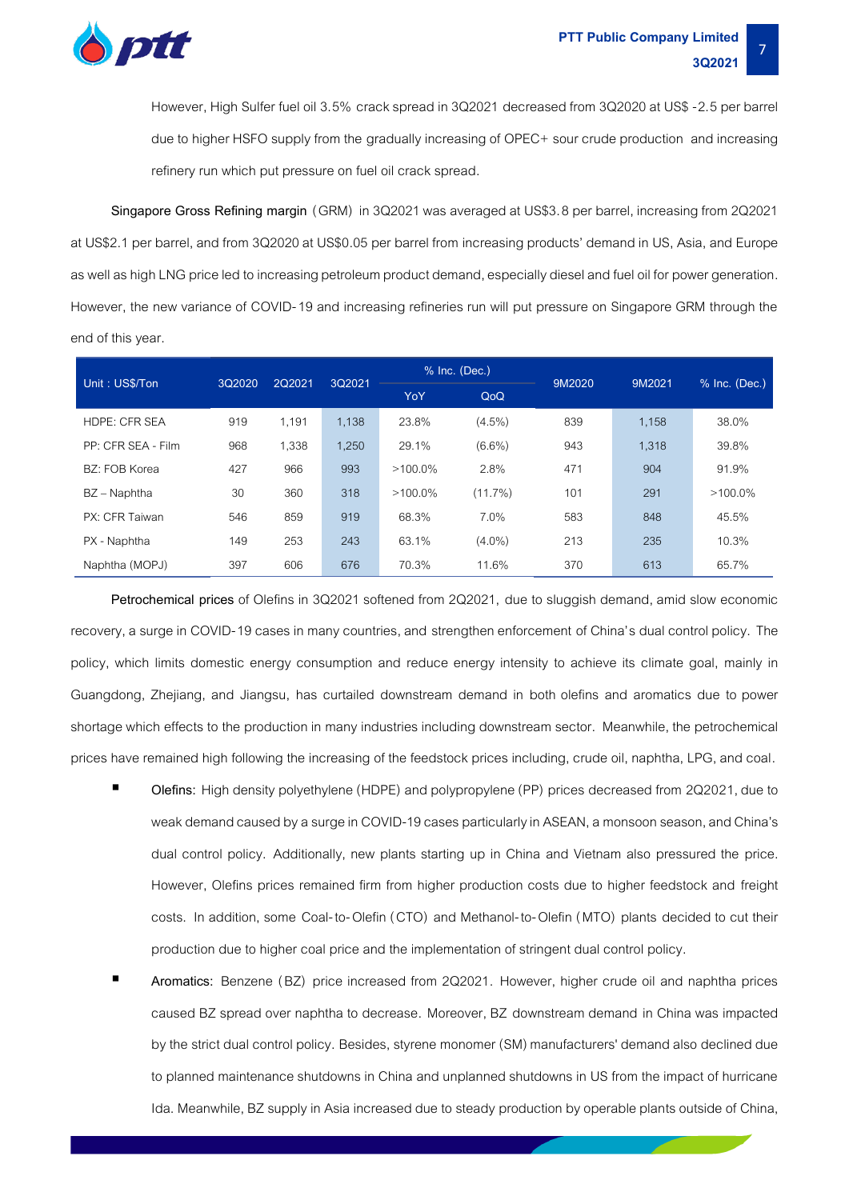However, High Sulfer fuel oil 3.5% crack spread in 3Q2021 decreased from 3Q2020 at US$ -2.5 per barrel due to higher HSFO supply from the gradually increasing of OPEC+ sour crude production and increasing refinery run which put pressure on fuel oil crack spread.

**Singapore Gross Refining margin** (GRM) in 3Q2021 was averaged at US$3.8 per barrel, increasing from 2Q2021 at US$2.1 per barrel, and from 3Q2020 at US$0.05 per barrel from increasing products' demand in US, Asia, and Europe as well as high LNG price led to increasing petroleum product demand, especially diesel and fuel oil for power generation. However, the new variance of COVID-19 and increasing refineries run will put pressure on Singapore GRM through the end of this year.

| Unit : US$/Ton | 3Q2020 | 2Q2021 | 3Q2021 | % Inc. (Dec.) | | 9M2020 | 9M2021 | % Inc. (Dec.) |
|---|---|---|---|---|---|---|---|---|
| | | | | YoY | QoQ | | | |
| HDPE: CFR SEA | 919 | 1,191 | 1,138 | 23.8% | (4.5%) | 839 | 1,158 | 38.0% |
| PP: CFR SEA - Film | 968 | 1,338 | 1,250 | 29.1% | (6.6%) | 943 | 1,318 | 39.8% |
| BZ: FOB Korea | 427 | 966 | 993 | >100.0% | 2.8% | 471 | 904 | 91.9% |
| BZ – Naphtha | 30 | 360 | 318 | >100.0% | (11.7%) | 101 | 291 | >100.0% |
| PX: CFR Taiwan | 546 | 859 | 919 | 68.3% | 7.0% | 583 | 848 | 45.5% |
| PX - Naphtha | 149 | 253 | 243 | 63.1% | (4.0%) | 213 | 235 | 10.3% |
| Naphtha (MOPJ) | 397 | 606 | 676 | 70.3% | 11.6% | 370 | 613 | 65.7% |

**Petrochemical prices** of Olefins in 3Q2021 softened from 2Q2021, due to sluggish demand, amid slow economic recovery, a surge in COVID-19 cases in many countries, and strengthen enforcement of China's dual control policy. The policy, which limits domestic energy consumption and reduce energy intensity to achieve its climate goal, mainly in Guangdong, Zhejiang, and Jiangsu, has curtailed downstream demand in both olefins and aromatics due to power shortage which effects to the production in many industries including downstream sector. Meanwhile, the petrochemical prices have remained high following the increasing of the feedstock prices including, crude oil, naphtha, LPG, and coal.

- **Olefins:** High density polyethylene (HDPE) and polypropylene (PP) prices decreased from 2Q2021, due to weak demand caused by a surge in COVID-19 cases particularly in ASEAN, a monsoon season, and China's dual control policy. Additionally, new plants starting up in China and Vietnam also pressured the price. However, Olefins prices remained firm from higher production costs due to higher feedstock and freight costs. In addition, some Coal-to-Olefin (CTO) and Methanol-to-Olefin (MTO) plants decided to cut their production due to higher coal price and the implementation of stringent dual control policy.
- **Aromatics:** Benzene (BZ) price increased from 2Q2021. However, higher crude oil and naphtha prices caused BZ spread over naphtha to decrease. Moreover, BZ downstream demand in China was impacted by the strict dual control policy. Besides, styrene monomer (SM) manufacturers' demand also declined due to planned maintenance shutdowns in China and unplanned shutdowns in US from the impact of hurricane Ida. Meanwhile, BZ supply in Asia increased due to steady production by operable plants outside of China,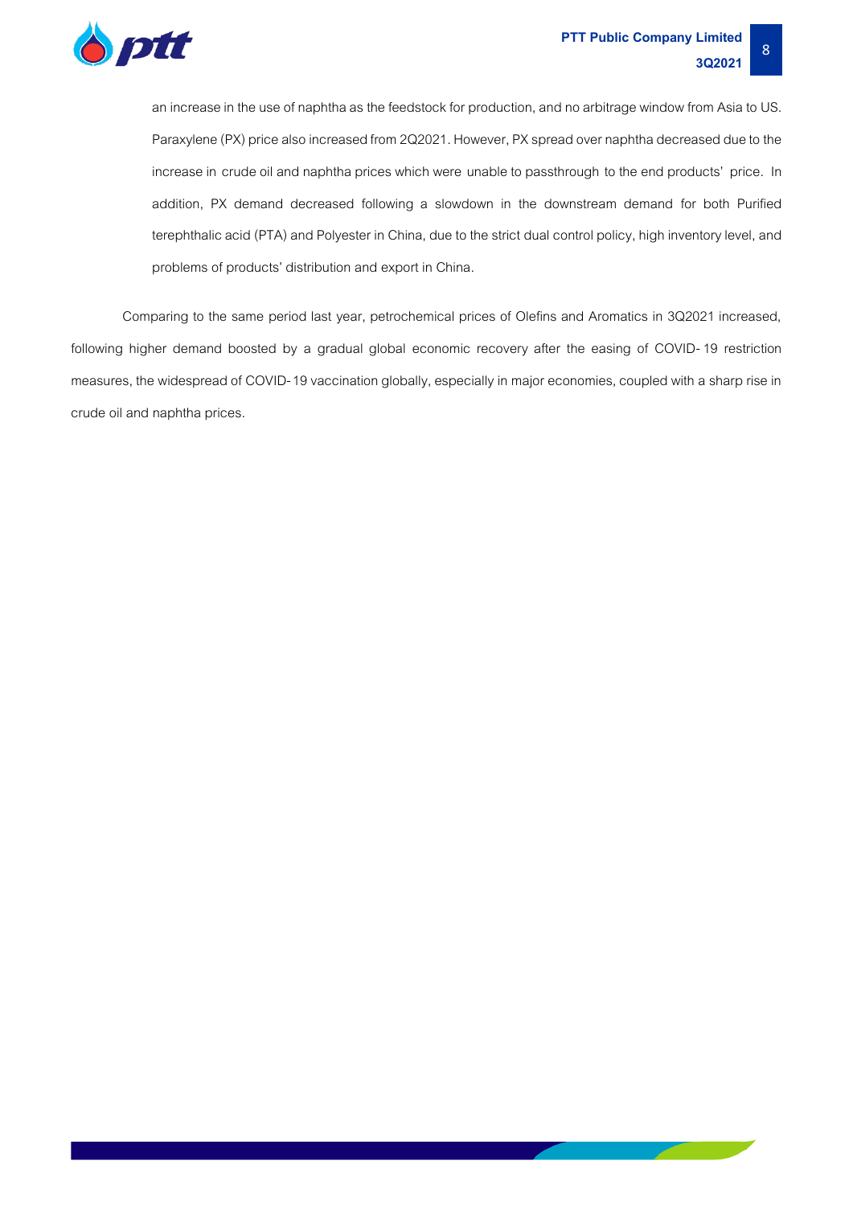an increase in the use of naphtha as the feedstock for production, and no arbitrage window from Asia to US. Paraxylene (PX) price also increased from 2Q2021. However, PX spread over naphtha decreased due to the increase in crude oil and naphtha prices which were unable to passthrough to the end products' price. In addition, PX demand decreased following a slowdown in the downstream demand for both Purified terephthalic acid (PTA) and Polyester in China, due to the strict dual control policy, high inventory level, and problems of products' distribution and export in China.

Comparing to the same period last year, petrochemical prices of Olefins and Aromatics in 3Q2021 increased, following higher demand boosted by a gradual global economic recovery after the easing of COVID-19 restriction measures, the widespread of COVID-19 vaccination globally, especially in major economies, coupled with a sharp rise in crude oil and naphtha prices.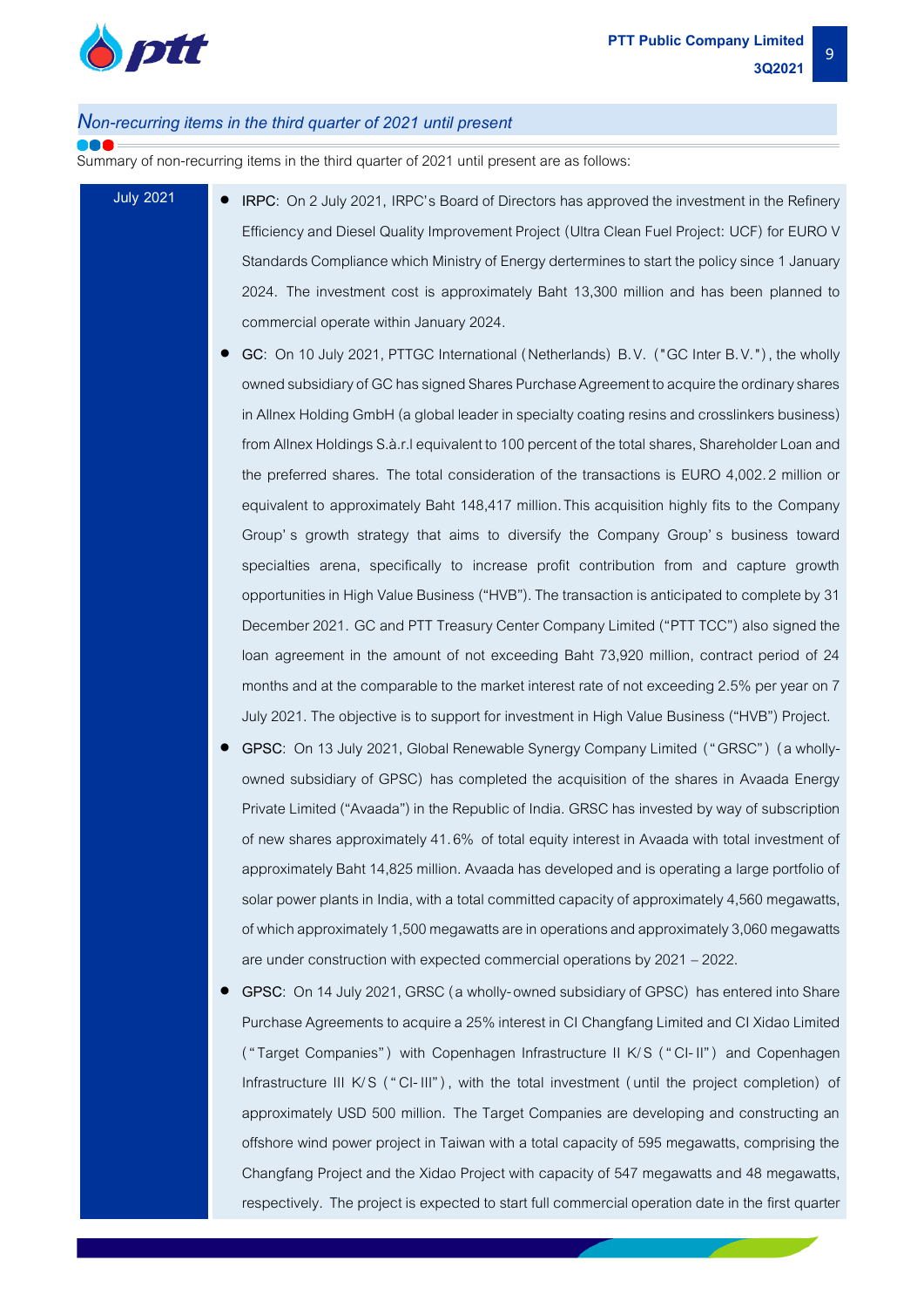## *Non-recurring items in the third quarter of 2021 until present*

Summary of non-recurring items in the third quarter of 2021 until present are as follows:

| | |
|---|---|
| July 2021 | • **IRPC**: On 2 July 2021, IRPC's Board of Directors has approved the investment in the Refinery Efficiency and Diesel Quality Improvement Project (Ultra Clean Fuel Project: UCF) for EURO V Standards Compliance which Ministry of Energy dertermines to start the policy since 1 January 2024. The investment cost is approximately Baht 13,300 million and has been planned to commercial operate within January 2024.<br>• **GC**: On 10 July 2021, PTTGC International (Netherlands) B.V. ("GC Inter B.V."), the wholly owned subsidiary of GC has signed Shares Purchase Agreement to acquire the ordinary shares in Allnex Holding GmbH (a global leader in specialty coating resins and crosslinkers business) from Allnex Holdings S.à.r.l equivalent to 100 percent of the total shares, Shareholder Loan and the preferred shares. The total consideration of the transactions is EURO 4,002.2 million or equivalent to approximately Baht 148,417 million. This acquisition highly fits to the Company Group's growth strategy that aims to diversify the Company Group's business toward specialties arena, specifically to increase profit contribution from and capture growth opportunities in High Value Business ("HVB"). The transaction is anticipated to complete by 31 December 2021. GC and PTT Treasury Center Company Limited ("PTT TCC") also signed the loan agreement in the amount of not exceeding Baht 73,920 million, contract period of 24 months and at the comparable to the market interest rate of not exceeding 2.5% per year on 7 July 2021. The objective is to support for investment in High Value Business ("HVB") Project.<br>• **GPSC**: On 13 July 2021, Global Renewable Synergy Company Limited ("GRSC") (a wholly-owned subsidiary of GPSC) has completed the acquisition of the shares in Avaada Energy Private Limited ("Avaada") in the Republic of India. GRSC has invested by way of subscription of new shares approximately 41.6% of total equity interest in Avaada with total investment of approximately Baht 14,825 million. Avaada has developed and is operating a large portfolio of solar power plants in India, with a total committed capacity of approximately 4,560 megawatts, of which approximately 1,500 megawatts are in operations and approximately 3,060 megawatts are under construction with expected commercial operations by 2021 – 2022.<br>• **GPSC**: On 14 July 2021, GRSC (a wholly-owned subsidiary of GPSC) has entered into Share Purchase Agreements to acquire a 25% interest in CI Changfang Limited and CI Xidao Limited ("Target Companies") with Copenhagen Infrastructure II K/S ("CI-II") and Copenhagen Infrastructure III K/S ("CI-III"), with the total investment (until the project completion) of approximately USD 500 million. The Target Companies are developing and constructing an offshore wind power project in Taiwan with a total capacity of 595 megawatts, comprising the Changfang Project and the Xidao Project with capacity of 547 megawatts and 48 megawatts, respectively. The project is expected to start full commercial operation date in the first quarter |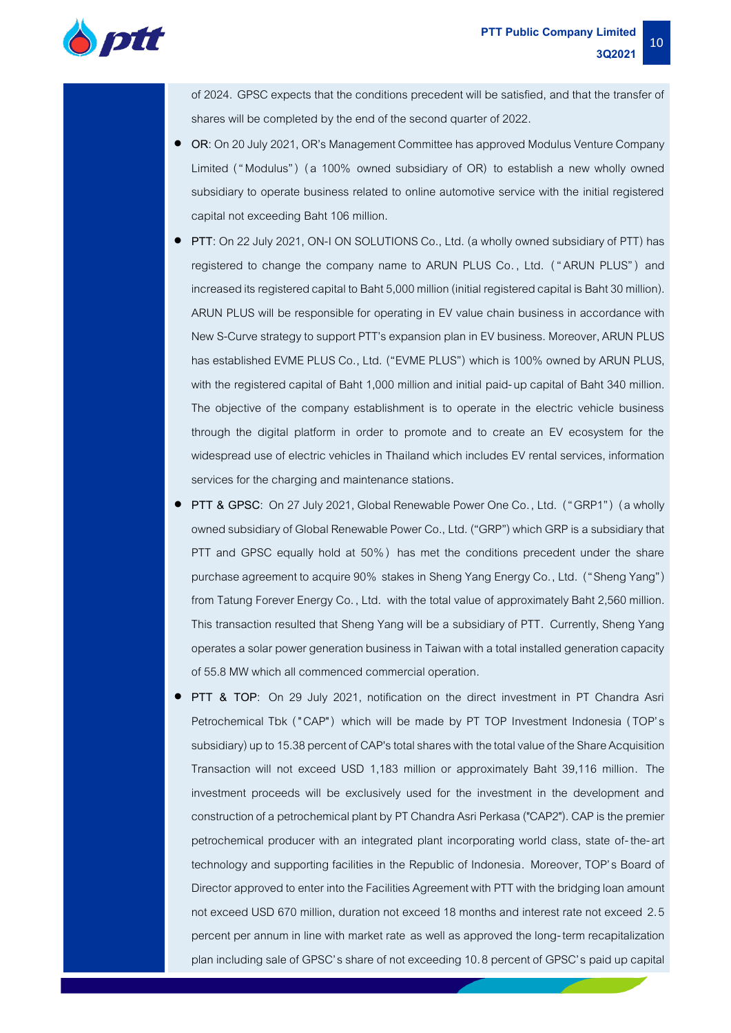of 2024. GPSC expects that the conditions precedent will be satisfied, and that the transfer of shares will be completed by the end of the second quarter of 2022.

- **OR**: On 20 July 2021, OR's Management Committee has approved Modulus Venture Company Limited ("Modulus") (a 100% owned subsidiary of OR) to establish a new wholly owned subsidiary to operate business related to online automotive service with the initial registered capital not exceeding Baht 106 million.
- **PTT**: On 22 July 2021, ON-I ON SOLUTIONS Co., Ltd. (a wholly owned subsidiary of PTT) has registered to change the company name to ARUN PLUS Co., Ltd. ("ARUN PLUS") and increased its registered capital to Baht 5,000 million (initial registered capital is Baht 30 million). ARUN PLUS will be responsible for operating in EV value chain business in accordance with New S-Curve strategy to support PTT's expansion plan in EV business. Moreover, ARUN PLUS has established EVME PLUS Co., Ltd. ("EVME PLUS") which is 100% owned by ARUN PLUS, with the registered capital of Baht 1,000 million and initial paid-up capital of Baht 340 million. The objective of the company establishment is to operate in the electric vehicle business through the digital platform in order to promote and to create an EV ecosystem for the widespread use of electric vehicles in Thailand which includes EV rental services, information services for the charging and maintenance stations.
- **PTT & GPSC**: On 27 July 2021, Global Renewable Power One Co., Ltd. ("GRP1") (a wholly owned subsidiary of Global Renewable Power Co., Ltd. ("GRP") which GRP is a subsidiary that PTT and GPSC equally hold at 50%) has met the conditions precedent under the share purchase agreement to acquire 90% stakes in Sheng Yang Energy Co., Ltd. ("Sheng Yang") from Tatung Forever Energy Co., Ltd. with the total value of approximately Baht 2,560 million. This transaction resulted that Sheng Yang will be a subsidiary of PTT. Currently, Sheng Yang operates a solar power generation business in Taiwan with a total installed generation capacity of 55.8 MW which all commenced commercial operation.
- **PTT & TOP**: On 29 July 2021, notification on the direct investment in PT Chandra Asri Petrochemical Tbk ("CAP") which will be made by PT TOP Investment Indonesia (TOP's subsidiary) up to 15.38 percent of CAP's total shares with the total value of the Share Acquisition Transaction will not exceed USD 1,183 million or approximately Baht 39,116 million. The investment proceeds will be exclusively used for the investment in the development and construction of a petrochemical plant by PT Chandra Asri Perkasa ("CAP2"). CAP is the premier petrochemical producer with an integrated plant incorporating world class, state of-the-art technology and supporting facilities in the Republic of Indonesia. Moreover, TOP's Board of Director approved to enter into the Facilities Agreement with PTT with the bridging loan amount not exceed USD 670 million, duration not exceed 18 months and interest rate not exceed 2.5 percent per annum in line with market rate as well as approved the long-term recapitalization plan including sale of GPSC's share of not exceeding 10.8 percent of GPSC's paid up capital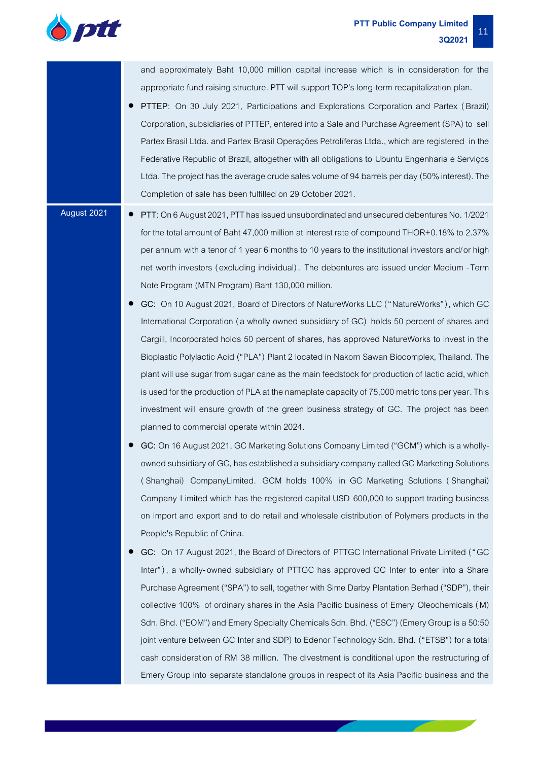| | |
|---|---|
| | and approximately Baht 10,000 million capital increase which is in consideration for the appropriate fund raising structure. PTT will support TOP's long-term recapitalization plan.<br>● **PTTEP**: On 30 July 2021, Participations and Explorations Corporation and Partex (Brazil) Corporation, subsidiaries of PTTEP, entered into a Sale and Purchase Agreement (SPA) to sell Partex Brasil Ltda. and Partex Brasil Operações Petrolíferas Ltda., which are registered in the Federative Republic of Brazil, altogether with all obligations to Ubuntu Engenharia e Serviços Ltda. The project has the average crude sales volume of 94 barrels per day (50% interest). The Completion of sale has been fulfilled on 29 October 2021. |
| August 2021 | ● **PTT**: On 6 August 2021, PTT has issued unsubordinated and unsecured debentures No. 1/2021 for the total amount of Baht 47,000 million at interest rate of compound THOR+0.18% to 2.37% per annum with a tenor of 1 year 6 months to 10 years to the institutional investors and/or high net worth investors (excluding individual). The debentures are issued under Medium -Term Note Program (MTN Program) Baht 130,000 million.<br>● **GC**: On 10 August 2021, Board of Directors of NatureWorks LLC ("NatureWorks"), which GC International Corporation (a wholly owned subsidiary of GC) holds 50 percent of shares and Cargill, Incorporated holds 50 percent of shares, has approved NatureWorks to invest in the Bioplastic Polylactic Acid ("PLA") Plant 2 located in Nakorn Sawan Biocomplex, Thailand. The plant will use sugar from sugar cane as the main feedstock for production of lactic acid, which is used for the production of PLA at the nameplate capacity of 75,000 metric tons per year. This investment will ensure growth of the green business strategy of GC. The project has been planned to commercial operate within 2024.<br>● **GC**: On 16 August 2021, GC Marketing Solutions Company Limited ("GCM") which is a wholly-owned subsidiary of GC, has established a subsidiary company called GC Marketing Solutions (Shanghai) CompanyLimited. GCM holds 100% in GC Marketing Solutions (Shanghai) Company Limited which has the registered capital USD 600,000 to support trading business on import and export and to do retail and wholesale distribution of Polymers products in the People's Republic of China.<br>● **GC**: On 17 August 2021, the Board of Directors of PTTGC International Private Limited ("GC Inter"), a wholly-owned subsidiary of PTTGC has approved GC Inter to enter into a Share Purchase Agreement ("SPA") to sell, together with Sime Darby Plantation Berhad ("SDP"), their collective 100% of ordinary shares in the Asia Pacific business of Emery Oleochemicals (M) Sdn. Bhd. ("EOM") and Emery Specialty Chemicals Sdn. Bhd. ("ESC") (Emery Group is a 50:50 joint venture between GC Inter and SDP) to Edenor Technology Sdn. Bhd. ("ETSB") for a total cash consideration of RM 38 million. The divestment is conditional upon the restructuring of Emery Group into separate standalone groups in respect of its Asia Pacific business and the |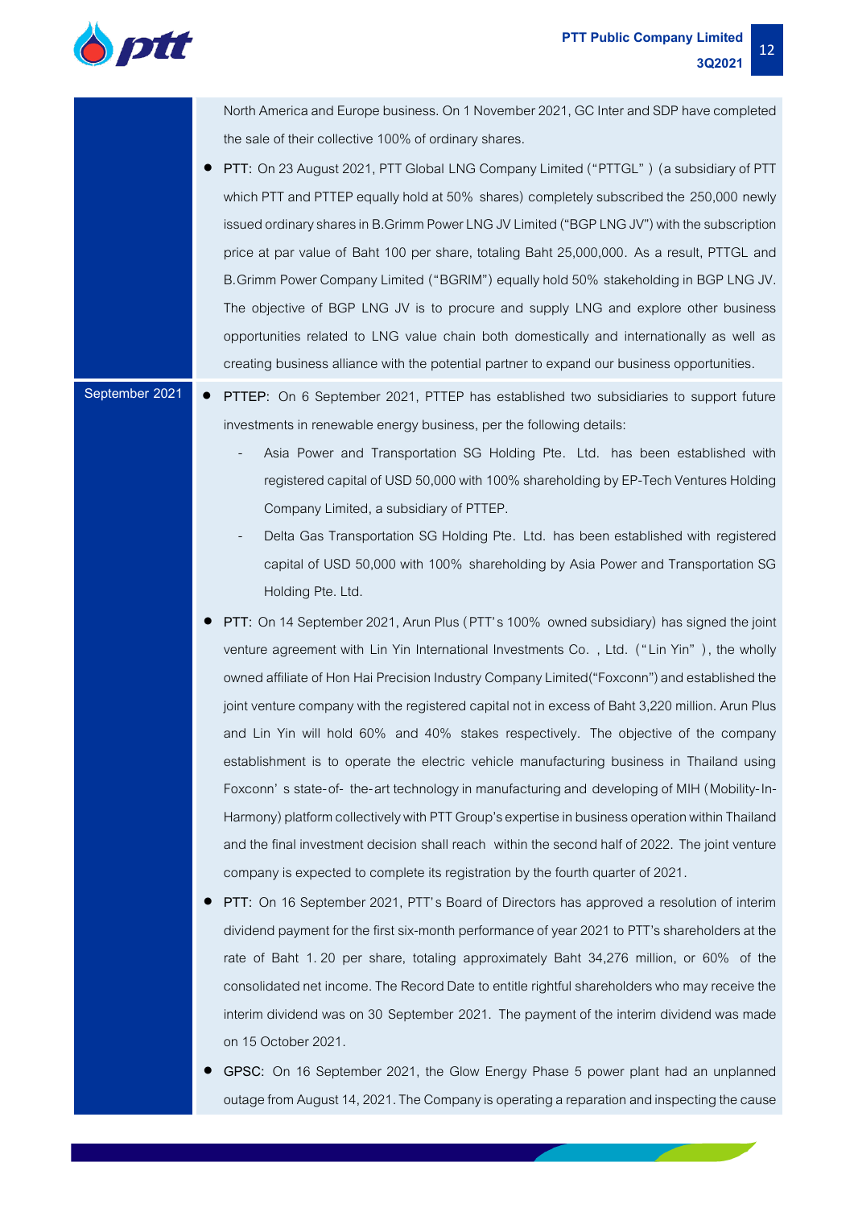| | |
|---|---|
| | North America and Europe business. On 1 November 2021, GC Inter and SDP have completed the sale of their collective 100% of ordinary shares.<br>● PTT: On 23 August 2021, PTT Global LNG Company Limited ("PTTGL") (a subsidiary of PTT which PTT and PTTEP equally hold at 50% shares) completely subscribed the 250,000 newly issued ordinary shares in B.Grimm Power LNG JV Limited ("BGP LNG JV") with the subscription price at par value of Baht 100 per share, totaling Baht 25,000,000. As a result, PTTGL and B.Grimm Power Company Limited ("BGRIM") equally hold 50% stakeholding in BGP LNG JV. The objective of BGP LNG JV is to procure and supply LNG and explore other business opportunities related to LNG value chain both domestically and internationally as well as creating business alliance with the potential partner to expand our business opportunities. |
| September 2021 | ● PTTEP: On 6 September 2021, PTTEP has established two subsidiaries to support future investments in renewable energy business, per the following details:<br>- Asia Power and Transportation SG Holding Pte. Ltd. has been established with registered capital of USD 50,000 with 100% shareholding by EP-Tech Ventures Holding Company Limited, a subsidiary of PTTEP.<br>- Delta Gas Transportation SG Holding Pte. Ltd. has been established with registered capital of USD 50,000 with 100% shareholding by Asia Power and Transportation SG Holding Pte. Ltd.<br>● PTT: On 14 September 2021, Arun Plus (PTT's 100% owned subsidiary) has signed the joint venture agreement with Lin Yin International Investments Co., Ltd. ("Lin Yin"), the wholly owned affiliate of Hon Hai Precision Industry Company Limited("Foxconn") and established the joint venture company with the registered capital not in excess of Baht 3,220 million. Arun Plus and Lin Yin will hold 60% and 40% stakes respectively. The objective of the company establishment is to operate the electric vehicle manufacturing business in Thailand using Foxconn's state-of-the-art technology in manufacturing and developing of MIH (Mobility-In-Harmony) platform collectively with PTT Group's expertise in business operation within Thailand and the final investment decision shall reach within the second half of 2022. The joint venture company is expected to complete its registration by the fourth quarter of 2021.<br>● PTT: On 16 September 2021, PTT's Board of Directors has approved a resolution of interim dividend payment for the first six-month performance of year 2021 to PTT's shareholders at the rate of Baht 1.20 per share, totaling approximately Baht 34,276 million, or 60% of the consolidated net income. The Record Date to entitle rightful shareholders who may receive the interim dividend was on 30 September 2021. The payment of the interim dividend was made on 15 October 2021.<br>● GPSC: On 16 September 2021, the Glow Energy Phase 5 power plant had an unplanned outage from August 14, 2021. The Company is operating a reparation and inspecting the cause |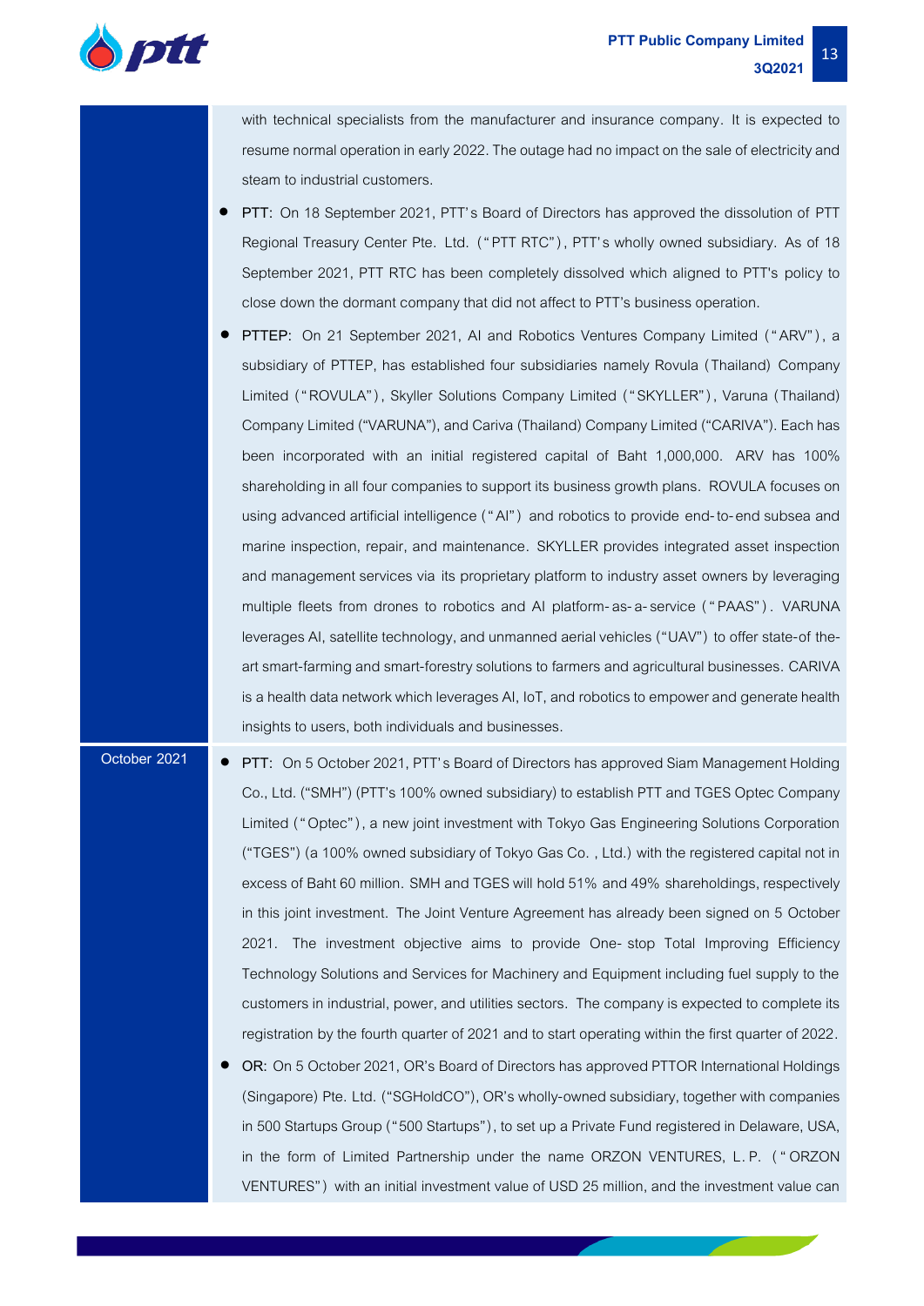| | |
|---|---|
| | with technical specialists from the manufacturer and insurance company. It is expected to resume normal operation in early 2022. The outage had no impact on the sale of electricity and steam to industrial customers.<br>• PTT: On 18 September 2021, PTT's Board of Directors has approved the dissolution of PTT Regional Treasury Center Pte. Ltd. ("PTT RTC"), PTT's wholly owned subsidiary. As of 18 September 2021, PTT RTC has been completely dissolved which aligned to PTT's policy to close down the dormant company that did not affect to PTT's business operation.<br>• PTTEP: On 21 September 2021, AI and Robotics Ventures Company Limited ("ARV"), a subsidiary of PTTEP, has established four subsidiaries namely Rovula (Thailand) Company Limited ("ROVULA"), Skyller Solutions Company Limited ("SKYLLER"), Varuna (Thailand) Company Limited ("VARUNA"), and Cariva (Thailand) Company Limited ("CARIVA"). Each has been incorporated with an initial registered capital of Baht 1,000,000. ARV has 100% shareholding in all four companies to support its business growth plans. ROVULA focuses on using advanced artificial intelligence ("AI") and robotics to provide end-to-end subsea and marine inspection, repair, and maintenance. SKYLLER provides integrated asset inspection and management services via its proprietary platform to industry asset owners by leveraging multiple fleets from drones to robotics and AI platform-as-a-service ("PAAS"). VARUNA leverages AI, satellite technology, and unmanned aerial vehicles ("UAV") to offer state-of the-art smart-farming and smart-forestry solutions to farmers and agricultural businesses. CARIVA is a health data network which leverages AI, IoT, and robotics to empower and generate health insights to users, both individuals and businesses. |
| October 2021 | • PTT: On 5 October 2021, PTT's Board of Directors has approved Siam Management Holding Co., Ltd. ("SMH") (PTT's 100% owned subsidiary) to establish PTT and TGES Optec Company Limited ("Optec"), a new joint investment with Tokyo Gas Engineering Solutions Corporation ("TGES") (a 100% owned subsidiary of Tokyo Gas Co., Ltd.) with the registered capital not in excess of Baht 60 million. SMH and TGES will hold 51% and 49% shareholdings, respectively in this joint investment. The Joint Venture Agreement has already been signed on 5 October 2021. The investment objective aims to provide One-stop Total Improving Efficiency Technology Solutions and Services for Machinery and Equipment including fuel supply to the customers in industrial, power, and utilities sectors. The company is expected to complete its registration by the fourth quarter of 2021 and to start operating within the first quarter of 2022.<br>• OR: On 5 October 2021, OR's Board of Directors has approved PTTOR International Holdings (Singapore) Pte. Ltd. ("SGHoldCO"), OR's wholly-owned subsidiary, together with companies in 500 Startups Group ("500 Startups"), to set up a Private Fund registered in Delaware, USA, in the form of Limited Partnership under the name ORZON VENTURES, L.P. ("ORZON VENTURES") with an initial investment value of USD 25 million, and the investment value can |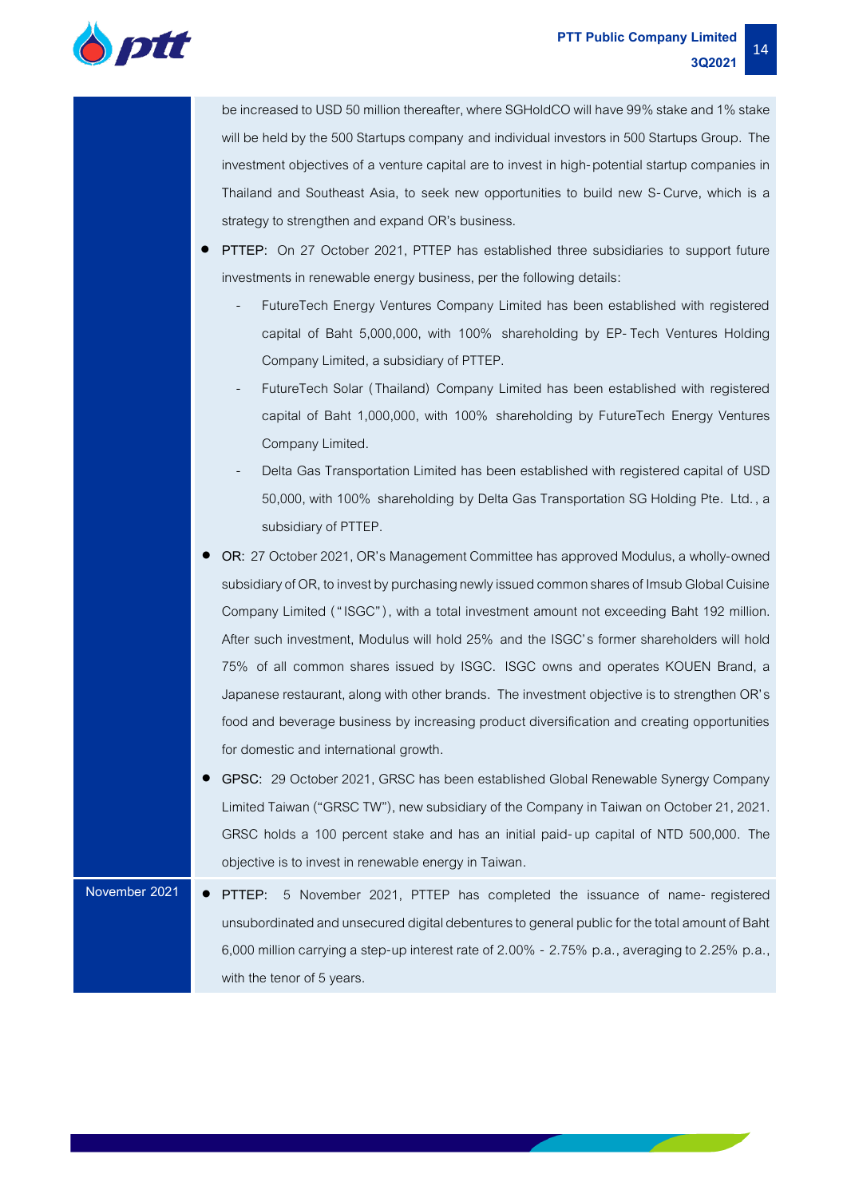| | |
|---|---|
| | be increased to USD 50 million thereafter, where SGHoldCO will have 99% stake and 1% stake will be held by the 500 Startups company and individual investors in 500 Startups Group. The investment objectives of a venture capital are to invest in high-potential startup companies in Thailand and Southeast Asia, to seek new opportunities to build new S-Curve, which is a strategy to strengthen and expand OR's business.<br>● **PTTEP**: On 27 October 2021, PTTEP has established three subsidiaries to support future investments in renewable energy business, per the following details:<br>- FutureTech Energy Ventures Company Limited has been established with registered capital of Baht 5,000,000, with 100% shareholding by EP-Tech Ventures Holding Company Limited, a subsidiary of PTTEP.<br>- FutureTech Solar (Thailand) Company Limited has been established with registered capital of Baht 1,000,000, with 100% shareholding by FutureTech Energy Ventures Company Limited.<br>- Delta Gas Transportation Limited has been established with registered capital of USD 50,000, with 100% shareholding by Delta Gas Transportation SG Holding Pte. Ltd., a subsidiary of PTTEP.<br>● **OR**: 27 October 2021, OR's Management Committee has approved Modulus, a wholly-owned subsidiary of OR, to invest by purchasing newly issued common shares of Imsub Global Cuisine Company Limited ("ISGC"), with a total investment amount not exceeding Baht 192 million. After such investment, Modulus will hold 25% and the ISGC's former shareholders will hold 75% of all common shares issued by ISGC. ISGC owns and operates KOUEN Brand, a Japanese restaurant, along with other brands. The investment objective is to strengthen OR's food and beverage business by increasing product diversification and creating opportunities for domestic and international growth.<br>● **GPSC**: 29 October 2021, GRSC has been established Global Renewable Synergy Company Limited Taiwan ("GRSC TW"), new subsidiary of the Company in Taiwan on October 21, 2021. GRSC holds a 100 percent stake and has an initial paid-up capital of NTD 500,000. The objective is to invest in renewable energy in Taiwan. |
| November 2021 | ● **PTTEP**: 5 November 2021, PTTEP has completed the issuance of name-registered unsubordinated and unsecured digital debentures to general public for the total amount of Baht 6,000 million carrying a step-up interest rate of 2.00% - 2.75% p.a., averaging to 2.25% p.a., with the tenor of 5 years. |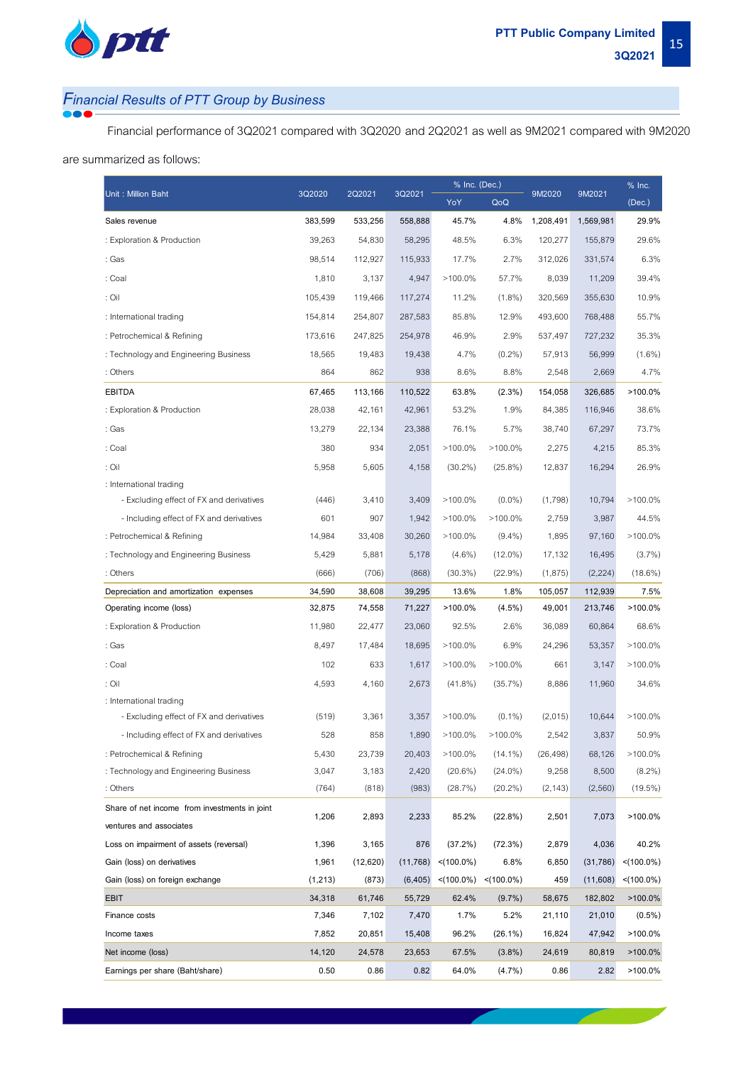## Financial Results of PTT Group by Business

Financial performance of 3Q2021 compared with 3Q2020 and 2Q2021 as well as 9M2021 compared with 9M2020 are summarized as follows:

| Unit : Million Baht | 3Q2020 | 2Q2021 | 3Q2021 | % Inc. (Dec.) | | 9M2020 | 9M2021 | % Inc. (Dec.) |
|---|---|---|---|---|---|---|---|---|
| | | | | YoY | QoQ | | | |
| Sales revenue | 383,599 | 533,256 | 558,888 | 45.7% | 4.8% | 1,208,491 | 1,569,981 | 29.9% |
| : Exploration & Production | 39,263 | 54,830 | 58,295 | 48.5% | 6.3% | 120,277 | 155,879 | 29.6% |
| : Gas | 98,514 | 112,927 | 115,933 | 17.7% | 2.7% | 312,026 | 331,574 | 6.3% |
| : Coal | 1,810 | 3,137 | 4,947 | >100.0% | 57.7% | 8,039 | 11,209 | 39.4% |
| : Oil | 105,439 | 119,466 | 117,274 | 11.2% | (1.8%) | 320,569 | 355,630 | 10.9% |
| : International trading | 154,814 | 254,807 | 287,583 | 85.8% | 12.9% | 493,600 | 768,488 | 55.7% |
| : Petrochemical & Refining | 173,616 | 247,825 | 254,978 | 46.9% | 2.9% | 537,497 | 727,232 | 35.3% |
| : Technology and Engineering Business | 18,565 | 19,483 | 19,438 | 4.7% | (0.2%) | 57,913 | 56,999 | (1.6%) |
| : Others | 864 | 862 | 938 | 8.6% | 8.8% | 2,548 | 2,669 | 4.7% |
| EBITDA | 67,465 | 113,166 | 110,522 | 63.8% | (2.3%) | 154,058 | 326,685 | >100.0% |
| : Exploration & Production | 28,038 | 42,161 | 42,961 | 53.2% | 1.9% | 84,385 | 116,946 | 38.6% |
| : Gas | 13,279 | 22,134 | 23,388 | 76.1% | 5.7% | 38,740 | 67,297 | 73.7% |
| : Coal | 380 | 934 | 2,051 | >100.0% | >100.0% | 2,275 | 4,215 | 85.3% |
| : Oil | 5,958 | 5,605 | 4,158 | (30.2%) | (25.8%) | 12,837 | 16,294 | 26.9% |
| : International trading | | | | | | | | |
| - Excluding effect of FX and derivatives | (446) | 3,410 | 3,409 | >100.0% | (0.0%) | (1,798) | 10,794 | >100.0% |
| - Including effect of FX and derivatives | 601 | 907 | 1,942 | >100.0% | >100.0% | 2,759 | 3,987 | 44.5% |
| : Petrochemical & Refining | 14,984 | 33,408 | 30,260 | >100.0% | (9.4%) | 1,895 | 97,160 | >100.0% |
| : Technology and Engineering Business | 5,429 | 5,881 | 5,178 | (4.6%) | (12.0%) | 17,132 | 16,495 | (3.7%) |
| : Others | (666) | (706) | (868) | (30.3%) | (22.9%) | (1,875) | (2,224) | (18.6%) |
| Depreciation and amortization expenses | 34,590 | 38,608 | 39,295 | 13.6% | 1.8% | 105,057 | 112,939 | 7.5% |
| Operating income (loss) | 32,875 | 74,558 | 71,227 | >100.0% | (4.5%) | 49,001 | 213,746 | >100.0% |
| : Exploration & Production | 11,980 | 22,477 | 23,060 | 92.5% | 2.6% | 36,089 | 60,864 | 68.6% |
| : Gas | 8,497 | 17,484 | 18,695 | >100.0% | 6.9% | 24,296 | 53,357 | >100.0% |
| : Coal | 102 | 633 | 1,617 | >100.0% | >100.0% | 661 | 3,147 | >100.0% |
| : Oil | 4,593 | 4,160 | 2,673 | (41.8%) | (35.7%) | 8,886 | 11,960 | 34.6% |
| : International trading | | | | | | | | |
| - Excluding effect of FX and derivatives | (519) | 3,361 | 3,357 | >100.0% | (0.1%) | (2,015) | 10,644 | >100.0% |
| - Including effect of FX and derivatives | 528 | 858 | 1,890 | >100.0% | >100.0% | 2,542 | 3,837 | 50.9% |
| : Petrochemical & Refining | 5,430 | 23,739 | 20,403 | >100.0% | (14.1%) | (26,498) | 68,126 | >100.0% |
| : Technology and Engineering Business | 3,047 | 3,183 | 2,420 | (20.6%) | (24.0%) | 9,258 | 8,500 | (8.2%) |
| : Others | (764) | (818) | (983) | (28.7%) | (20.2%) | (2,143) | (2,560) | (19.5%) |
| Share of net income from investments in joint ventures and associates | 1,206 | 2,893 | 2,233 | 85.2% | (22.8%) | 2,501 | 7,073 | >100.0% |
| Loss on impairment of assets (reversal) | 1,396 | 3,165 | 876 | (37.2%) | (72.3%) | 2,879 | 4,036 | 40.2% |
| Gain (loss) on derivatives | 1,961 | (12,620) | (11,768) | <(100.0%) | 6.8% | 6,850 | (31,786) | <(100.0%) |
| Gain (loss) on foreign exchange | (1,213) | (873) | (6,405) | <(100.0%) | <(100.0%) | 459 | (11,608) | <(100.0%) |
| EBIT | 34,318 | 61,746 | 55,729 | 62.4% | (9.7%) | 58,675 | 182,802 | >100.0% |
| Finance costs | 7,346 | 7,102 | 7,470 | 1.7% | 5.2% | 21,110 | 21,010 | (0.5%) |
| Income taxes | 7,852 | 20,851 | 15,408 | 96.2% | (26.1%) | 16,824 | 47,942 | >100.0% |
| Net income (loss) | 14,120 | 24,578 | 23,653 | 67.5% | (3.8%) | 24,619 | 80,819 | >100.0% |
| Earnings per share (Baht/share) | 0.50 | 0.86 | 0.82 | 64.0% | (4.7%) | 0.86 | 2.82 | >100.0% |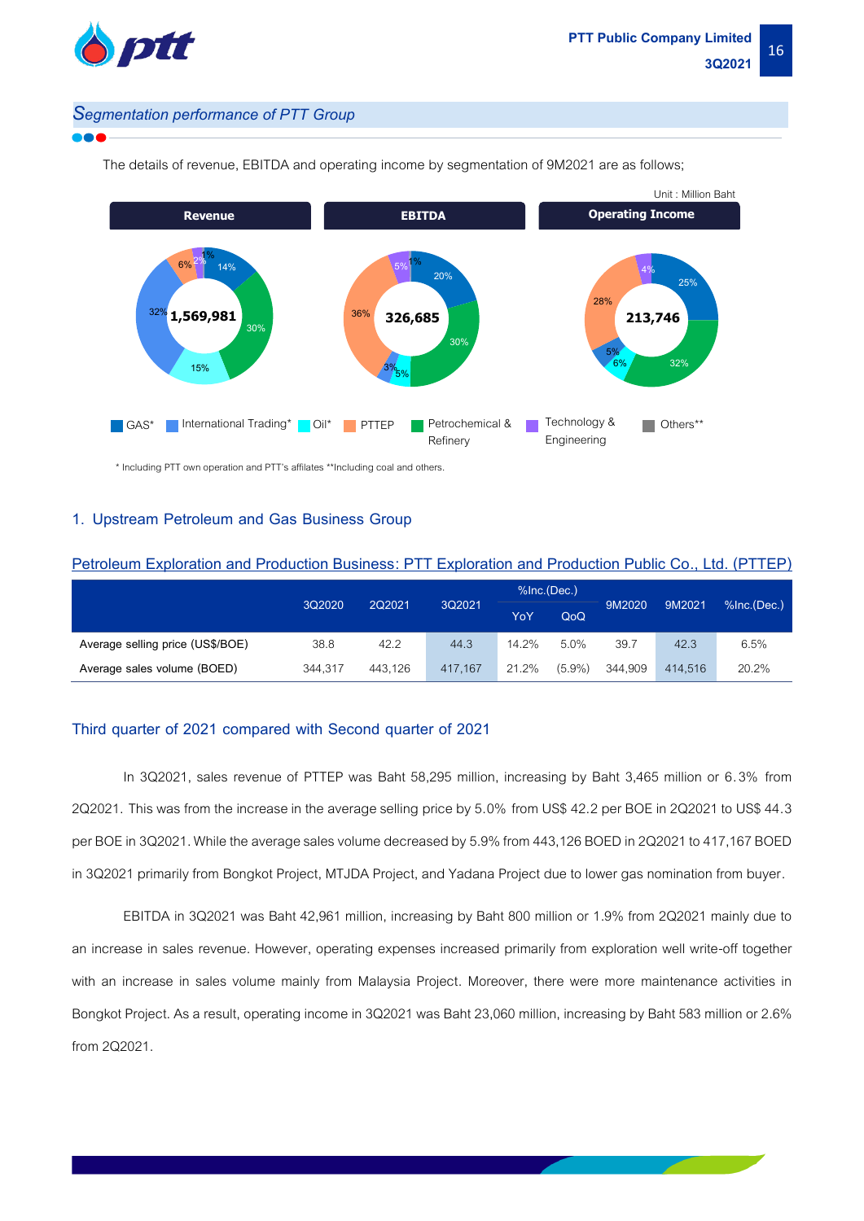## Segmentation performance of PTT Group

The details of revenue, EBITDA and operating income by segmentation of 9M2021 are as follows;

Unit : Million Baht

| | Revenue | EBITDA | Operating Income |
|---|---|---|---|
| Total | 1,569,981 | 326,685 | 213,746 |
| GAS* | 14% | 20% | 25% |
| International Trading* | 32% | 3% | 5% |
| Oil* | 15% | 5% | 6% |
| PTTEP | 6% | 36% | 28% |
| Petrochemical & Refinery | 30% | 30% | 32% |
| Technology & Engineering | 2% | 5% | 4% |
| Others** | 1% | 1% | |

\* Including PTT own operation and PTT's affilates **Including coal and others.

## 1. Upstream Petroleum and Gas Business Group

### Petroleum Exploration and Production Business: PTT Exploration and Production Public Co., Ltd. (PTTEP)

| | 3Q2020 | 2Q2021 | 3Q2021 | %Inc.(Dec.) | | 9M2020 | 9M2021 | %Inc.(Dec.) |
|---|---|---|---|---|---|---|---|---|
| | | | | YoY | QoQ | | | |
| Average selling price (US$/BOE) | 38.8 | 42.2 | 44.3 | 14.2% | 5.0% | 39.7 | 42.3 | 6.5% |
| Average sales volume (BOED) | 344,317 | 443,126 | 417,167 | 21.2% | (5.9%) | 344,909 | 414,516 | 20.2% |

### Third quarter of 2021 compared with Second quarter of 2021

In 3Q2021, sales revenue of PTTEP was Baht 58,295 million, increasing by Baht 3,465 million or 6.3% from 2Q2021. This was from the increase in the average selling price by 5.0% from US$ 42.2 per BOE in 2Q2021 to US$ 44.3 per BOE in 3Q2021. While the average sales volume decreased by 5.9% from 443,126 BOED in 2Q2021 to 417,167 BOED in 3Q2021 primarily from Bongkot Project, MTJDA Project, and Yadana Project due to lower gas nomination from buyer.

EBITDA in 3Q2021 was Baht 42,961 million, increasing by Baht 800 million or 1.9% from 2Q2021 mainly due to an increase in sales revenue. However, operating expenses increased primarily from exploration well write-off together with an increase in sales volume mainly from Malaysia Project. Moreover, there were more maintenance activities in Bongkot Project. As a result, operating income in 3Q2021 was Baht 23,060 million, increasing by Baht 583 million or 2.6% from 2Q2021.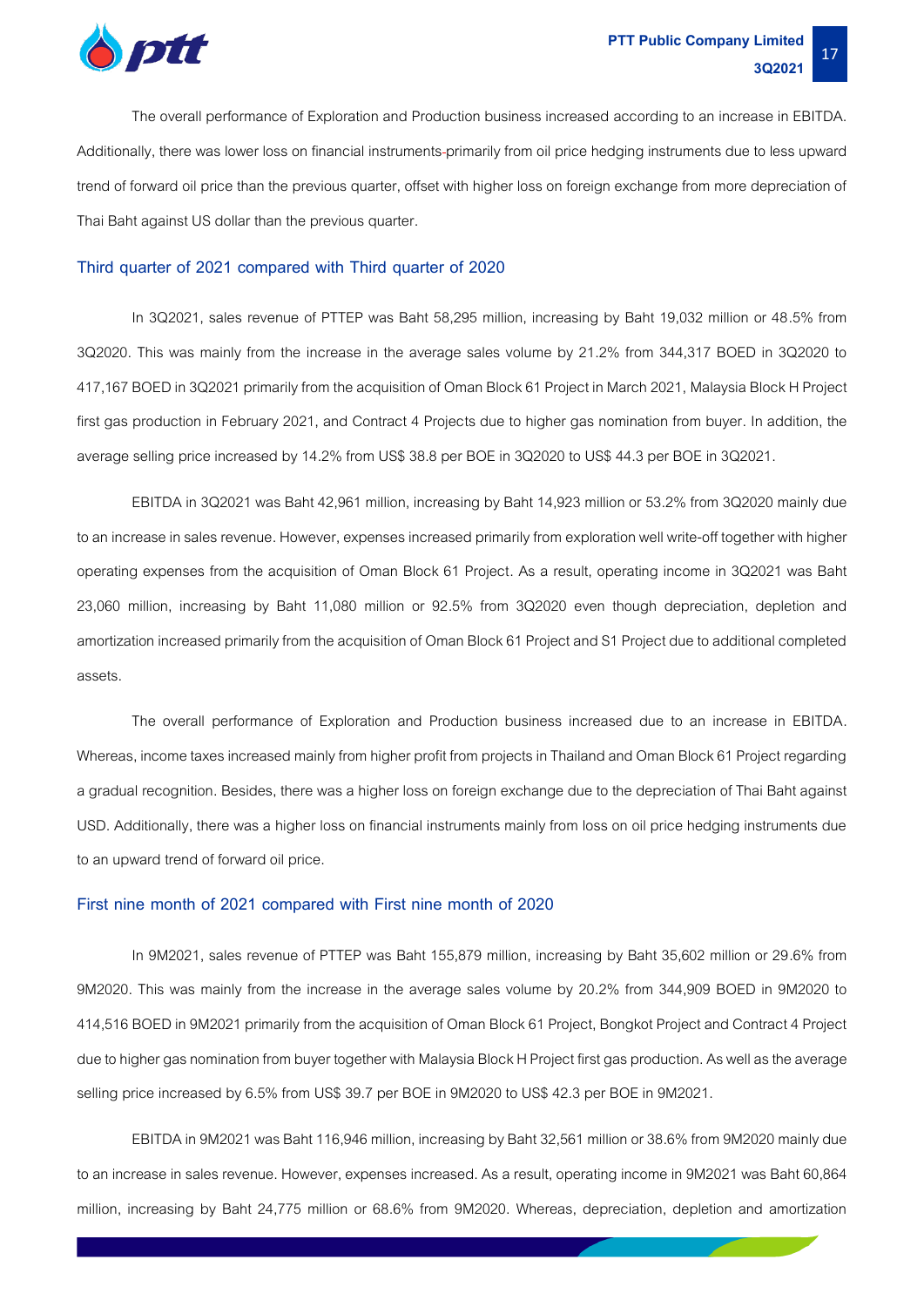The overall performance of Exploration and Production business increased according to an increase in EBITDA. Additionally, there was lower loss on financial instruments primarily from oil price hedging instruments due to less upward trend of forward oil price than the previous quarter, offset with higher loss on foreign exchange from more depreciation of Thai Baht against US dollar than the previous quarter.

### Third quarter of 2021 compared with Third quarter of 2020

In 3Q2021, sales revenue of PTTEP was Baht 58,295 million, increasing by Baht 19,032 million or 48.5% from 3Q2020. This was mainly from the increase in the average sales volume by 21.2% from 344,317 BOED in 3Q2020 to 417,167 BOED in 3Q2021 primarily from the acquisition of Oman Block 61 Project in March 2021, Malaysia Block H Project first gas production in February 2021, and Contract 4 Projects due to higher gas nomination from buyer. In addition, the average selling price increased by 14.2% from US$ 38.8 per BOE in 3Q2020 to US$ 44.3 per BOE in 3Q2021.

EBITDA in 3Q2021 was Baht 42,961 million, increasing by Baht 14,923 million or 53.2% from 3Q2020 mainly due to an increase in sales revenue. However, expenses increased primarily from exploration well write-off together with higher operating expenses from the acquisition of Oman Block 61 Project. As a result, operating income in 3Q2021 was Baht 23,060 million, increasing by Baht 11,080 million or 92.5% from 3Q2020 even though depreciation, depletion and amortization increased primarily from the acquisition of Oman Block 61 Project and S1 Project due to additional completed assets.

The overall performance of Exploration and Production business increased due to an increase in EBITDA. Whereas, income taxes increased mainly from higher profit from projects in Thailand and Oman Block 61 Project regarding a gradual recognition. Besides, there was a higher loss on foreign exchange due to the depreciation of Thai Baht against USD. Additionally, there was a higher loss on financial instruments mainly from loss on oil price hedging instruments due to an upward trend of forward oil price.

### First nine month of 2021 compared with First nine month of 2020

In 9M2021, sales revenue of PTTEP was Baht 155,879 million, increasing by Baht 35,602 million or 29.6% from 9M2020. This was mainly from the increase in the average sales volume by 20.2% from 344,909 BOED in 9M2020 to 414,516 BOED in 9M2021 primarily from the acquisition of Oman Block 61 Project, Bongkot Project and Contract 4 Project due to higher gas nomination from buyer together with Malaysia Block H Project first gas production. As well as the average selling price increased by 6.5% from US$ 39.7 per BOE in 9M2020 to US$ 42.3 per BOE in 9M2021.

EBITDA in 9M2021 was Baht 116,946 million, increasing by Baht 32,561 million or 38.6% from 9M2020 mainly due to an increase in sales revenue. However, expenses increased. As a result, operating income in 9M2021 was Baht 60,864 million, increasing by Baht 24,775 million or 68.6% from 9M2020. Whereas, depreciation, depletion and amortization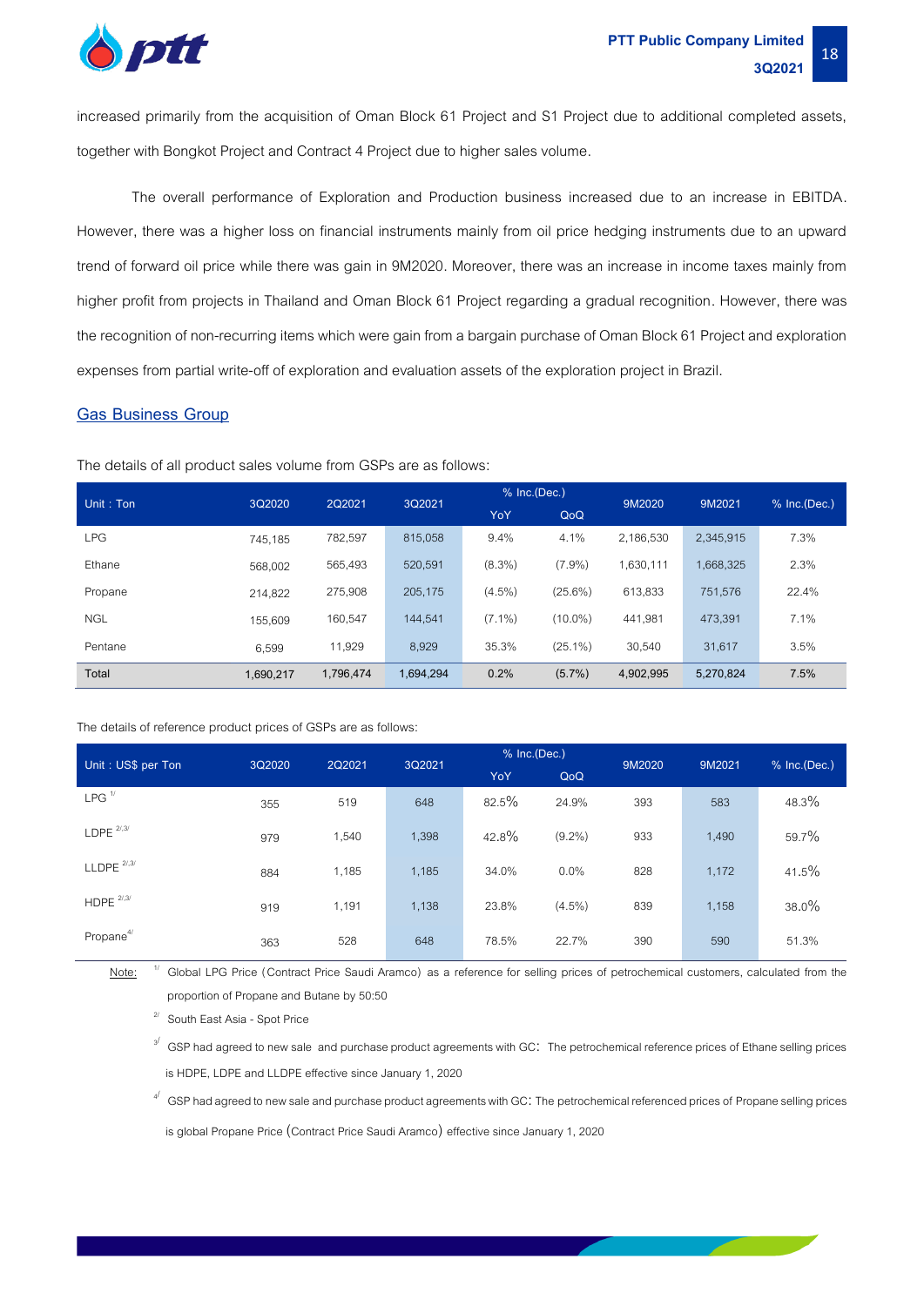increased primarily from the acquisition of Oman Block 61 Project and S1 Project due to additional completed assets, together with Bongkot Project and Contract 4 Project due to higher sales volume.

The overall performance of Exploration and Production business increased due to an increase in EBITDA. However, there was a higher loss on financial instruments mainly from oil price hedging instruments due to an upward trend of forward oil price while there was gain in 9M2020. Moreover, there was an increase in income taxes mainly from higher profit from projects in Thailand and Oman Block 61 Project regarding a gradual recognition. However, there was the recognition of non-recurring items which were gain from a bargain purchase of Oman Block 61 Project and exploration expenses from partial write-off of exploration and evaluation assets of the exploration project in Brazil.

## Gas Business Group

The details of all product sales volume from GSPs are as follows:

| Unit : Ton | 3Q2020 | 2Q2021 | 3Q2021 | % Inc.(Dec.) | | 9M2020 | 9M2021 | % Inc.(Dec.) |
|---|---|---|---|---|---|---|---|---|
| | | | | YoY | QoQ | | | |
| LPG | 745,185 | 782,597 | 815,058 | 9.4% | 4.1% | 2,186,530 | 2,345,915 | 7.3% |
| Ethane | 568,002 | 565,493 | 520,591 | (8.3%) | (7.9%) | 1,630,111 | 1,668,325 | 2.3% |
| Propane | 214,822 | 275,908 | 205,175 | (4.5%) | (25.6%) | 613,833 | 751,576 | 22.4% |
| NGL | 155,609 | 160,547 | 144,541 | (7.1%) | (10.0%) | 441,981 | 473,391 | 7.1% |
| Pentane | 6,599 | 11,929 | 8,929 | 35.3% | (25.1%) | 30,540 | 31,617 | 3.5% |
| Total | 1,690,217 | 1,796,474 | 1,694,294 | 0.2% | (5.7%) | 4,902,995 | 5,270,824 | 7.5% |

The details of reference product prices of GSPs are as follows:

| Unit : US$ per Ton | 3Q2020 | 2Q2021 | 3Q2021 | % Inc.(Dec.) | | 9M2020 | 9M2021 | % Inc.(Dec.) |
|---|---|---|---|---|---|---|---|---|
| | | | | YoY | QoQ | | | |
| LPG [1/] | 355 | 519 | 648 | 82.5% | 24.9% | 393 | 583 | 48.3% |
| LDPE [2/,3/] | 979 | 1,540 | 1,398 | 42.8% | (9.2%) | 933 | 1,490 | 59.7% |
| LLDPE [2/,3/] | 884 | 1,185 | 1,185 | 34.0% | 0.0% | 828 | 1,172 | 41.5% |
| HDPE [2/,3/] | 919 | 1,191 | 1,138 | 23.8% | (4.5%) | 839 | 1,158 | 38.0% |
| Propane [4/] | 363 | 528 | 648 | 78.5% | 22.7% | 390 | 590 | 51.3% |

Note: [1/] Global LPG Price (Contract Price Saudi Aramco) as a reference for selling prices of petrochemical customers, calculated from the proportion of Propane and Butane by 50:50

[2/] South East Asia - Spot Price

[3/] GSP had agreed to new sale and purchase product agreements with GC: The petrochemical reference prices of Ethane selling prices is HDPE, LDPE and LLDPE effective since January 1, 2020

[4/] GSP had agreed to new sale and purchase product agreements with GC: The petrochemical referenced prices of Propane selling prices is global Propane Price (Contract Price Saudi Aramco) effective since January 1, 2020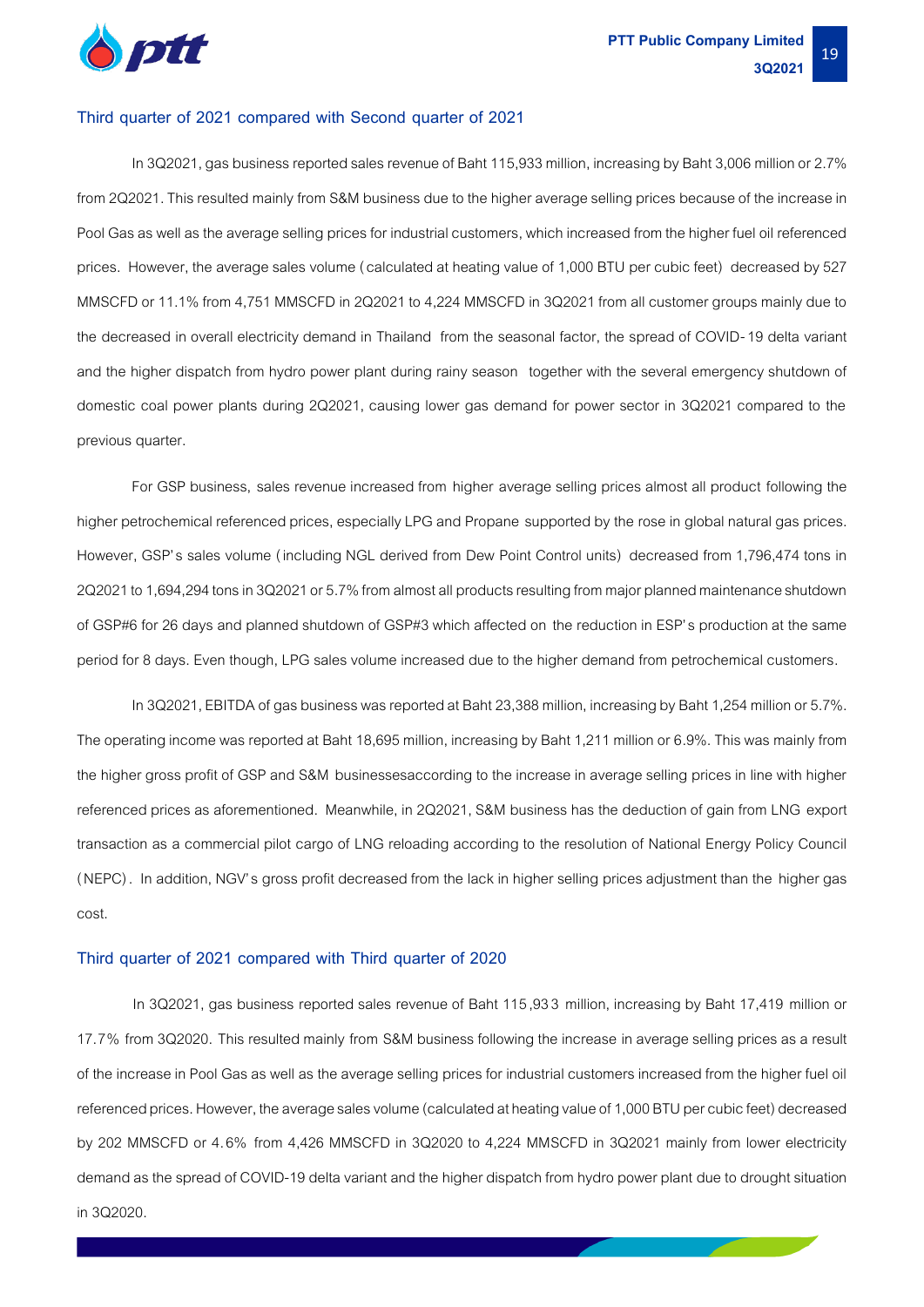### Third quarter of 2021 compared with Second quarter of 2021

In 3Q2021, gas business reported sales revenue of Baht 115,933 million, increasing by Baht 3,006 million or 2.7% from 2Q2021. This resulted mainly from S&M business due to the higher average selling prices because of the increase in Pool Gas as well as the average selling prices for industrial customers, which increased from the higher fuel oil referenced prices. However, the average sales volume (calculated at heating value of 1,000 BTU per cubic feet) decreased by 527 MMSCFD or 11.1% from 4,751 MMSCFD in 2Q2021 to 4,224 MMSCFD in 3Q2021 from all customer groups mainly due to the decreased in overall electricity demand in Thailand from the seasonal factor, the spread of COVID-19 delta variant and the higher dispatch from hydro power plant during rainy season together with the several emergency shutdown of domestic coal power plants during 2Q2021, causing lower gas demand for power sector in 3Q2021 compared to the previous quarter.

For GSP business, sales revenue increased from higher average selling prices almost all product following the higher petrochemical referenced prices, especially LPG and Propane supported by the rose in global natural gas prices. However, GSP's sales volume (including NGL derived from Dew Point Control units) decreased from 1,796,474 tons in 2Q2021 to 1,694,294 tons in 3Q2021 or 5.7% from almost all products resulting from major planned maintenance shutdown of GSP#6 for 26 days and planned shutdown of GSP#3 which affected on the reduction in ESP's production at the same period for 8 days. Even though, LPG sales volume increased due to the higher demand from petrochemical customers.

In 3Q2021, EBITDA of gas business was reported at Baht 23,388 million, increasing by Baht 1,254 million or 5.7%. The operating income was reported at Baht 18,695 million, increasing by Baht 1,211 million or 6.9%. This was mainly from the higher gross profit of GSP and S&M businessesaccording to the increase in average selling prices in line with higher referenced prices as aforementioned. Meanwhile, in 2Q2021, S&M business has the deduction of gain from LNG export transaction as a commercial pilot cargo of LNG reloading according to the resolution of National Energy Policy Council (NEPC). In addition, NGV's gross profit decreased from the lack in higher selling prices adjustment than the higher gas cost.

### Third quarter of 2021 compared with Third quarter of 2020

In 3Q2021, gas business reported sales revenue of Baht 115,933 million, increasing by Baht 17,419 million or 17.7% from 3Q2020. This resulted mainly from S&M business following the increase in average selling prices as a result of the increase in Pool Gas as well as the average selling prices for industrial customers increased from the higher fuel oil referenced prices. However, the average sales volume (calculated at heating value of 1,000 BTU per cubic feet) decreased by 202 MMSCFD or 4.6% from 4,426 MMSCFD in 3Q2020 to 4,224 MMSCFD in 3Q2021 mainly from lower electricity demand as the spread of COVID-19 delta variant and the higher dispatch from hydro power plant due to drought situation in 3Q2020.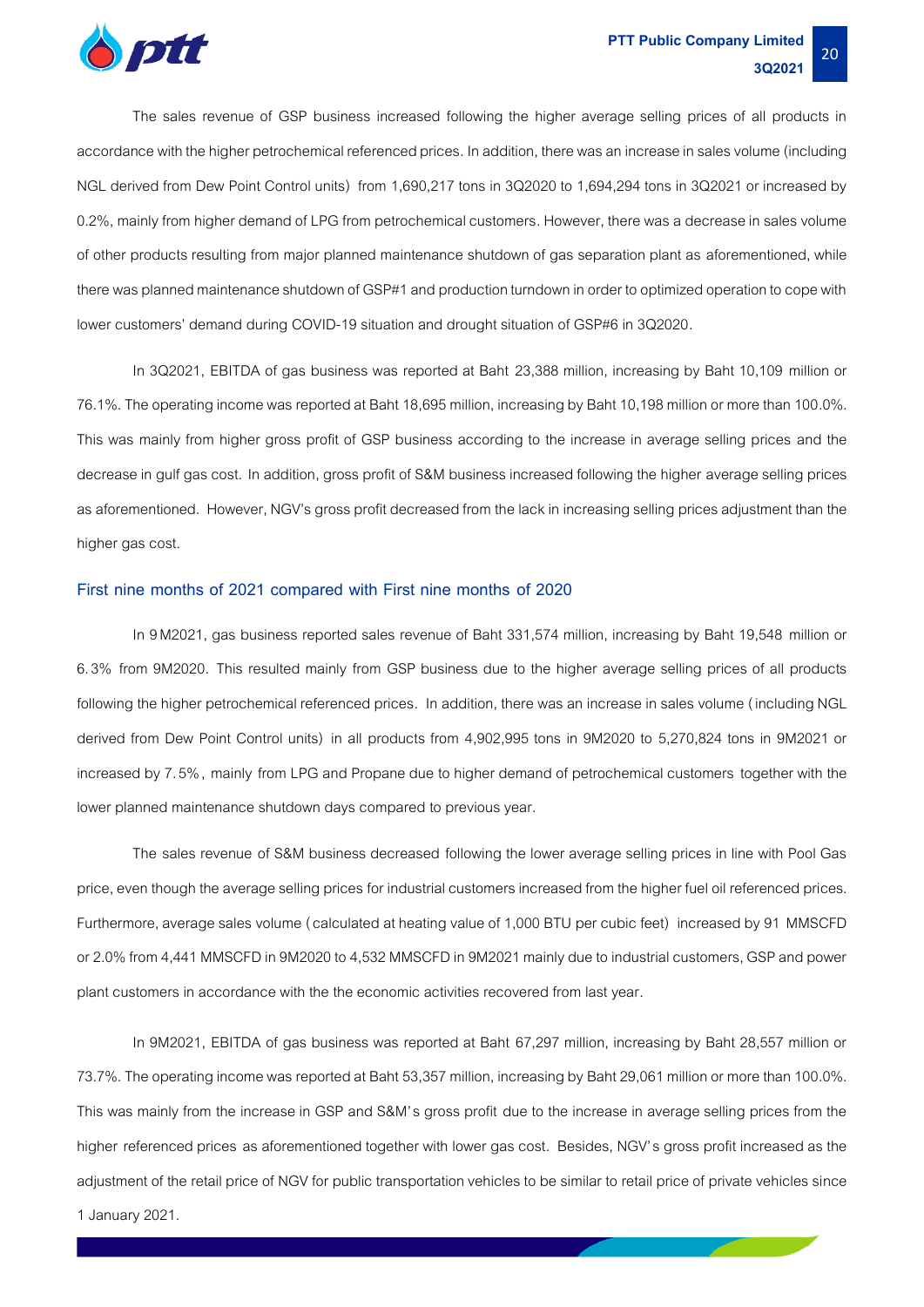The sales revenue of GSP business increased following the higher average selling prices of all products in accordance with the higher petrochemical referenced prices. In addition, there was an increase in sales volume (including NGL derived from Dew Point Control units) from 1,690,217 tons in 3Q2020 to 1,694,294 tons in 3Q2021 or increased by 0.2%, mainly from higher demand of LPG from petrochemical customers. However, there was a decrease in sales volume of other products resulting from major planned maintenance shutdown of gas separation plant as aforementioned, while there was planned maintenance shutdown of GSP#1 and production turndown in order to optimized operation to cope with lower customers' demand during COVID-19 situation and drought situation of GSP#6 in 3Q2020.

In 3Q2021, EBITDA of gas business was reported at Baht 23,388 million, increasing by Baht 10,109 million or 76.1%. The operating income was reported at Baht 18,695 million, increasing by Baht 10,198 million or more than 100.0%. This was mainly from higher gross profit of GSP business according to the increase in average selling prices and the decrease in gulf gas cost. In addition, gross profit of S&M business increased following the higher average selling prices as aforementioned. However, NGV's gross profit decreased from the lack in increasing selling prices adjustment than the higher gas cost.

### First nine months of 2021 compared with First nine months of 2020

In 9M2021, gas business reported sales revenue of Baht 331,574 million, increasing by Baht 19,548 million or 6.3% from 9M2020. This resulted mainly from GSP business due to the higher average selling prices of all products following the higher petrochemical referenced prices. In addition, there was an increase in sales volume (including NGL derived from Dew Point Control units) in all products from 4,902,995 tons in 9M2020 to 5,270,824 tons in 9M2021 or increased by 7.5%, mainly from LPG and Propane due to higher demand of petrochemical customers together with the lower planned maintenance shutdown days compared to previous year.

The sales revenue of S&M business decreased following the lower average selling prices in line with Pool Gas price, even though the average selling prices for industrial customers increased from the higher fuel oil referenced prices. Furthermore, average sales volume (calculated at heating value of 1,000 BTU per cubic feet) increased by 91 MMSCFD or 2.0% from 4,441 MMSCFD in 9M2020 to 4,532 MMSCFD in 9M2021 mainly due to industrial customers, GSP and power plant customers in accordance with the the economic activities recovered from last year.

In 9M2021, EBITDA of gas business was reported at Baht 67,297 million, increasing by Baht 28,557 million or 73.7%. The operating income was reported at Baht 53,357 million, increasing by Baht 29,061 million or more than 100.0%. This was mainly from the increase in GSP and S&M's gross profit due to the increase in average selling prices from the higher referenced prices as aforementioned together with lower gas cost. Besides, NGV's gross profit increased as the adjustment of the retail price of NGV for public transportation vehicles to be similar to retail price of private vehicles since 1 January 2021.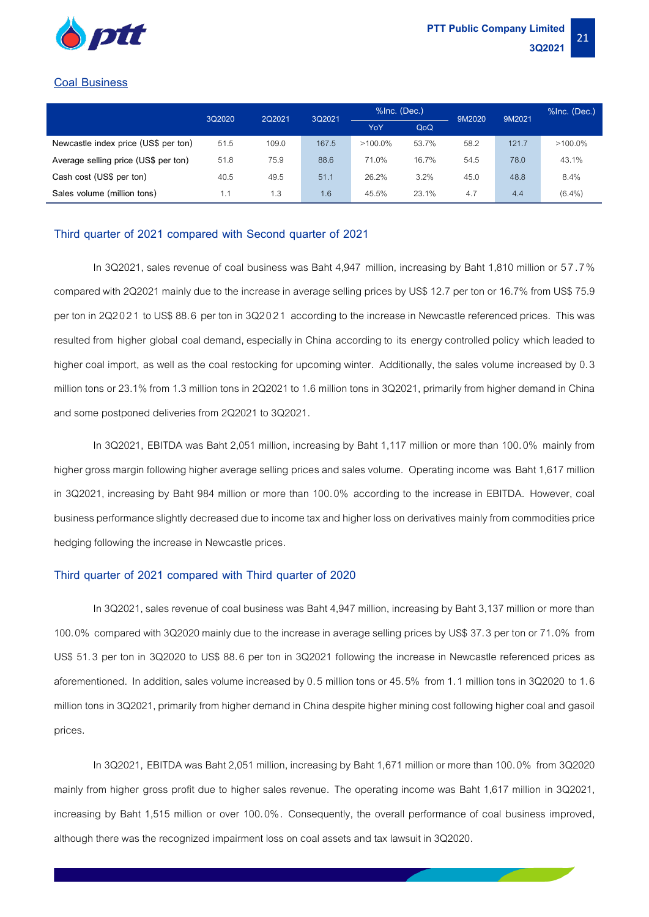## Coal Business

| | 3Q2020 | 2Q2021 | 3Q2021 | %Inc. (Dec.) | | 9M2020 | 9M2021 | %Inc. (Dec.) |
|---|---|---|---|---|---|---|---|---|
| | | | | YoY | QoQ | | | |
| Newcastle index price (US$ per ton) | 51.5 | 109.0 | 167.5 | >100.0% | 53.7% | 58.2 | 121.7 | >100.0% |
| Average selling price (US$ per ton) | 51.8 | 75.9 | 88.6 | 71.0% | 16.7% | 54.5 | 78.0 | 43.1% |
| Cash cost (US$ per ton) | 40.5 | 49.5 | 51.1 | 26.2% | 3.2% | 45.0 | 48.8 | 8.4% |
| Sales volume (million tons) | 1.1 | 1.3 | 1.6 | 45.5% | 23.1% | 4.7 | 4.4 | (6.4%) |

### Third quarter of 2021 compared with Second quarter of 2021

In 3Q2021, sales revenue of coal business was Baht 4,947 million, increasing by Baht 1,810 million or 57.7% compared with 2Q2021 mainly due to the increase in average selling prices by US$ 12.7 per ton or 16.7% from US$ 75.9 per ton in 2Q2021 to US$ 88.6 per ton in 3Q2021 according to the increase in Newcastle referenced prices. This was resulted from higher global coal demand, especially in China according to its energy controlled policy which leaded to higher coal import, as well as the coal restocking for upcoming winter. Additionally, the sales volume increased by 0.3 million tons or 23.1% from 1.3 million tons in 2Q2021 to 1.6 million tons in 3Q2021, primarily from higher demand in China and some postponed deliveries from 2Q2021 to 3Q2021.

In 3Q2021, EBITDA was Baht 2,051 million, increasing by Baht 1,117 million or more than 100.0% mainly from higher gross margin following higher average selling prices and sales volume. Operating income was Baht 1,617 million in 3Q2021, increasing by Baht 984 million or more than 100.0% according to the increase in EBITDA. However, coal business performance slightly decreased due to income tax and higher loss on derivatives mainly from commodities price hedging following the increase in Newcastle prices.

### Third quarter of 2021 compared with Third quarter of 2020

In 3Q2021, sales revenue of coal business was Baht 4,947 million, increasing by Baht 3,137 million or more than 100.0% compared with 3Q2020 mainly due to the increase in average selling prices by US$ 37.3 per ton or 71.0% from US$ 51.3 per ton in 3Q2020 to US$ 88.6 per ton in 3Q2021 following the increase in Newcastle referenced prices as aforementioned. In addition, sales volume increased by 0.5 million tons or 45.5% from 1.1 million tons in 3Q2020 to 1.6 million tons in 3Q2021, primarily from higher demand in China despite higher mining cost following higher coal and gasoil prices.

In 3Q2021, EBITDA was Baht 2,051 million, increasing by Baht 1,671 million or more than 100.0% from 3Q2020 mainly from higher gross profit due to higher sales revenue. The operating income was Baht 1,617 million in 3Q2021, increasing by Baht 1,515 million or over 100.0%. Consequently, the overall performance of coal business improved, although there was the recognized impairment loss on coal assets and tax lawsuit in 3Q2020.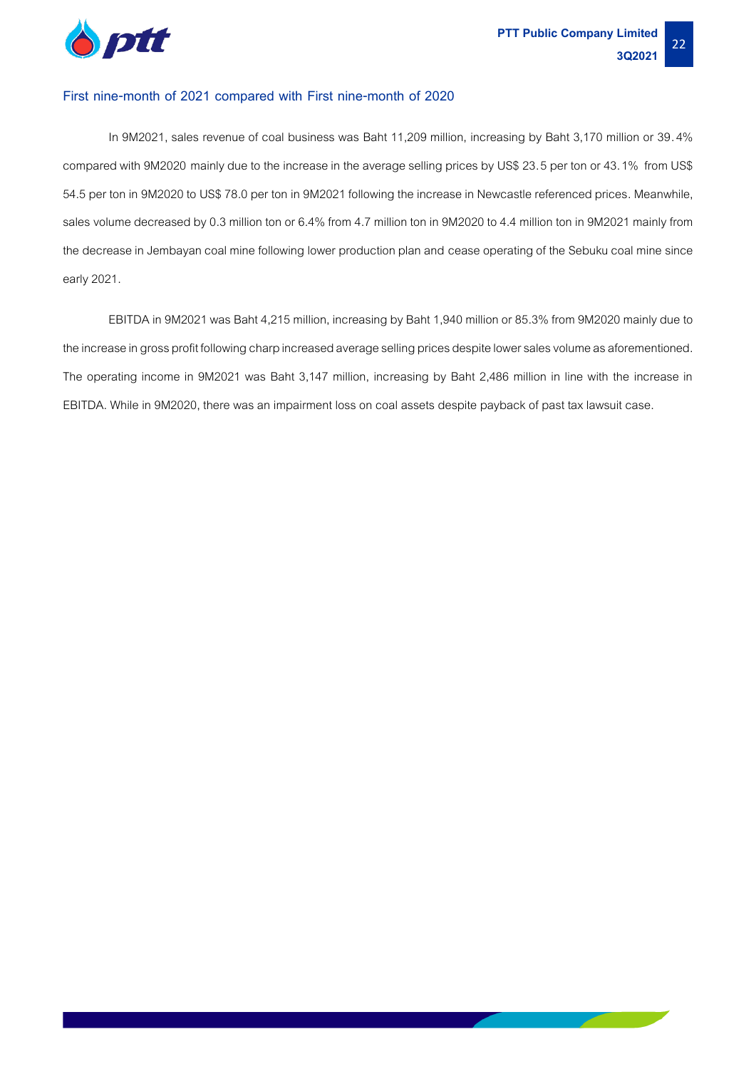### First nine-month of 2021 compared with First nine-month of 2020

In 9M2021, sales revenue of coal business was Baht 11,209 million, increasing by Baht 3,170 million or 39.4% compared with 9M2020 mainly due to the increase in the average selling prices by US$ 23.5 per ton or 43.1% from US$ 54.5 per ton in 9M2020 to US$ 78.0 per ton in 9M2021 following the increase in Newcastle referenced prices. Meanwhile, sales volume decreased by 0.3 million ton or 6.4% from 4.7 million ton in 9M2020 to 4.4 million ton in 9M2021 mainly from the decrease in Jembayan coal mine following lower production plan and cease operating of the Sebuku coal mine since early 2021.

EBITDA in 9M2021 was Baht 4,215 million, increasing by Baht 1,940 million or 85.3% from 9M2020 mainly due to the increase in gross profit following charp increased average selling prices despite lower sales volume as aforementioned. The operating income in 9M2021 was Baht 3,147 million, increasing by Baht 2,486 million in line with the increase in EBITDA. While in 9M2020, there was an impairment loss on coal assets despite payback of past tax lawsuit case.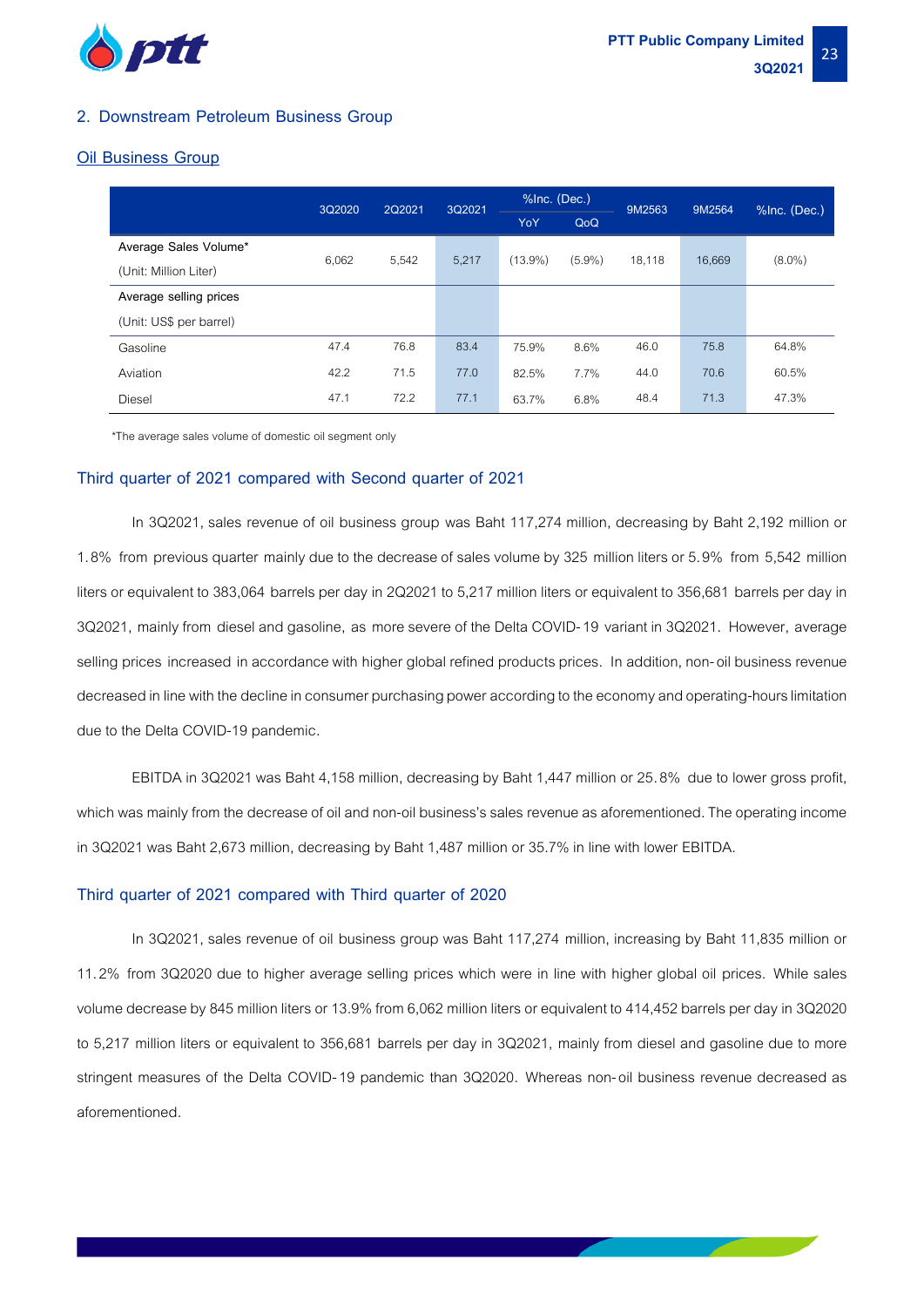## 2. Downstream Petroleum Business Group

### Oil Business Group

| | 3Q2020 | 2Q2021 | 3Q2021 | %Inc. (Dec.) | | 9M2563 | 9M2564 | %Inc. (Dec.) |
|---|---|---|---|---|---|---|---|---|
| | | | | YoY | QoQ | | | |
| Average Sales Volume* (Unit: Million Liter) | 6,062 | 5,542 | 5,217 | (13.9%) | (5.9%) | 18,118 | 16,669 | (8.0%) |
| Average selling prices (Unit: US$ per barrel) | | | | | | | | |
| Gasoline | 47.4 | 76.8 | 83.4 | 75.9% | 8.6% | 46.0 | 75.8 | 64.8% |
| Aviation | 42.2 | 71.5 | 77.0 | 82.5% | 7.7% | 44.0 | 70.6 | 60.5% |
| Diesel | 47.1 | 72.2 | 77.1 | 63.7% | 6.8% | 48.4 | 71.3 | 47.3% |

*The average sales volume of domestic oil segment only

### Third quarter of 2021 compared with Second quarter of 2021

In 3Q2021, sales revenue of oil business group was Baht 117,274 million, decreasing by Baht 2,192 million or 1.8% from previous quarter mainly due to the decrease of sales volume by 325 million liters or 5.9% from 5,542 million liters or equivalent to 383,064 barrels per day in 2Q2021 to 5,217 million liters or equivalent to 356,681 barrels per day in 3Q2021, mainly from diesel and gasoline, as more severe of the Delta COVID-19 variant in 3Q2021. However, average selling prices increased in accordance with higher global refined products prices. In addition, non-oil business revenue decreased in line with the decline in consumer purchasing power according to the economy and operating-hours limitation due to the Delta COVID-19 pandemic.

EBITDA in 3Q2021 was Baht 4,158 million, decreasing by Baht 1,447 million or 25.8% due to lower gross profit, which was mainly from the decrease of oil and non-oil business's sales revenue as aforementioned. The operating income in 3Q2021 was Baht 2,673 million, decreasing by Baht 1,487 million or 35.7% in line with lower EBITDA.

### Third quarter of 2021 compared with Third quarter of 2020

In 3Q2021, sales revenue of oil business group was Baht 117,274 million, increasing by Baht 11,835 million or 11.2% from 3Q2020 due to higher average selling prices which were in line with higher global oil prices. While sales volume decrease by 845 million liters or 13.9% from 6,062 million liters or equivalent to 414,452 barrels per day in 3Q2020 to 5,217 million liters or equivalent to 356,681 barrels per day in 3Q2021, mainly from diesel and gasoline due to more stringent measures of the Delta COVID-19 pandemic than 3Q2020. Whereas non-oil business revenue decreased as aforementioned.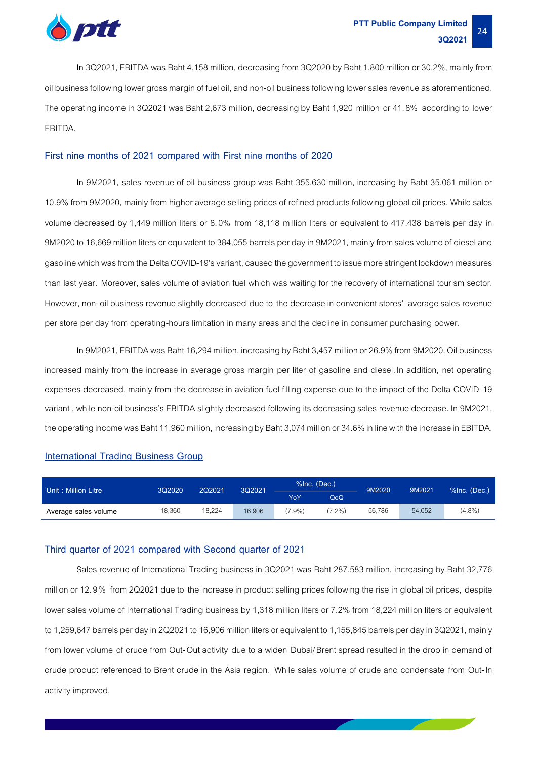In 3Q2021, EBITDA was Baht 4,158 million, decreasing from 3Q2020 by Baht 1,800 million or 30.2%, mainly from oil business following lower gross margin of fuel oil, and non-oil business following lower sales revenue as aforementioned. The operating income in 3Q2021 was Baht 2,673 million, decreasing by Baht 1,920 million or 41.8% according to lower EBITDA.

### First nine months of 2021 compared with First nine months of 2020

In 9M2021, sales revenue of oil business group was Baht 355,630 million, increasing by Baht 35,061 million or 10.9% from 9M2020, mainly from higher average selling prices of refined products following global oil prices. While sales volume decreased by 1,449 million liters or 8.0% from 18,118 million liters or equivalent to 417,438 barrels per day in 9M2020 to 16,669 million liters or equivalent to 384,055 barrels per day in 9M2021, mainly from sales volume of diesel and gasoline which was from the Delta COVID-19's variant, caused the government to issue more stringent lockdown measures than last year. Moreover, sales volume of aviation fuel which was waiting for the recovery of international tourism sector. However, non-oil business revenue slightly decreased due to the decrease in convenient stores' average sales revenue per store per day from operating-hours limitation in many areas and the decline in consumer purchasing power.

In 9M2021, EBITDA was Baht 16,294 million, increasing by Baht 3,457 million or 26.9% from 9M2020. Oil business increased mainly from the increase in average gross margin per liter of gasoline and diesel. In addition, net operating expenses decreased, mainly from the decrease in aviation fuel filling expense due to the impact of the Delta COVID-19 variant , while non-oil business's EBITDA slightly decreased following its decreasing sales revenue decrease. In 9M2021, the operating income was Baht 11,960 million, increasing by Baht 3,074 million or 34.6% in line with the increase in EBITDA.

## International Trading Business Group

| Unit : Million Litre | 3Q2020 | 2Q2021 | 3Q2021 | %Inc. (Dec.) | | 9M2020 | 9M2021 | %Inc. (Dec.) |
|---|---|---|---|---|---|---|---|---|
| | | | | YoY | QoQ | | | |
| Average sales volume | 18,360 | 18,224 | 16,906 | (7.9%) | (7.2%) | 56,786 | 54,052 | (4.8%) |

### Third quarter of 2021 compared with Second quarter of 2021

Sales revenue of International Trading business in 3Q2021 was Baht 287,583 million, increasing by Baht 32,776 million or 12.9% from 2Q2021 due to the increase in product selling prices following the rise in global oil prices, despite lower sales volume of International Trading business by 1,318 million liters or 7.2% from 18,224 million liters or equivalent to 1,259,647 barrels per day in 2Q2021 to 16,906 million liters or equivalent to 1,155,845 barrels per day in 3Q2021, mainly from lower volume of crude from Out-Out activity due to a widen Dubai/Brent spread resulted in the drop in demand of crude product referenced to Brent crude in the Asia region. While sales volume of crude and condensate from Out-In activity improved.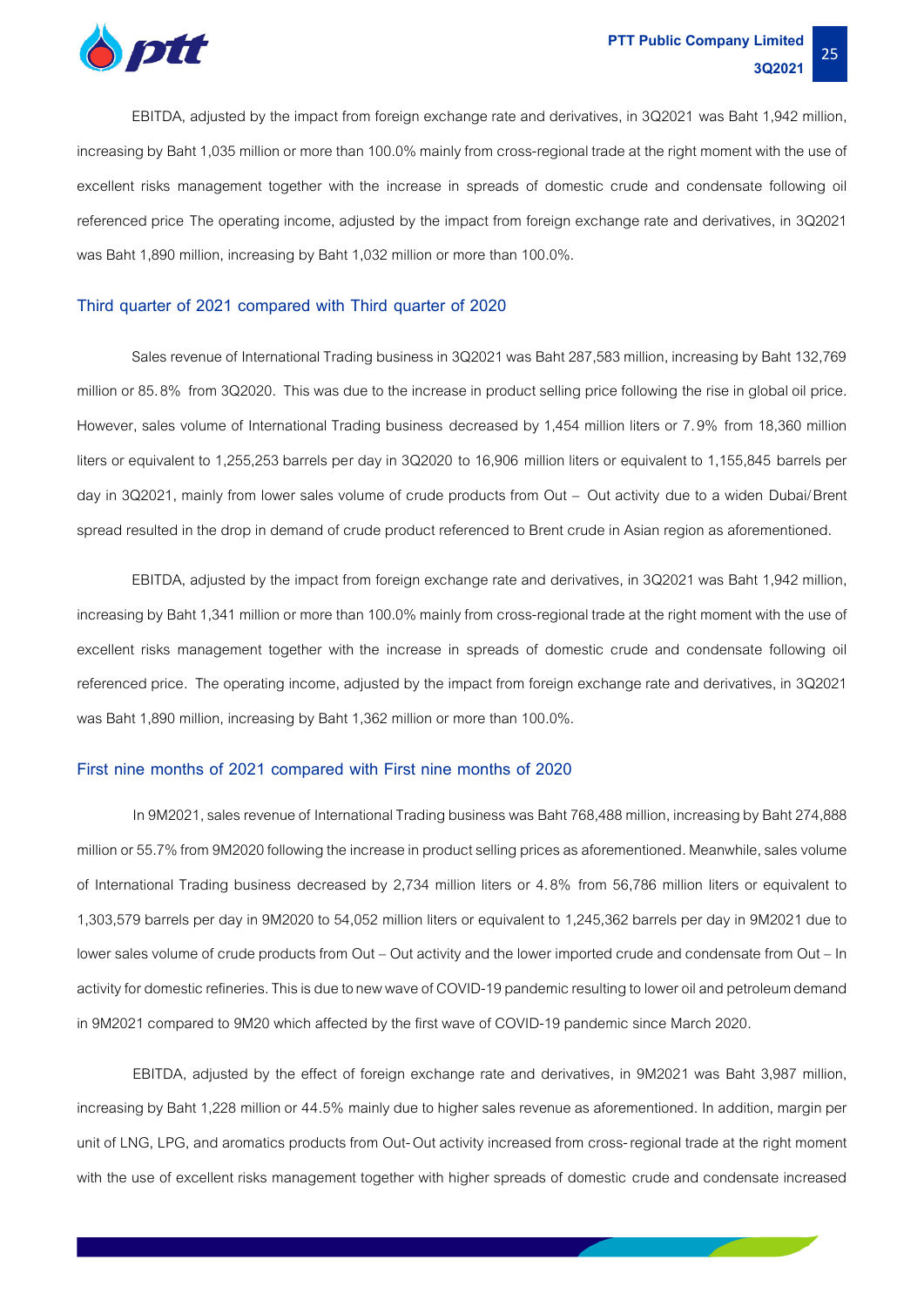EBITDA, adjusted by the impact from foreign exchange rate and derivatives, in 3Q2021 was Baht 1,942 million, increasing by Baht 1,035 million or more than 100.0% mainly from cross-regional trade at the right moment with the use of excellent risks management together with the increase in spreads of domestic crude and condensate following oil referenced price The operating income, adjusted by the impact from foreign exchange rate and derivatives, in 3Q2021 was Baht 1,890 million, increasing by Baht 1,032 million or more than 100.0%.

### Third quarter of 2021 compared with Third quarter of 2020

Sales revenue of International Trading business in 3Q2021 was Baht 287,583 million, increasing by Baht 132,769 million or 85.8% from 3Q2020. This was due to the increase in product selling price following the rise in global oil price. However, sales volume of International Trading business decreased by 1,454 million liters or 7.9% from 18,360 million liters or equivalent to 1,255,253 barrels per day in 3Q2020 to 16,906 million liters or equivalent to 1,155,845 barrels per day in 3Q2021, mainly from lower sales volume of crude products from Out – Out activity due to a widen Dubai/Brent spread resulted in the drop in demand of crude product referenced to Brent crude in Asian region as aforementioned.

EBITDA, adjusted by the impact from foreign exchange rate and derivatives, in 3Q2021 was Baht 1,942 million, increasing by Baht 1,341 million or more than 100.0% mainly from cross-regional trade at the right moment with the use of excellent risks management together with the increase in spreads of domestic crude and condensate following oil referenced price. The operating income, adjusted by the impact from foreign exchange rate and derivatives, in 3Q2021 was Baht 1,890 million, increasing by Baht 1,362 million or more than 100.0%.

### First nine months of 2021 compared with First nine months of 2020

In 9M2021, sales revenue of International Trading business was Baht 768,488 million, increasing by Baht 274,888 million or 55.7% from 9M2020 following the increase in product selling prices as aforementioned. Meanwhile, sales volume of International Trading business decreased by 2,734 million liters or 4.8% from 56,786 million liters or equivalent to 1,303,579 barrels per day in 9M2020 to 54,052 million liters or equivalent to 1,245,362 barrels per day in 9M2021 due to lower sales volume of crude products from Out – Out activity and the lower imported crude and condensate from Out – In activity for domestic refineries. This is due to new wave of COVID-19 pandemic resulting to lower oil and petroleum demand in 9M2021 compared to 9M20 which affected by the first wave of COVID-19 pandemic since March 2020.

EBITDA, adjusted by the effect of foreign exchange rate and derivatives, in 9M2021 was Baht 3,987 million, increasing by Baht 1,228 million or 44.5% mainly due to higher sales revenue as aforementioned. In addition, margin per unit of LNG, LPG, and aromatics products from Out-Out activity increased from cross-regional trade at the right moment with the use of excellent risks management together with higher spreads of domestic crude and condensate increased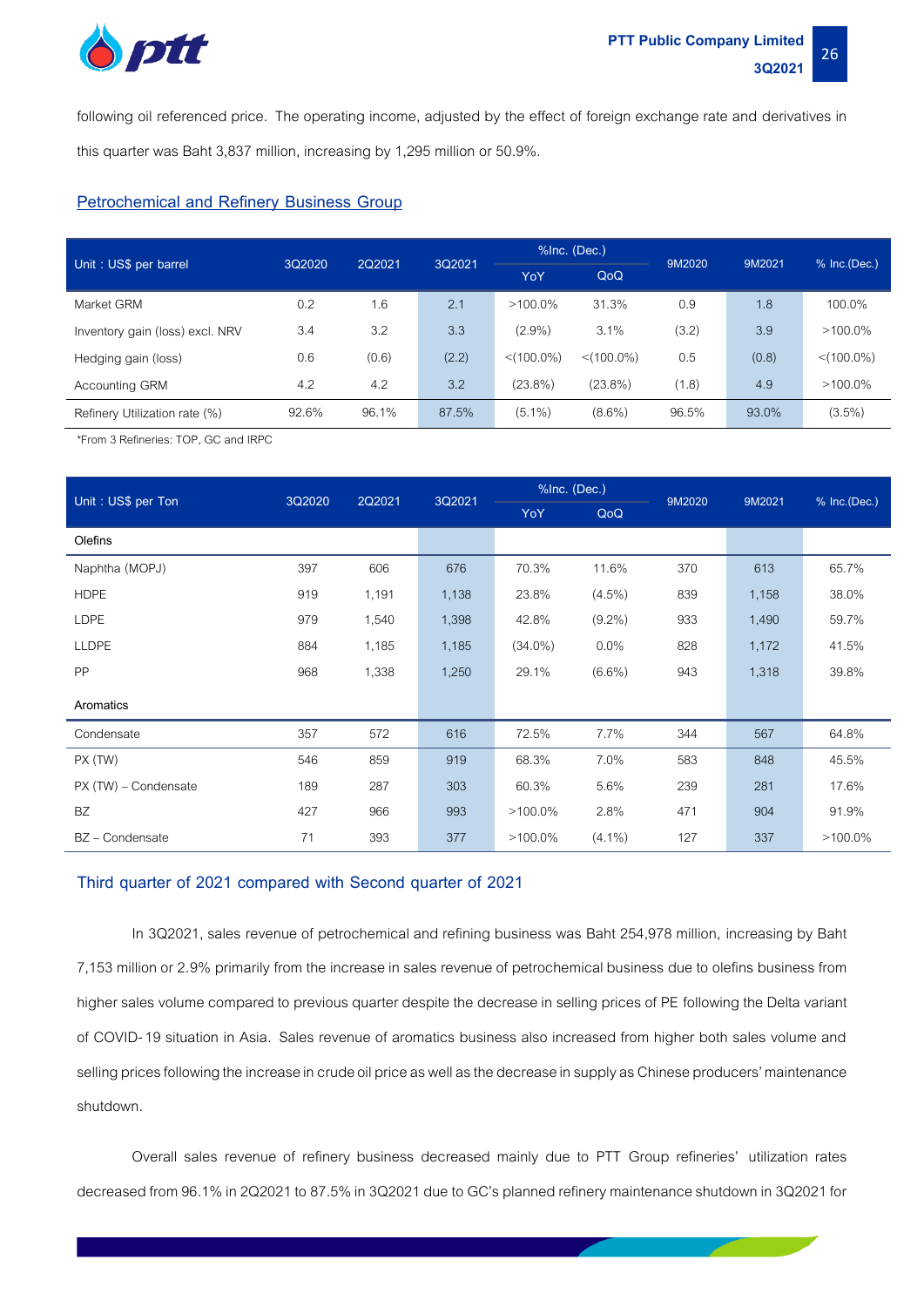following oil referenced price. The operating income, adjusted by the effect of foreign exchange rate and derivatives in this quarter was Baht 3,837 million, increasing by 1,295 million or 50.9%.

## Petrochemical and Refinery Business Group

| Unit : US$ per barrel | 3Q2020 | 2Q2021 | 3Q2021 | %Inc. (Dec.) | | 9M2020 | 9M2021 | % Inc.(Dec.) |
|---|---|---|---|---|---|---|---|---|
| | | | | YoY | QoQ | | | |
| Market GRM | 0.2 | 1.6 | 2.1 | >100.0% | 31.3% | 0.9 | 1.8 | 100.0% |
| Inventory gain (loss) excl. NRV | 3.4 | 3.2 | 3.3 | (2.9%) | 3.1% | (3.2) | 3.9 | >100.0% |
| Hedging gain (loss) | 0.6 | (0.6) | (2.2) | <(100.0%) | <(100.0%) | 0.5 | (0.8) | <(100.0%) |
| Accounting GRM | 4.2 | 4.2 | 3.2 | (23.8%) | (23.8%) | (1.8) | 4.9 | >100.0% |
| Refinery Utilization rate (%) | 92.6% | 96.1% | 87.5% | (5.1%) | (8.6%) | 96.5% | 93.0% | (3.5%) |

*From 3 Refineries: TOP, GC and IRPC

| Unit : US$ per Ton | 3Q2020 | 2Q2021 | 3Q2021 | %Inc. (Dec.) | | 9M2020 | 9M2021 | % Inc.(Dec.) |
|---|---|---|---|---|---|---|---|---|
| | | | | YoY | QoQ | | | |
| **Olefins** | | | | | | | | |
| Naphtha (MOPJ) | 397 | 606 | 676 | 70.3% | 11.6% | 370 | 613 | 65.7% |
| HDPE | 919 | 1,191 | 1,138 | 23.8% | (4.5%) | 839 | 1,158 | 38.0% |
| LDPE | 979 | 1,540 | 1,398 | 42.8% | (9.2%) | 933 | 1,490 | 59.7% |
| LLDPE | 884 | 1,185 | 1,185 | (34.0%) | 0.0% | 828 | 1,172 | 41.5% |
| PP | 968 | 1,338 | 1,250 | 29.1% | (6.6%) | 943 | 1,318 | 39.8% |
| **Aromatics** | | | | | | | | |
| Condensate | 357 | 572 | 616 | 72.5% | 7.7% | 344 | 567 | 64.8% |
| PX (TW) | 546 | 859 | 919 | 68.3% | 7.0% | 583 | 848 | 45.5% |
| PX (TW) – Condensate | 189 | 287 | 303 | 60.3% | 5.6% | 239 | 281 | 17.6% |
| BZ | 427 | 966 | 993 | >100.0% | 2.8% | 471 | 904 | 91.9% |
| BZ – Condensate | 71 | 393 | 377 | >100.0% | (4.1%) | 127 | 337 | >100.0% |

### Third quarter of 2021 compared with Second quarter of 2021

In 3Q2021, sales revenue of petrochemical and refining business was Baht 254,978 million, increasing by Baht 7,153 million or 2.9% primarily from the increase in sales revenue of petrochemical business due to olefins business from higher sales volume compared to previous quarter despite the decrease in selling prices of PE following the Delta variant of COVID-19 situation in Asia. Sales revenue of aromatics business also increased from higher both sales volume and selling prices following the increase in crude oil price as well as the decrease in supply as Chinese producers' maintenance shutdown.

Overall sales revenue of refinery business decreased mainly due to PTT Group refineries' utilization rates decreased from 96.1% in 2Q2021 to 87.5% in 3Q2021 due to GC's planned refinery maintenance shutdown in 3Q2021 for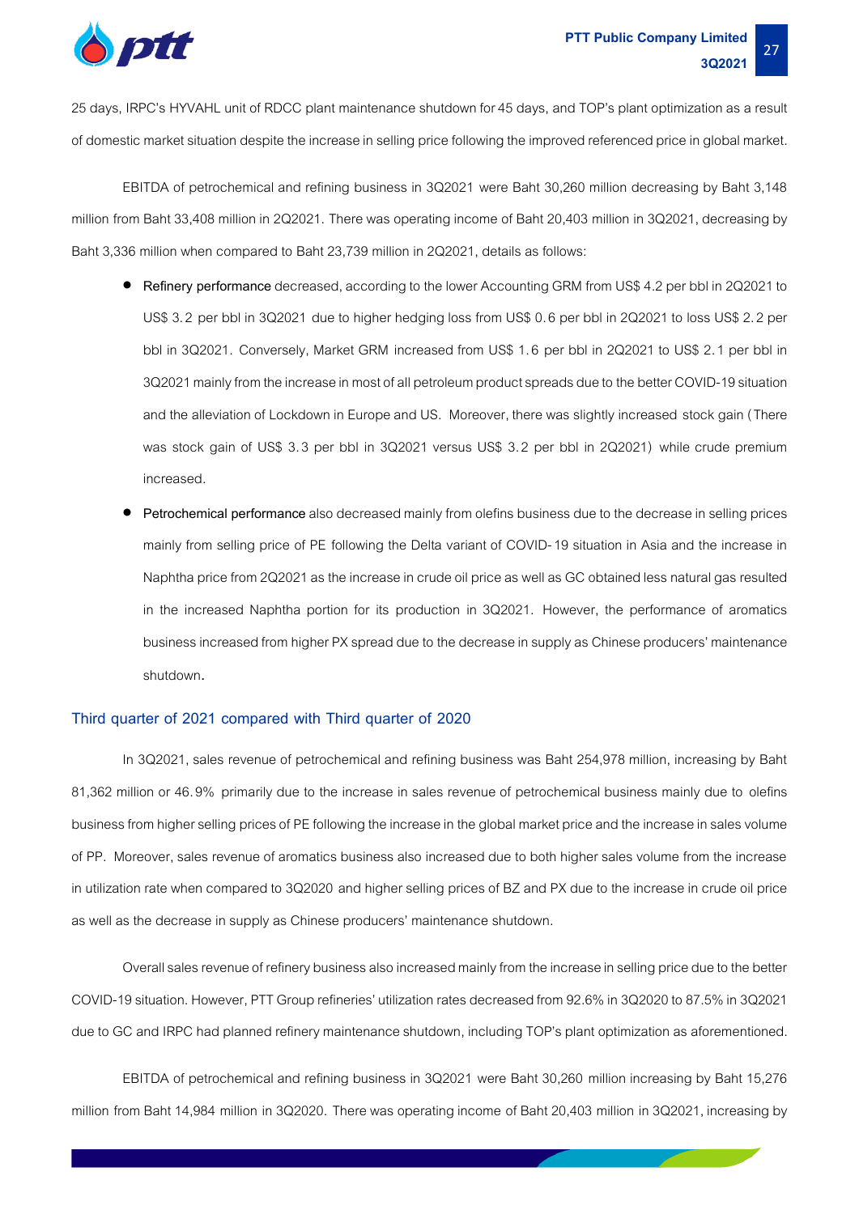25 days, IRPC's HYVAHL unit of RDCC plant maintenance shutdown for 45 days, and TOP's plant optimization as a result of domestic market situation despite the increase in selling price following the improved referenced price in global market.

EBITDA of petrochemical and refining business in 3Q2021 were Baht 30,260 million decreasing by Baht 3,148 million from Baht 33,408 million in 2Q2021. There was operating income of Baht 20,403 million in 3Q2021, decreasing by Baht 3,336 million when compared to Baht 23,739 million in 2Q2021, details as follows:

- **Refinery performance** decreased, according to the lower Accounting GRM from US$ 4.2 per bbl in 2Q2021 to US$ 3.2 per bbl in 3Q2021 due to higher hedging loss from US$ 0.6 per bbl in 2Q2021 to loss US$ 2.2 per bbl in 3Q2021. Conversely, Market GRM increased from US$ 1.6 per bbl in 2Q2021 to US$ 2.1 per bbl in 3Q2021 mainly from the increase in most of all petroleum product spreads due to the better COVID-19 situation and the alleviation of Lockdown in Europe and US. Moreover, there was slightly increased stock gain (There was stock gain of US$ 3.3 per bbl in 3Q2021 versus US$ 3.2 per bbl in 2Q2021) while crude premium increased.
- **Petrochemical performance** also decreased mainly from olefins business due to the decrease in selling prices mainly from selling price of PE following the Delta variant of COVID-19 situation in Asia and the increase in Naphtha price from 2Q2021 as the increase in crude oil price as well as GC obtained less natural gas resulted in the increased Naphtha portion for its production in 3Q2021. However, the performance of aromatics business increased from higher PX spread due to the decrease in supply as Chinese producers' maintenance shutdown.

## Third quarter of 2021 compared with Third quarter of 2020

In 3Q2021, sales revenue of petrochemical and refining business was Baht 254,978 million, increasing by Baht 81,362 million or 46.9% primarily due to the increase in sales revenue of petrochemical business mainly due to olefins business from higher selling prices of PE following the increase in the global market price and the increase in sales volume of PP. Moreover, sales revenue of aromatics business also increased due to both higher sales volume from the increase in utilization rate when compared to 3Q2020 and higher selling prices of BZ and PX due to the increase in crude oil price as well as the decrease in supply as Chinese producers' maintenance shutdown.

Overall sales revenue of refinery business also increased mainly from the increase in selling price due to the better COVID-19 situation. However, PTT Group refineries' utilization rates decreased from 92.6% in 3Q2020 to 87.5% in 3Q2021 due to GC and IRPC had planned refinery maintenance shutdown, including TOP's plant optimization as aforementioned.

EBITDA of petrochemical and refining business in 3Q2021 were Baht 30,260 million increasing by Baht 15,276 million from Baht 14,984 million in 3Q2020. There was operating income of Baht 20,403 million in 3Q2021, increasing by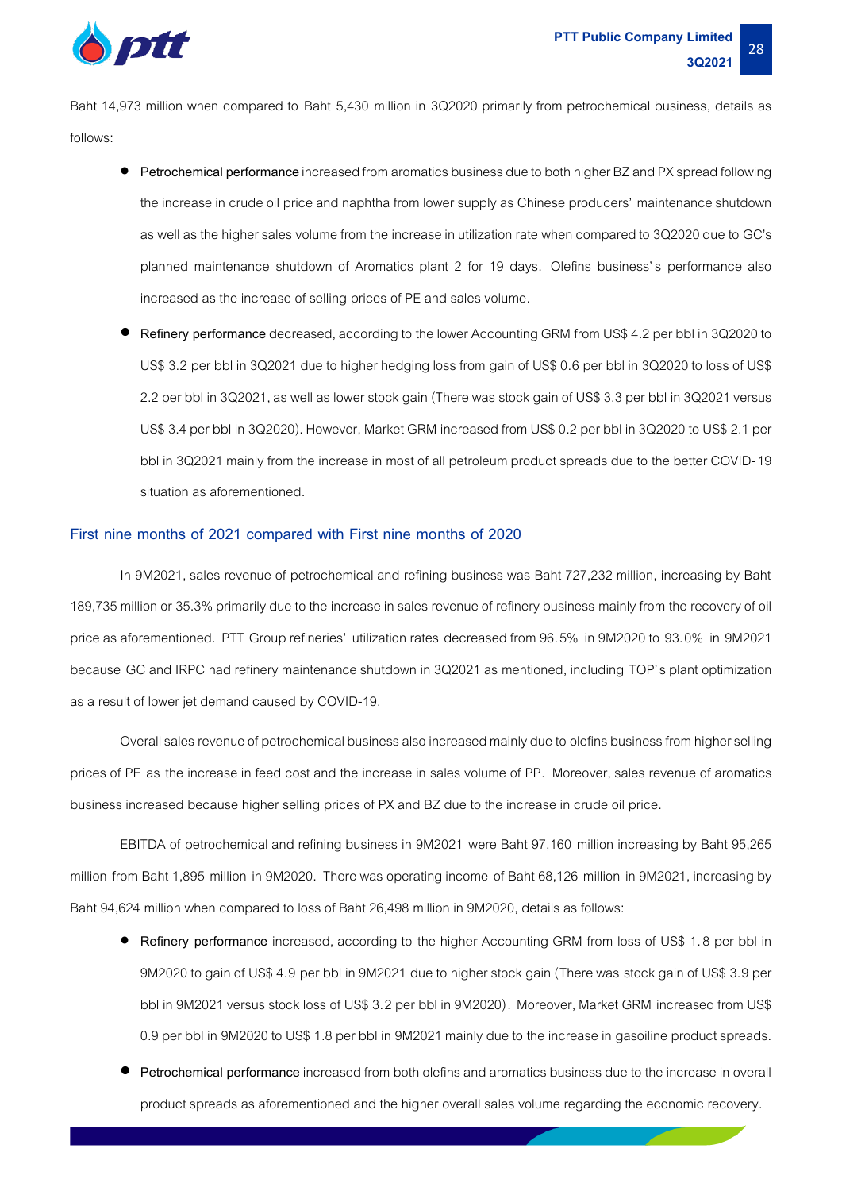Baht 14,973 million when compared to Baht 5,430 million in 3Q2020 primarily from petrochemical business, details as follows:

- **Petrochemical performance** increased from aromatics business due to both higher BZ and PX spread following the increase in crude oil price and naphtha from lower supply as Chinese producers' maintenance shutdown as well as the higher sales volume from the increase in utilization rate when compared to 3Q2020 due to GC's planned maintenance shutdown of Aromatics plant 2 for 19 days. Olefins business's performance also increased as the increase of selling prices of PE and sales volume.
- **Refinery performance** decreased, according to the lower Accounting GRM from US$ 4.2 per bbl in 3Q2020 to US$ 3.2 per bbl in 3Q2021 due to higher hedging loss from gain of US$ 0.6 per bbl in 3Q2020 to loss of US$ 2.2 per bbl in 3Q2021, as well as lower stock gain (There was stock gain of US$ 3.3 per bbl in 3Q2021 versus US$ 3.4 per bbl in 3Q2020). However, Market GRM increased from US$ 0.2 per bbl in 3Q2020 to US$ 2.1 per bbl in 3Q2021 mainly from the increase in most of all petroleum product spreads due to the better COVID-19 situation as aforementioned.

## First nine months of 2021 compared with First nine months of 2020

In 9M2021, sales revenue of petrochemical and refining business was Baht 727,232 million, increasing by Baht 189,735 million or 35.3% primarily due to the increase in sales revenue of refinery business mainly from the recovery of oil price as aforementioned. PTT Group refineries' utilization rates decreased from 96.5% in 9M2020 to 93.0% in 9M2021 because GC and IRPC had refinery maintenance shutdown in 3Q2021 as mentioned, including TOP's plant optimization as a result of lower jet demand caused by COVID-19.

Overall sales revenue of petrochemical business also increased mainly due to olefins business from higher selling prices of PE as the increase in feed cost and the increase in sales volume of PP. Moreover, sales revenue of aromatics business increased because higher selling prices of PX and BZ due to the increase in crude oil price.

EBITDA of petrochemical and refining business in 9M2021 were Baht 97,160 million increasing by Baht 95,265 million from Baht 1,895 million in 9M2020. There was operating income of Baht 68,126 million in 9M2021, increasing by Baht 94,624 million when compared to loss of Baht 26,498 million in 9M2020, details as follows:

- **Refinery performance** increased, according to the higher Accounting GRM from loss of US$ 1.8 per bbl in 9M2020 to gain of US$ 4.9 per bbl in 9M2021 due to higher stock gain (There was stock gain of US$ 3.9 per bbl in 9M2021 versus stock loss of US$ 3.2 per bbl in 9M2020). Moreover, Market GRM increased from US$ 0.9 per bbl in 9M2020 to US$ 1.8 per bbl in 9M2021 mainly due to the increase in gasoiline product spreads.
- **Petrochemical performance** increased from both olefins and aromatics business due to the increase in overall product spreads as aforementioned and the higher overall sales volume regarding the economic recovery.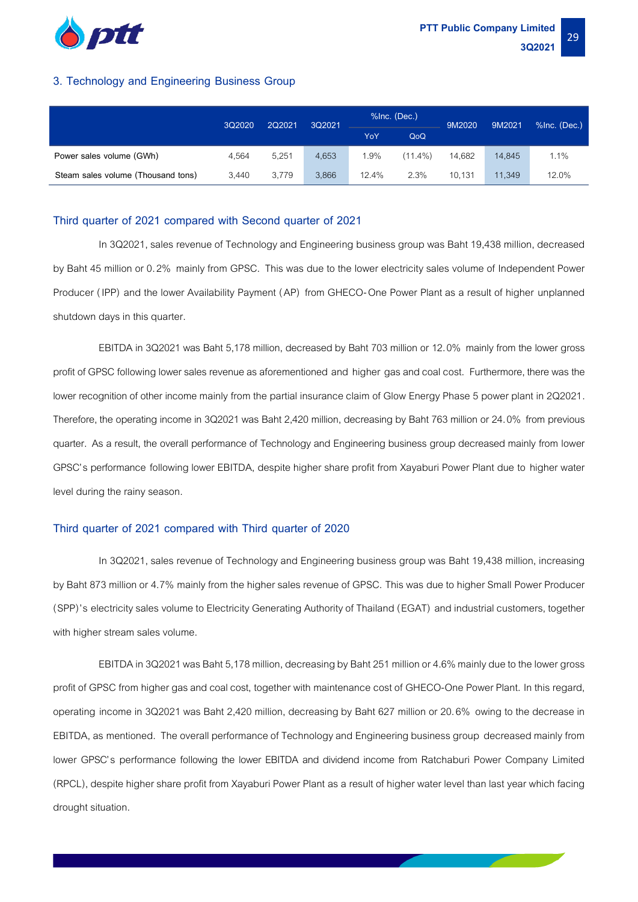## 3. Technology and Engineering Business Group

|  | 3Q2020 | 2Q2021 | 3Q2021 | %Inc. (Dec.) |  | 9M2020 | 9M2021 | %Inc. (Dec.) |
|---|---|---|---|---|---|---|---|---|
|  |  |  |  | YoY | QoQ |  |  |  |
| Power sales volume (GWh) | 4,564 | 5,251 | 4,653 | 1.9% | (11.4%) | 14,682 | 14,845 | 1.1% |
| Steam sales volume (Thousand tons) | 3,440 | 3,779 | 3,866 | 12.4% | 2.3% | 10,131 | 11,349 | 12.0% |

### Third quarter of 2021 compared with Second quarter of 2021

In 3Q2021, sales revenue of Technology and Engineering business group was Baht 19,438 million, decreased by Baht 45 million or 0.2% mainly from GPSC. This was due to the lower electricity sales volume of Independent Power Producer (IPP) and the lower Availability Payment (AP) from GHECO-One Power Plant as a result of higher unplanned shutdown days in this quarter.

EBITDA in 3Q2021 was Baht 5,178 million, decreased by Baht 703 million or 12.0% mainly from the lower gross profit of GPSC following lower sales revenue as aforementioned and higher gas and coal cost. Furthermore, there was the lower recognition of other income mainly from the partial insurance claim of Glow Energy Phase 5 power plant in 2Q2021. Therefore, the operating income in 3Q2021 was Baht 2,420 million, decreasing by Baht 763 million or 24.0% from previous quarter. As a result, the overall performance of Technology and Engineering business group decreased mainly from lower GPSC's performance following lower EBITDA, despite higher share profit from Xayaburi Power Plant due to higher water level during the rainy season.

### Third quarter of 2021 compared with Third quarter of 2020

In 3Q2021, sales revenue of Technology and Engineering business group was Baht 19,438 million, increasing by Baht 873 million or 4.7% mainly from the higher sales revenue of GPSC. This was due to higher Small Power Producer (SPP)'s electricity sales volume to Electricity Generating Authority of Thailand (EGAT) and industrial customers, together with higher stream sales volume.

EBITDA in 3Q2021 was Baht 5,178 million, decreasing by Baht 251 million or 4.6% mainly due to the lower gross profit of GPSC from higher gas and coal cost, together with maintenance cost of GHECO-One Power Plant. In this regard, operating income in 3Q2021 was Baht 2,420 million, decreasing by Baht 627 million or 20.6% owing to the decrease in EBITDA, as mentioned. The overall performance of Technology and Engineering business group decreased mainly from lower GPSC's performance following the lower EBITDA and dividend income from Ratchaburi Power Company Limited (RPCL), despite higher share profit from Xayaburi Power Plant as a result of higher water level than last year which facing drought situation.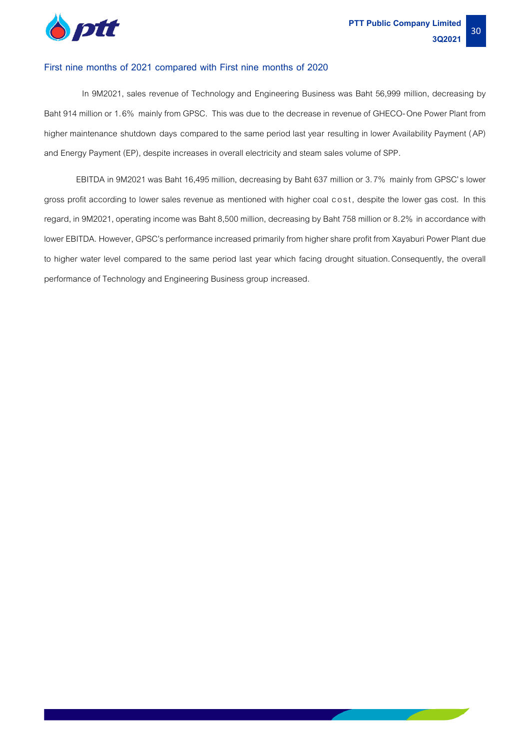### First nine months of 2021 compared with First nine months of 2020

In 9M2021, sales revenue of Technology and Engineering Business was Baht 56,999 million, decreasing by Baht 914 million or 1.6% mainly from GPSC. This was due to the decrease in revenue of GHECO-One Power Plant from higher maintenance shutdown days compared to the same period last year resulting in lower Availability Payment (AP) and Energy Payment (EP), despite increases in overall electricity and steam sales volume of SPP.

EBITDA in 9M2021 was Baht 16,495 million, decreasing by Baht 637 million or 3.7% mainly from GPSC's lower gross profit according to lower sales revenue as mentioned with higher coal cost, despite the lower gas cost. In this regard, in 9M2021, operating income was Baht 8,500 million, decreasing by Baht 758 million or 8.2% in accordance with lower EBITDA. However, GPSC's performance increased primarily from higher share profit from Xayaburi Power Plant due to higher water level compared to the same period last year which facing drought situation. Consequently, the overall performance of Technology and Engineering Business group increased.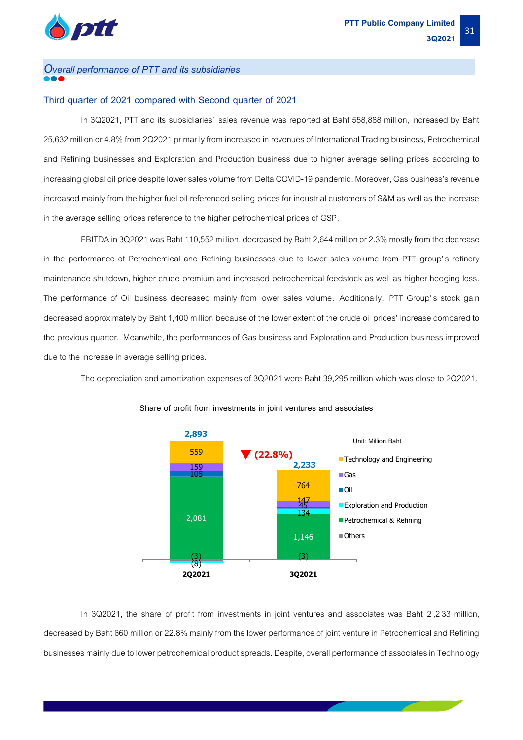## Overall performance of PTT and its subsidiaries

### Third quarter of 2021 compared with Second quarter of 2021

In 3Q2021, PTT and its subsidiaries' sales revenue was reported at Baht 558,888 million, increased by Baht 25,632 million or 4.8% from 2Q2021 primarily from increased in revenues of International Trading business, Petrochemical and Refining businesses and Exploration and Production business due to higher average selling prices according to increasing global oil price despite lower sales volume from Delta COVID-19 pandemic. Moreover, Gas business's revenue increased mainly from the higher fuel oil referenced selling prices for industrial customers of S&M as well as the increase in the average selling prices reference to the higher petrochemical prices of GSP.

EBITDA in 3Q2021 was Baht 110,552 million, decreased by Baht 2,644 million or 2.3% mostly from the decrease in the performance of Petrochemical and Refining businesses due to lower sales volume from PTT group's refinery maintenance shutdown, higher crude premium and increased petrochemical feedstock as well as higher hedging loss. The performance of Oil business decreased mainly from lower sales volume. Additionally. PTT Group's stock gain decreased approximately by Baht 1,400 million because of the lower extent of the crude oil prices' increase compared to the previous quarter. Meanwhile, the performances of Gas business and Exploration and Production business improved due to the increase in average selling prices.

The depreciation and amortization expenses of 3Q2021 were Baht 39,295 million which was close to 2Q2021.

Share of profit from investments in joint ventures and associates

Unit: Million Baht

| | 2Q2021 | 3Q2021 |
|---|---|---|
| Technology and Engineering | 559 | 764 |
| Gas | 159 | 147 |
| Oil | 105 | 45 |
| Exploration and Production | (8) | 134 |
| Petrochemical & Refining | 2,081 | 1,146 |
| Others | (3) | (3) |
| **Total** | **2,893** | **2,233** |

▼ (22.8%)

In 3Q2021, the share of profit from investments in joint ventures and associates was Baht 2,233 million, decreased by Baht 660 million or 22.8% mainly from the lower performance of joint venture in Petrochemical and Refining businesses mainly due to lower petrochemical product spreads. Despite, overall performance of associates in Technology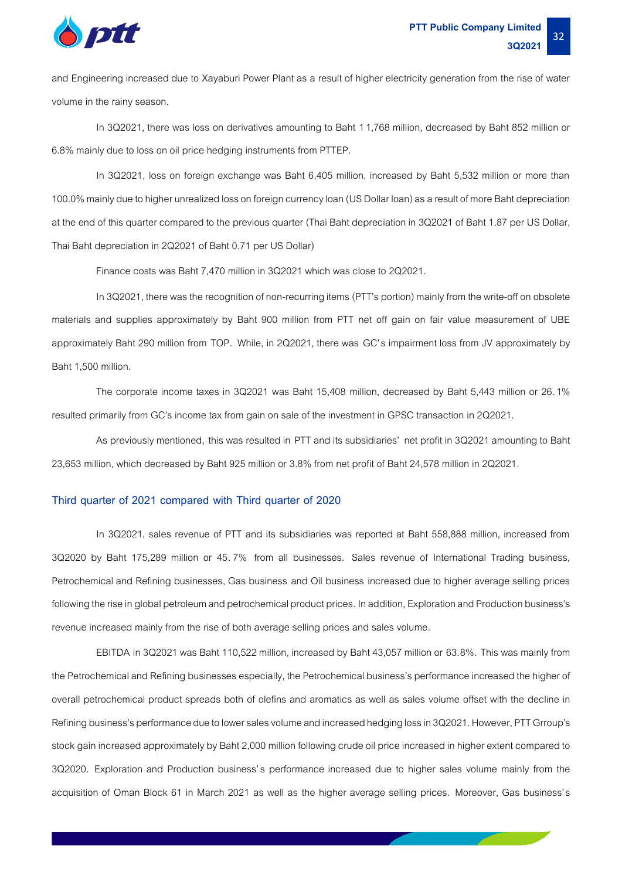and Engineering increased due to Xayaburi Power Plant as a result of higher electricity generation from the rise of water volume in the rainy season.

In 3Q2021, there was loss on derivatives amounting to Baht 11,768 million, decreased by Baht 852 million or 6.8% mainly due to loss on oil price hedging instruments from PTTEP.

In 3Q2021, loss on foreign exchange was Baht 6,405 million, increased by Baht 5,532 million or more than 100.0% mainly due to higher unrealized loss on foreign currency loan (US Dollar loan) as a result of more Baht depreciation at the end of this quarter compared to the previous quarter (Thai Baht depreciation in 3Q2021 of Baht 1.87 per US Dollar, Thai Baht depreciation in 2Q2021 of Baht 0.71 per US Dollar)

Finance costs was Baht 7,470 million in 3Q2021 which was close to 2Q2021.

In 3Q2021, there was the recognition of non-recurring items (PTT's portion) mainly from the write-off on obsolete materials and supplies approximately by Baht 900 million from PTT net off gain on fair value measurement of UBE approximately Baht 290 million from TOP. While, in 2Q2021, there was GC's impairment loss from JV approximately by Baht 1,500 million.

The corporate income taxes in 3Q2021 was Baht 15,408 million, decreased by Baht 5,443 million or 26.1% resulted primarily from GC's income tax from gain on sale of the investment in GPSC transaction in 2Q2021.

As previously mentioned, this was resulted in PTT and its subsidiaries' net profit in 3Q2021 amounting to Baht 23,653 million, which decreased by Baht 925 million or 3.8% from net profit of Baht 24,578 million in 2Q2021.

## Third quarter of 2021 compared with Third quarter of 2020

In 3Q2021, sales revenue of PTT and its subsidiaries was reported at Baht 558,888 million, increased from 3Q2020 by Baht 175,289 million or 45.7% from all businesses. Sales revenue of International Trading business, Petrochemical and Refining businesses, Gas business and Oil business increased due to higher average selling prices following the rise in global petroleum and petrochemical product prices. In addition, Exploration and Production business's revenue increased mainly from the rise of both average selling prices and sales volume.

EBITDA in 3Q2021 was Baht 110,522 million, increased by Baht 43,057 million or 63.8%. This was mainly from the Petrochemical and Refining businesses especially, the Petrochemical business's performance increased the higher of overall petrochemical product spreads both of olefins and aromatics as well as sales volume offset with the decline in Refining business's performance due to lower sales volume and increased hedging loss in 3Q2021. However, PTT Grroup's stock gain increased approximately by Baht 2,000 million following crude oil price increased in higher extent compared to 3Q2020. Exploration and Production business's performance increased due to higher sales volume mainly from the acquisition of Oman Block 61 in March 2021 as well as the higher average selling prices. Moreover, Gas business's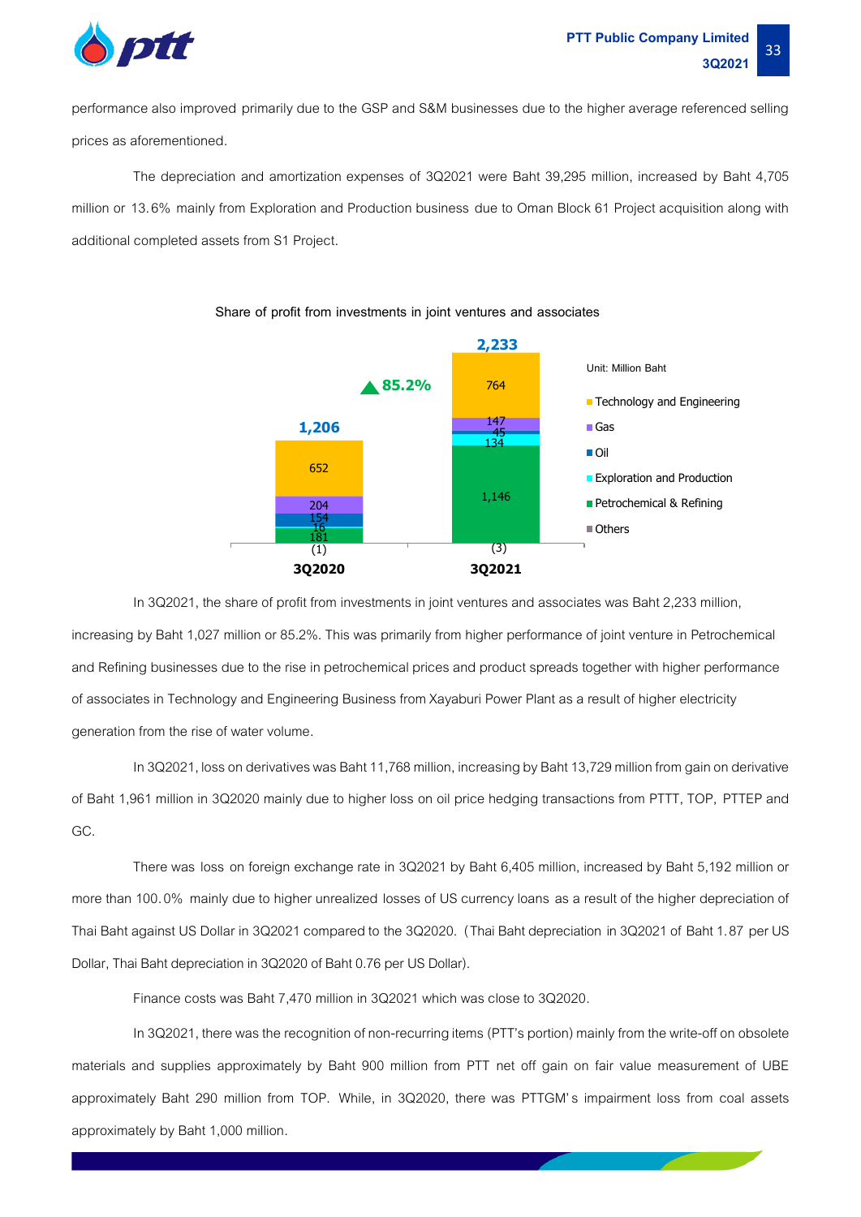performance also improved primarily due to the GSP and S&M businesses due to the higher average referenced selling prices as aforementioned.

The depreciation and amortization expenses of 3Q2021 were Baht 39,295 million, increased by Baht 4,705 million or 13.6% mainly from Exploration and Production business due to Oman Block 61 Project acquisition along with additional completed assets from S1 Project.

**Share of profit from investments in joint ventures and associates**

Unit: Million Baht

| | 3Q2020 | 3Q2021 |
|---|---|---|
| Technology and Engineering | 652 | 764 |
| Gas | 204 | 147 |
| Oil | 154 | 45 |
| Exploration and Production | 16 | 134 |
| Petrochemical & Refining | 181 | 1,146 |
| Others | (1) | (3) |
| **Total** | **1,206** | **2,233** |

▲85.2%

In 3Q2021, the share of profit from investments in joint ventures and associates was Baht 2,233 million, increasing by Baht 1,027 million or 85.2%. This was primarily from higher performance of joint venture in Petrochemical and Refining businesses due to the rise in petrochemical prices and product spreads together with higher performance of associates in Technology and Engineering Business from Xayaburi Power Plant as a result of higher electricity generation from the rise of water volume.

In 3Q2021, loss on derivatives was Baht 11,768 million, increasing by Baht 13,729 million from gain on derivative of Baht 1,961 million in 3Q2020 mainly due to higher loss on oil price hedging transactions from PTTT, TOP, PTTEP and GC.

There was loss on foreign exchange rate in 3Q2021 by Baht 6,405 million, increased by Baht 5,192 million or more than 100.0% mainly due to higher unrealized losses of US currency loans as a result of the higher depreciation of Thai Baht against US Dollar in 3Q2021 compared to the 3Q2020. (Thai Baht depreciation in 3Q2021 of Baht 1.87 per US Dollar, Thai Baht depreciation in 3Q2020 of Baht 0.76 per US Dollar).

Finance costs was Baht 7,470 million in 3Q2021 which was close to 3Q2020.

In 3Q2021, there was the recognition of non-recurring items (PTT's portion) mainly from the write-off on obsolete materials and supplies approximately by Baht 900 million from PTT net off gain on fair value measurement of UBE approximately Baht 290 million from TOP. While, in 3Q2020, there was PTTGM's impairment loss from coal assets approximately by Baht 1,000 million.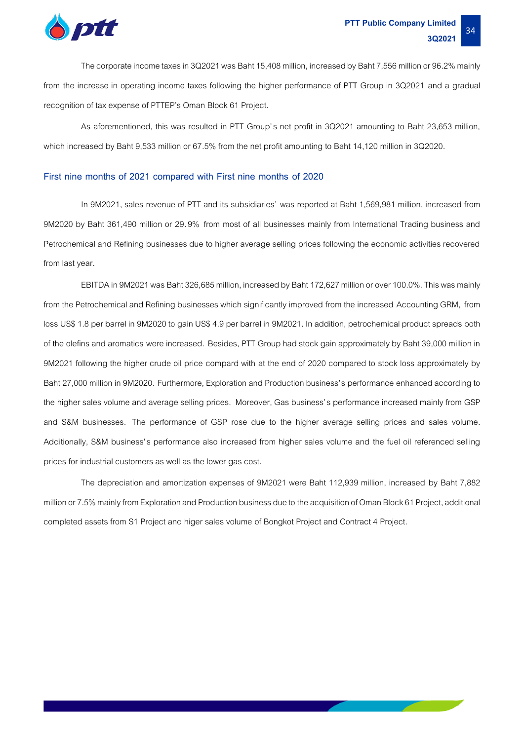The corporate income taxes in 3Q2021 was Baht 15,408 million, increased by Baht 7,556 million or 96.2% mainly from the increase in operating income taxes following the higher performance of PTT Group in 3Q2021 and a gradual recognition of tax expense of PTTEP's Oman Block 61 Project.

As aforementioned, this was resulted in PTT Group's net profit in 3Q2021 amounting to Baht 23,653 million, which increased by Baht 9,533 million or 67.5% from the net profit amounting to Baht 14,120 million in 3Q2020.

### First nine months of 2021 compared with First nine months of 2020

In 9M2021, sales revenue of PTT and its subsidiaries' was reported at Baht 1,569,981 million, increased from 9M2020 by Baht 361,490 million or 29.9% from most of all businesses mainly from International Trading business and Petrochemical and Refining businesses due to higher average selling prices following the economic activities recovered from last year.

EBITDA in 9M2021 was Baht 326,685 million, increased by Baht 172,627 million or over 100.0%. This was mainly from the Petrochemical and Refining businesses which significantly improved from the increased Accounting GRM, from loss US$ 1.8 per barrel in 9M2020 to gain US$ 4.9 per barrel in 9M2021. In addition, petrochemical product spreads both of the olefins and aromatics were increased. Besides, PTT Group had stock gain approximately by Baht 39,000 million in 9M2021 following the higher crude oil price compard with at the end of 2020 compared to stock loss approximately by Baht 27,000 million in 9M2020. Furthermore, Exploration and Production business's performance enhanced according to the higher sales volume and average selling prices. Moreover, Gas business's performance increased mainly from GSP and S&M businesses. The performance of GSP rose due to the higher average selling prices and sales volume. Additionally, S&M business's performance also increased from higher sales volume and the fuel oil referenced selling prices for industrial customers as well as the lower gas cost.

The depreciation and amortization expenses of 9M2021 were Baht 112,939 million, increased by Baht 7,882 million or 7.5% mainly from Exploration and Production business due to the acquisition of Oman Block 61 Project, additional completed assets from S1 Project and higer sales volume of Bongkot Project and Contract 4 Project.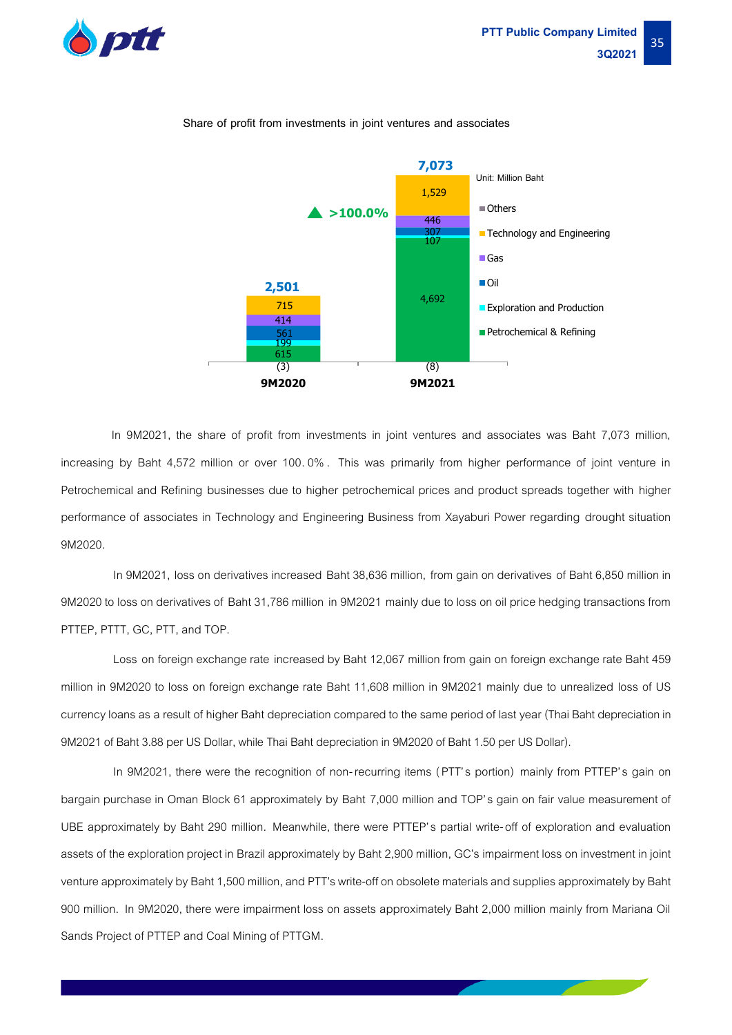Share of profit from investments in joint ventures and associates

Unit: Million Baht

| | 9M2020 | 9M2021 |
|---|---|---|
| Others | (3) | (8) |
| Technology and Engineering | 715 | 1,529 |
| Gas | 414 | 446 |
| Oil | 561 | 307 |
| Exploration and Production | 199 | 107 |
| Petrochemical & Refining | 615 | 4,692 |
| **Total** | **2,501** | **7,073** |

▲ >100.0%

In 9M2021, the share of profit from investments in joint ventures and associates was Baht 7,073 million, increasing by Baht 4,572 million or over 100.0%. This was primarily from higher performance of joint venture in Petrochemical and Refining businesses due to higher petrochemical prices and product spreads together with higher performance of associates in Technology and Engineering Business from Xayaburi Power regarding drought situation 9M2020.

In 9M2021, loss on derivatives increased Baht 38,636 million, from gain on derivatives of Baht 6,850 million in 9M2020 to loss on derivatives of Baht 31,786 million in 9M2021 mainly due to loss on oil price hedging transactions from PTTEP, PTTT, GC, PTT, and TOP.

Loss on foreign exchange rate increased by Baht 12,067 million from gain on foreign exchange rate Baht 459 million in 9M2020 to loss on foreign exchange rate Baht 11,608 million in 9M2021 mainly due to unrealized loss of US currency loans as a result of higher Baht depreciation compared to the same period of last year (Thai Baht depreciation in 9M2021 of Baht 3.88 per US Dollar, while Thai Baht depreciation in 9M2020 of Baht 1.50 per US Dollar).

In 9M2021, there were the recognition of non-recurring items (PTT's portion) mainly from PTTEP's gain on bargain purchase in Oman Block 61 approximately by Baht 7,000 million and TOP's gain on fair value measurement of UBE approximately by Baht 290 million. Meanwhile, there were PTTEP's partial write-off of exploration and evaluation assets of the exploration project in Brazil approximately by Baht 2,900 million, GC's impairment loss on investment in joint venture approximately by Baht 1,500 million, and PTT's write-off on obsolete materials and supplies approximately by Baht 900 million. In 9M2020, there were impairment loss on assets approximately Baht 2,000 million mainly from Mariana Oil Sands Project of PTTEP and Coal Mining of PTTGM.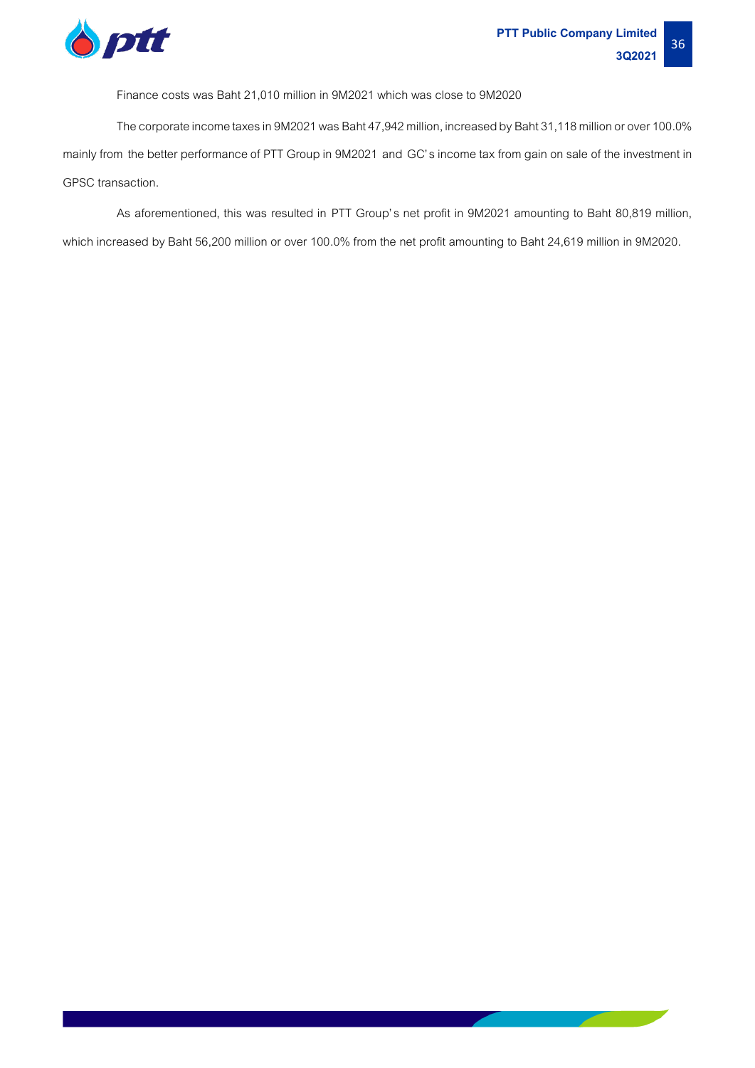Finance costs was Baht 21,010 million in 9M2021 which was close to 9M2020

The corporate income taxes in 9M2021 was Baht 47,942 million, increased by Baht 31,118 million or over 100.0% mainly from the better performance of PTT Group in 9M2021 and GC's income tax from gain on sale of the investment in GPSC transaction.

As aforementioned, this was resulted in PTT Group's net profit in 9M2021 amounting to Baht 80,819 million, which increased by Baht 56,200 million or over 100.0% from the net profit amounting to Baht 24,619 million in 9M2020.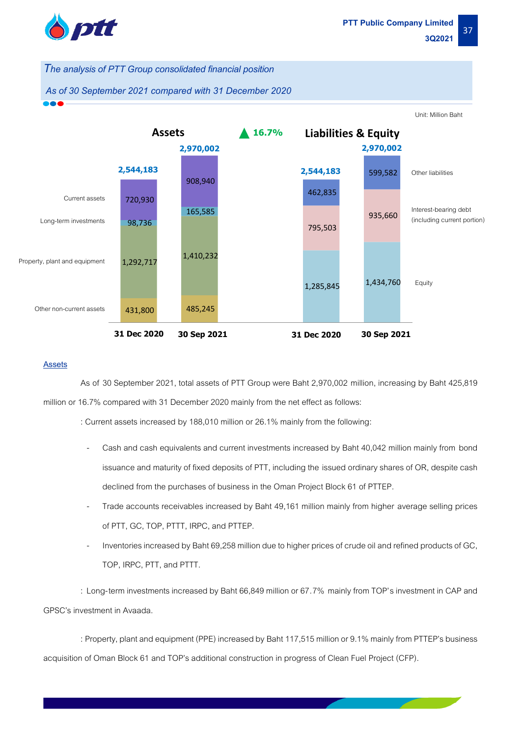*The analysis of PTT Group consolidated financial position*

*As of 30 September 2021 compared with 31 December 2020*

Unit: Million Baht

**Assets** ▲ 16.7%

| Assets | 31 Dec 2020 | 30 Sep 2021 |
|---|---|---|
| Current assets | 720,930 | 908,940 |
| Long-term investments | 98,736 | 165,585 |
| Property, plant and equipment | 1,292,717 | 1,410,232 |
| Other non-current assets | 431,800 | 485,245 |
| **Total** | **2,544,183** | **2,970,002** |

**Liabilities & Equity**

| Liabilities & Equity | 31 Dec 2020 | 30 Sep 2021 |
|---|---|---|
| Other liabilities | 462,835 | 599,582 |
| Interest-bearing debt (including current portion) | 795,503 | 935,660 |
| Equity | 1,285,845 | 1,434,760 |
| **Total** | **2,544,183** | **2,970,002** |

## Assets

As of 30 September 2021, total assets of PTT Group were Baht 2,970,002 million, increasing by Baht 425,819 million or 16.7% compared with 31 December 2020 mainly from the net effect as follows:

: Current assets increased by 188,010 million or 26.1% mainly from the following:

- Cash and cash equivalents and current investments increased by Baht 40,042 million mainly from bond issuance and maturity of fixed deposits of PTT, including the issued ordinary shares of OR, despite cash declined from the purchases of business in the Oman Project Block 61 of PTTEP.
- Trade accounts receivables increased by Baht 49,161 million mainly from higher average selling prices of PTT, GC, TOP, PTTT, IRPC, and PTTEP.
- Inventories increased by Baht 69,258 million due to higher prices of crude oil and refined products of GC, TOP, IRPC, PTT, and PTTT.

: Long-term investments increased by Baht 66,849 million or 67.7% mainly from TOP's investment in CAP and GPSC's investment in Avaada.

: Property, plant and equipment (PPE) increased by Baht 117,515 million or 9.1% mainly from PTTEP's business acquisition of Oman Block 61 and TOP's additional construction in progress of Clean Fuel Project (CFP).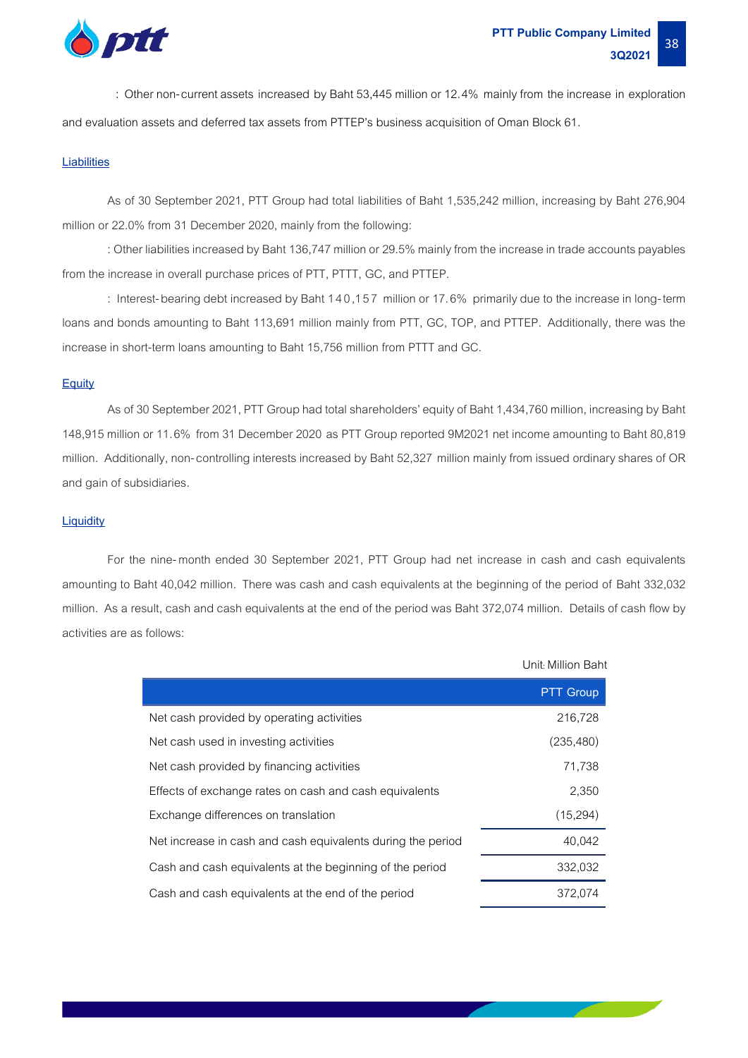: Other non-current assets increased by Baht 53,445 million or 12.4% mainly from the increase in exploration and evaluation assets and deferred tax assets from PTTEP's business acquisition of Oman Block 61.

## Liabilities

As of 30 September 2021, PTT Group had total liabilities of Baht 1,535,242 million, increasing by Baht 276,904 million or 22.0% from 31 December 2020, mainly from the following:

: Other liabilities increased by Baht 136,747 million or 29.5% mainly from the increase in trade accounts payables from the increase in overall purchase prices of PTT, PTTT, GC, and PTTEP.

: Interest-bearing debt increased by Baht 140,157 million or 17.6% primarily due to the increase in long-term loans and bonds amounting to Baht 113,691 million mainly from PTT, GC, TOP, and PTTEP. Additionally, there was the increase in short-term loans amounting to Baht 15,756 million from PTTT and GC.

## Equity

As of 30 September 2021, PTT Group had total shareholders' equity of Baht 1,434,760 million, increasing by Baht 148,915 million or 11.6% from 31 December 2020 as PTT Group reported 9M2021 net income amounting to Baht 80,819 million. Additionally, non-controlling interests increased by Baht 52,327 million mainly from issued ordinary shares of OR and gain of subsidiaries.

## Liquidity

For the nine-month ended 30 September 2021, PTT Group had net increase in cash and cash equivalents amounting to Baht 40,042 million. There was cash and cash equivalents at the beginning of the period of Baht 332,032 million. As a result, cash and cash equivalents at the end of the period was Baht 372,074 million. Details of cash flow by activities are as follows:

Unit: Million Baht

| | PTT Group |
|---|---|
| Net cash provided by operating activities | 216,728 |
| Net cash used in investing activities | (235,480) |
| Net cash provided by financing activities | 71,738 |
| Effects of exchange rates on cash and cash equivalents | 2,350 |
| Exchange differences on translation | (15,294) |
| Net increase in cash and cash equivalents during the period | 40,042 |
| Cash and cash equivalents at the beginning of the period | 332,032 |
| Cash and cash equivalents at the end of the period | 372,074 |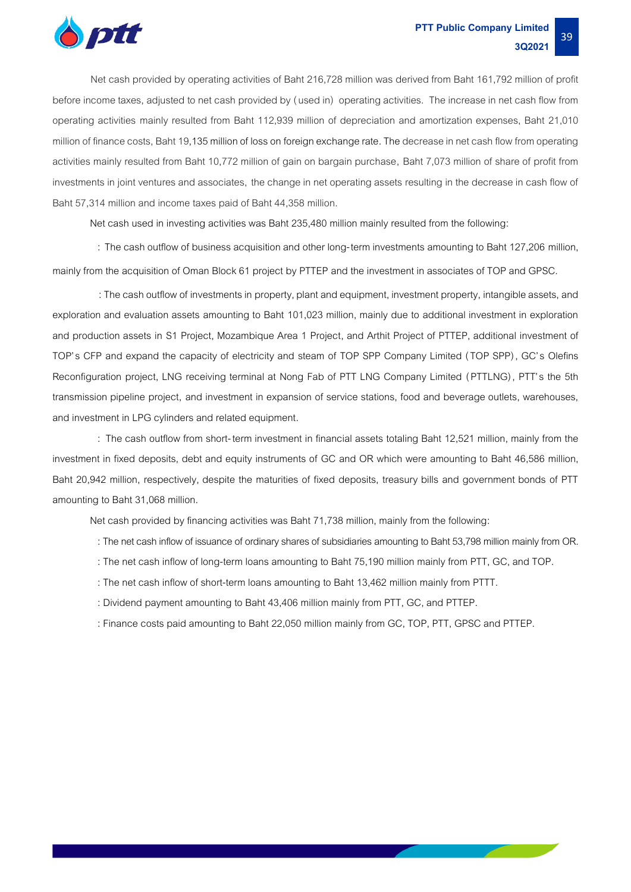Net cash provided by operating activities of Baht 216,728 million was derived from Baht 161,792 million of profit before income taxes, adjusted to net cash provided by (used in) operating activities. The increase in net cash flow from operating activities mainly resulted from Baht 112,939 million of depreciation and amortization expenses, Baht 21,010 million of finance costs, Baht 19,135 million of loss on foreign exchange rate. The decrease in net cash flow from operating activities mainly resulted from Baht 10,772 million of gain on bargain purchase, Baht 7,073 million of share of profit from investments in joint ventures and associates, the change in net operating assets resulting in the decrease in cash flow of Baht 57,314 million and income taxes paid of Baht 44,358 million.

Net cash used in investing activities was Baht 235,480 million mainly resulted from the following:

: The cash outflow of business acquisition and other long-term investments amounting to Baht 127,206 million, mainly from the acquisition of Oman Block 61 project by PTTEP and the investment in associates of TOP and GPSC.

: The cash outflow of investments in property, plant and equipment, investment property, intangible assets, and exploration and evaluation assets amounting to Baht 101,023 million, mainly due to additional investment in exploration and production assets in S1 Project, Mozambique Area 1 Project, and Arthit Project of PTTEP, additional investment of TOP's CFP and expand the capacity of electricity and steam of TOP SPP Company Limited (TOP SPP), GC's Olefins Reconfiguration project, LNG receiving terminal at Nong Fab of PTT LNG Company Limited (PTTLNG), PTT's the 5th transmission pipeline project, and investment in expansion of service stations, food and beverage outlets, warehouses, and investment in LPG cylinders and related equipment.

: The cash outflow from short-term investment in financial assets totaling Baht 12,521 million, mainly from the investment in fixed deposits, debt and equity instruments of GC and OR which were amounting to Baht 46,586 million, Baht 20,942 million, respectively, despite the maturities of fixed deposits, treasury bills and government bonds of PTT amounting to Baht 31,068 million.

Net cash provided by financing activities was Baht 71,738 million, mainly from the following:

: The net cash inflow of issuance of ordinary shares of subsidiaries amounting to Baht 53,798 million mainly from OR.

: The net cash inflow of long-term loans amounting to Baht 75,190 million mainly from PTT, GC, and TOP.

: The net cash inflow of short-term loans amounting to Baht 13,462 million mainly from PTTT.

: Dividend payment amounting to Baht 43,406 million mainly from PTT, GC, and PTTEP.

: Finance costs paid amounting to Baht 22,050 million mainly from GC, TOP, PTT, GPSC and PTTEP.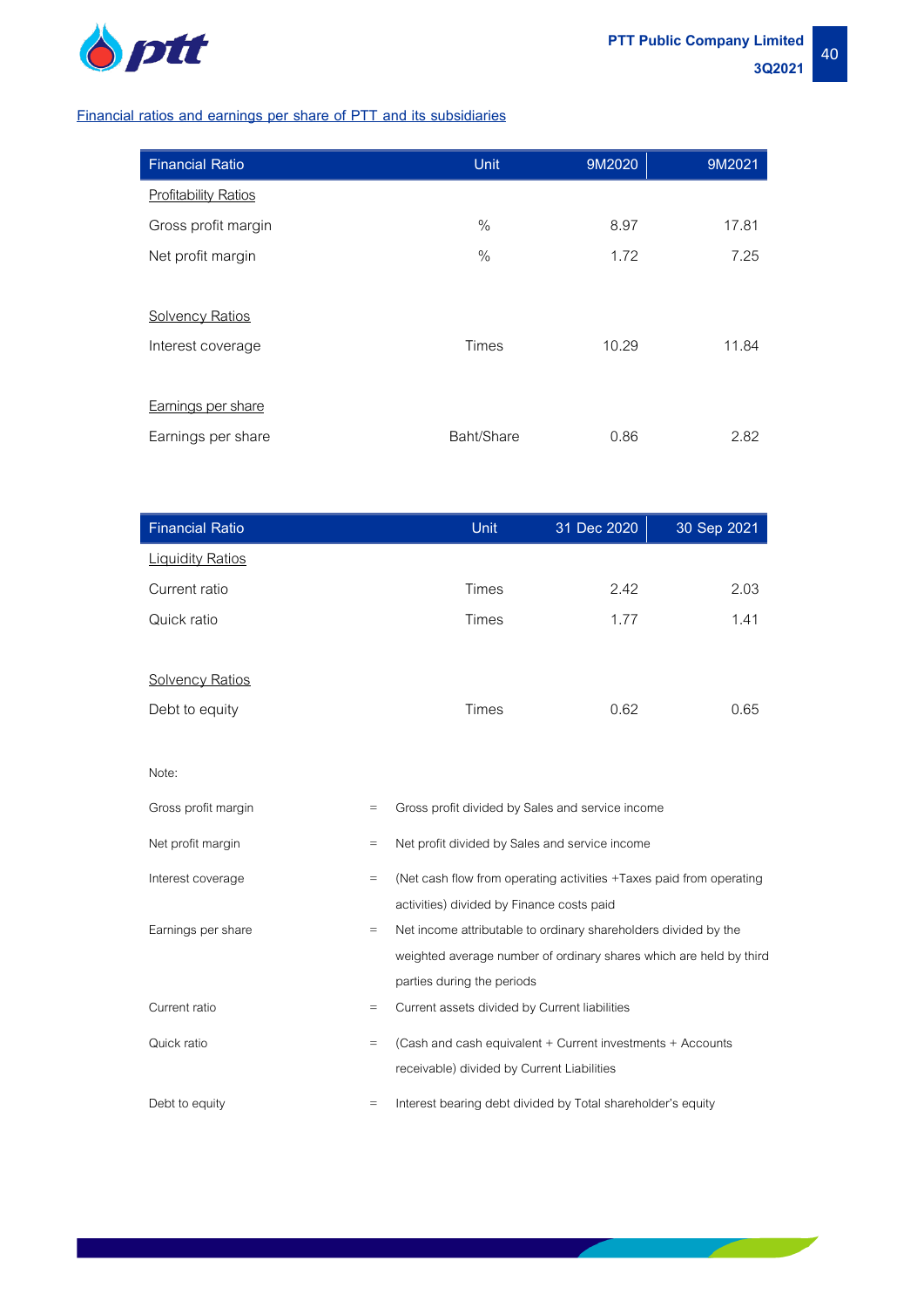## Financial ratios and earnings per share of PTT and its subsidiaries

| Financial Ratio | Unit | 9M2020 | 9M2021 |
|---|---|---|---|
| Profitability Ratios | | | |
| Gross profit margin | % | 8.97 | 17.81 |
| Net profit margin | % | 1.72 | 7.25 |
| Solvency Ratios | | | |
| Interest coverage | Times | 10.29 | 11.84 |
| Earnings per share | | | |
| Earnings per share | Baht/Share | 0.86 | 2.82 |

| Financial Ratio | Unit | 31 Dec 2020 | 30 Sep 2021 |
|---|---|---|---|
| Liquidity Ratios | | | |
| Current ratio | Times | 2.42 | 2.03 |
| Quick ratio | Times | 1.77 | 1.41 |
| Solvency Ratios | | | |
| Debt to equity | Times | 0.62 | 0.65 |

Note:

| | | |
|---|---|---|
| Gross profit margin | = | Gross profit divided by Sales and service income |
| Net profit margin | = | Net profit divided by Sales and service income |
| Interest coverage | = | (Net cash flow from operating activities +Taxes paid from operating activities) divided by Finance costs paid |
| Earnings per share | = | Net income attributable to ordinary shareholders divided by the weighted average number of ordinary shares which are held by third parties during the periods |
| Current ratio | = | Current assets divided by Current liabilities |
| Quick ratio | = | (Cash and cash equivalent + Current investments + Accounts receivable) divided by Current Liabilities |
| Debt to equity | = | Interest bearing debt divided by Total shareholder's equity |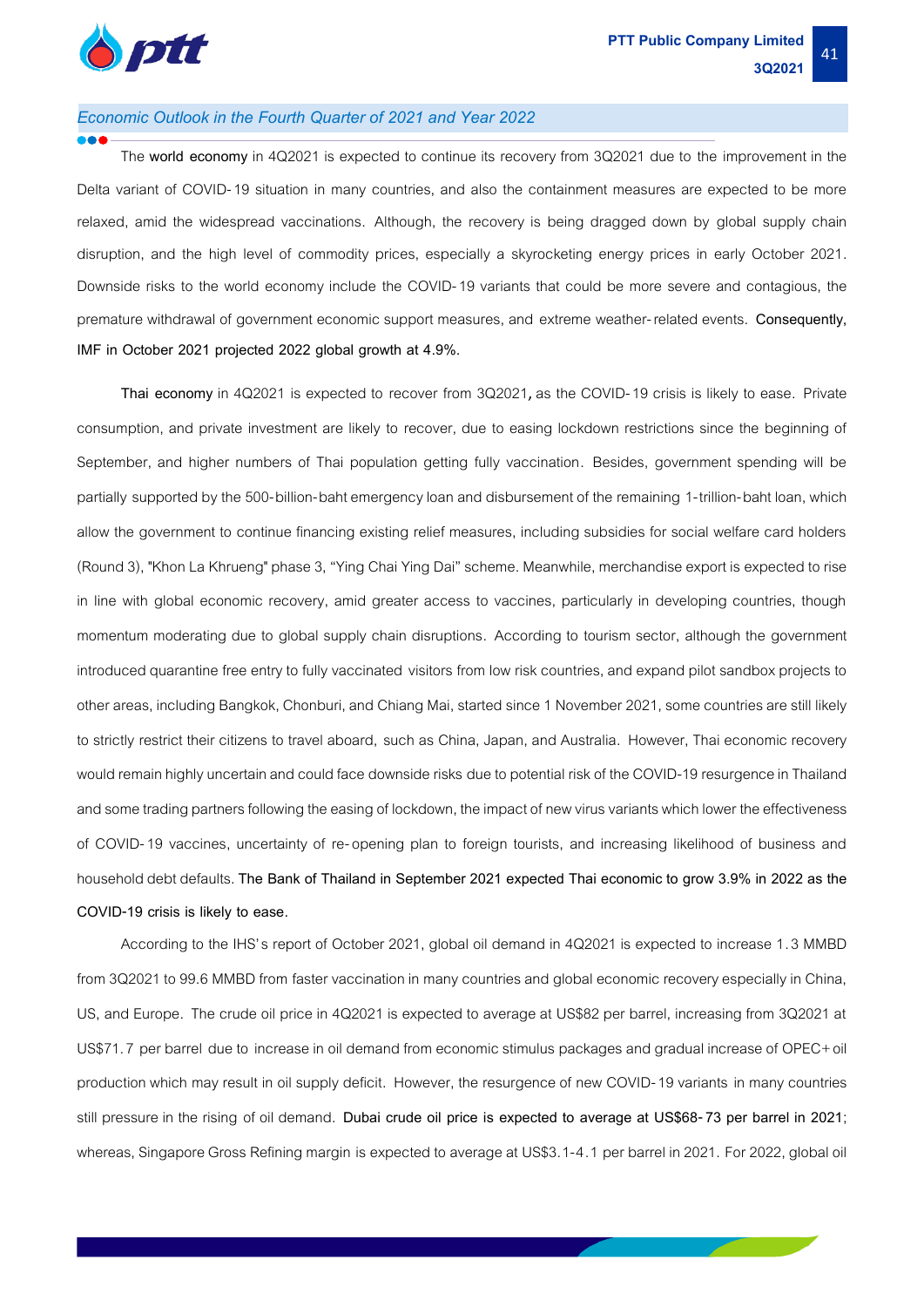## *Economic Outlook in the Fourth Quarter of 2021 and Year 2022*

The **world economy** in 4Q2021 is expected to continue its recovery from 3Q2021 due to the improvement in the Delta variant of COVID-19 situation in many countries, and also the containment measures are expected to be more relaxed, amid the widespread vaccinations. Although, the recovery is being dragged down by global supply chain disruption, and the high level of commodity prices, especially a skyrocketing energy prices in early October 2021. Downside risks to the world economy include the COVID-19 variants that could be more severe and contagious, the premature withdrawal of government economic support measures, and extreme weather-related events. **Consequently, IMF in October 2021 projected 2022 global growth at 4.9%.**

**Thai economy** in 4Q2021 is expected to recover from 3Q2021**,** as the COVID-19 crisis is likely to ease. Private consumption, and private investment are likely to recover, due to easing lockdown restrictions since the beginning of September, and higher numbers of Thai population getting fully vaccination. Besides, government spending will be partially supported by the 500-billion-baht emergency loan and disbursement of the remaining 1-trillion-baht loan, which allow the government to continue financing existing relief measures, including subsidies for social welfare card holders (Round 3), "Khon La Khrueng" phase 3, "Ying Chai Ying Dai" scheme. Meanwhile, merchandise export is expected to rise in line with global economic recovery, amid greater access to vaccines, particularly in developing countries, though momentum moderating due to global supply chain disruptions. According to tourism sector, although the government introduced quarantine free entry to fully vaccinated visitors from low risk countries, and expand pilot sandbox projects to other areas, including Bangkok, Chonburi, and Chiang Mai, started since 1 November 2021, some countries are still likely to strictly restrict their citizens to travel aboard, such as China, Japan, and Australia. However, Thai economic recovery would remain highly uncertain and could face downside risks due to potential risk of the COVID-19 resurgence in Thailand and some trading partners following the easing of lockdown, the impact of new virus variants which lower the effectiveness of COVID-19 vaccines, uncertainty of re-opening plan to foreign tourists, and increasing likelihood of business and household debt defaults. **The Bank of Thailand in September 2021 expected Thai economic to grow 3.9% in 2022 as the COVID-19 crisis is likely to ease.**

According to the IHS's report of October 2021, global oil demand in 4Q2021 is expected to increase 1.3 MMBD from 3Q2021 to 99.6 MMBD from faster vaccination in many countries and global economic recovery especially in China, US, and Europe. The crude oil price in 4Q2021 is expected to average at US$82 per barrel, increasing from 3Q2021 at US$71.7 per barrel due to increase in oil demand from economic stimulus packages and gradual increase of OPEC+ oil production which may result in oil supply deficit. However, the resurgence of new COVID-19 variants in many countries still pressure in the rising of oil demand. **Dubai crude oil price is expected to average at US$68-73 per barrel in 2021**; whereas, Singapore Gross Refining margin is expected to average at US$3.1-4.1 per barrel in 2021. For 2022, global oil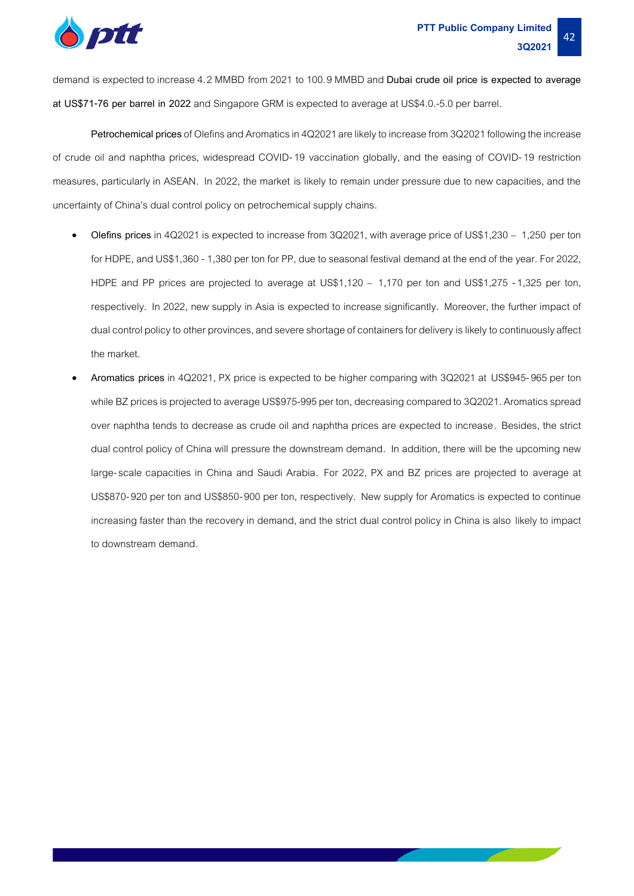demand is expected to increase 4.2 MMBD from 2021 to 100.9 MMBD and **Dubai crude oil price is expected to average at US$71-76 per barrel in 2022** and Singapore GRM is expected to average at US$4.0.-5.0 per barrel.

**Petrochemical prices** of Olefins and Aromatics in 4Q2021 are likely to increase from 3Q2021 following the increase of crude oil and naphtha prices, widespread COVID-19 vaccination globally, and the easing of COVID-19 restriction measures, particularly in ASEAN. In 2022, the market is likely to remain under pressure due to new capacities, and the uncertainty of China's dual control policy on petrochemical supply chains.

- **Olefins prices** in 4Q2021 is expected to increase from 3Q2021, with average price of US$1,230 – 1,250 per ton for HDPE, and US$1,360 - 1,380 per ton for PP, due to seasonal festival demand at the end of the year. For 2022, HDPE and PP prices are projected to average at US$1,120 – 1,170 per ton and US$1,275 - 1,325 per ton, respectively. In 2022, new supply in Asia is expected to increase significantly. Moreover, the further impact of dual control policy to other provinces, and severe shortage of containers for delivery is likely to continuously affect the market.
- **Aromatics prices** in 4Q2021, PX price is expected to be higher comparing with 3Q2021 at US$945-965 per ton while BZ prices is projected to average US$975-995 per ton, decreasing compared to 3Q2021. Aromatics spread over naphtha tends to decrease as crude oil and naphtha prices are expected to increase. Besides, the strict dual control policy of China will pressure the downstream demand. In addition, there will be the upcoming new large-scale capacities in China and Saudi Arabia. For 2022, PX and BZ prices are projected to average at US$870-920 per ton and US$850-900 per ton, respectively. New supply for Aromatics is expected to continue increasing faster than the recovery in demand, and the strict dual control policy in China is also likely to impact to downstream demand.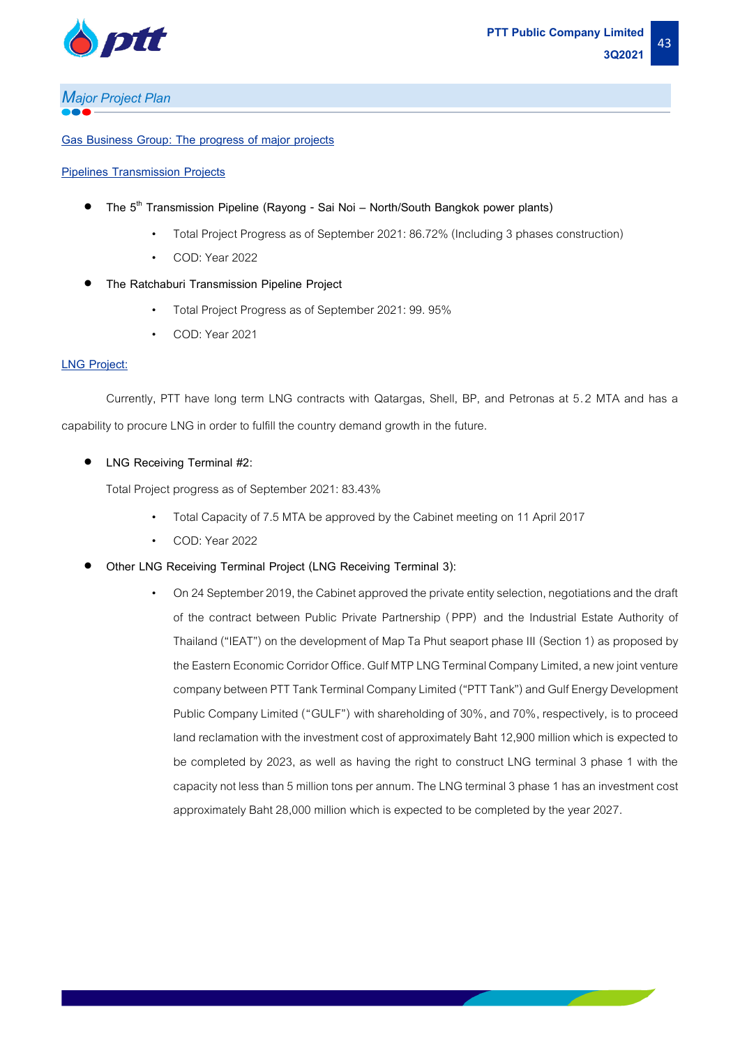## Major Project Plan

Gas Business Group: The progress of major projects

Pipelines Transmission Projects

- The 5th Transmission Pipeline (Rayong - Sai Noi – North/South Bangkok power plants)
  - Total Project Progress as of September 2021: 86.72% (Including 3 phases construction)
  - COD: Year 2022
- The Ratchaburi Transmission Pipeline Project
  - Total Project Progress as of September 2021: 99. 95%
  - COD: Year 2021

LNG Project:

Currently, PTT have long term LNG contracts with Qatargas, Shell, BP, and Petronas at 5.2 MTA and has a capability to procure LNG in order to fulfill the country demand growth in the future.

- LNG Receiving Terminal #2:

  Total Project progress as of September 2021: 83.43%

  - Total Capacity of 7.5 MTA be approved by the Cabinet meeting on 11 April 2017
  - COD: Year 2022
- Other LNG Receiving Terminal Project (LNG Receiving Terminal 3):
  - On 24 September 2019, the Cabinet approved the private entity selection, negotiations and the draft of the contract between Public Private Partnership (PPP) and the Industrial Estate Authority of Thailand ("IEAT") on the development of Map Ta Phut seaport phase III (Section 1) as proposed by the Eastern Economic Corridor Office. Gulf MTP LNG Terminal Company Limited, a new joint venture company between PTT Tank Terminal Company Limited ("PTT Tank") and Gulf Energy Development Public Company Limited ("GULF") with shareholding of 30%, and 70%, respectively, is to proceed land reclamation with the investment cost of approximately Baht 12,900 million which is expected to be completed by 2023, as well as having the right to construct LNG terminal 3 phase 1 with the capacity not less than 5 million tons per annum. The LNG terminal 3 phase 1 has an investment cost approximately Baht 28,000 million which is expected to be completed by the year 2027.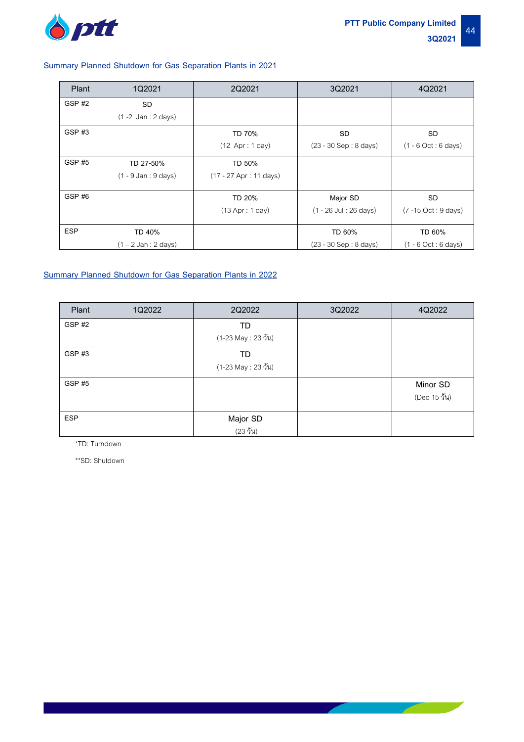## Summary Planned Shutdown for Gas Separation Plants in 2021

| Plant | 1Q2021 | 2Q2021 | 3Q2021 | 4Q2021 |
|---|---|---|---|---|
| GSP #2 | SD (1 -2 Jan : 2 days) | | | |
| GSP #3 | | TD 70% (12 Apr : 1 day) | SD (23 - 30 Sep : 8 days) | SD (1 - 6 Oct : 6 days) |
| GSP #5 | TD 27-50% (1 - 9 Jan : 9 days) | TD 50% (17 - 27 Apr : 11 days) | | |
| GSP #6 | | TD 20% (13 Apr : 1 day) | Major SD (1 - 26 Jul : 26 days) | SD (7 -15 Oct : 9 days) |
| ESP | TD 40% (1 – 2 Jan : 2 days) | | TD 60% (23 - 30 Sep : 8 days) | TD 60% (1 - 6 Oct : 6 days) |

## Summary Planned Shutdown for Gas Separation Plants in 2022

| Plant | 1Q2022 | 2Q2022 | 3Q2022 | 4Q2022 |
|---|---|---|---|---|
| GSP #2 | | TD (1-23 May : 23 วัน) | | |
| GSP #3 | | TD (1-23 May : 23 วัน) | | |
| GSP #5 | | | | Minor SD (Dec 15 วัน) |
| ESP | | Major SD (23 วัน) | | |

*TD: Turndown

**SD: Shutdown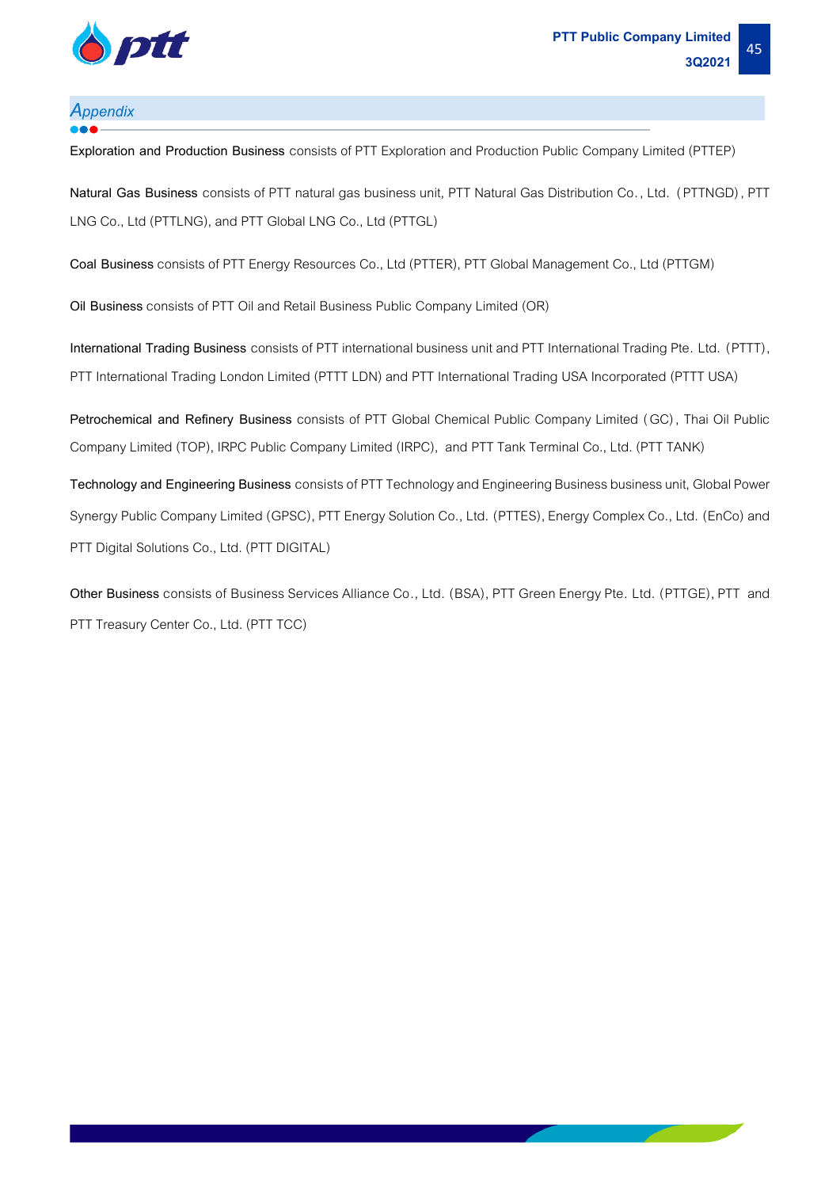## *Appendix*

**Exploration and Production Business** consists of PTT Exploration and Production Public Company Limited (PTTEP)

**Natural Gas Business** consists of PTT natural gas business unit, PTT Natural Gas Distribution Co., Ltd. (PTTNGD), PTT LNG Co., Ltd (PTTLNG), and PTT Global LNG Co., Ltd (PTTGL)

**Coal Business** consists of PTT Energy Resources Co., Ltd (PTTER), PTT Global Management Co., Ltd (PTTGM)

**Oil Business** consists of PTT Oil and Retail Business Public Company Limited (OR)

**International Trading Business** consists of PTT international business unit and PTT International Trading Pte. Ltd. (PTTT), PTT International Trading London Limited (PTTT LDN) and PTT International Trading USA Incorporated (PTTT USA)

**Petrochemical and Refinery Business** consists of PTT Global Chemical Public Company Limited (GC), Thai Oil Public Company Limited (TOP), IRPC Public Company Limited (IRPC), and PTT Tank Terminal Co., Ltd. (PTT TANK)

**Technology and Engineering Business** consists of PTT Technology and Engineering Business business unit, Global Power Synergy Public Company Limited (GPSC), PTT Energy Solution Co., Ltd. (PTTES), Energy Complex Co., Ltd. (EnCo) and PTT Digital Solutions Co., Ltd. (PTT DIGITAL)

**Other Business** consists of Business Services Alliance Co., Ltd. (BSA), PTT Green Energy Pte. Ltd. (PTTGE), PTT and PTT Treasury Center Co., Ltd. (PTT TCC)